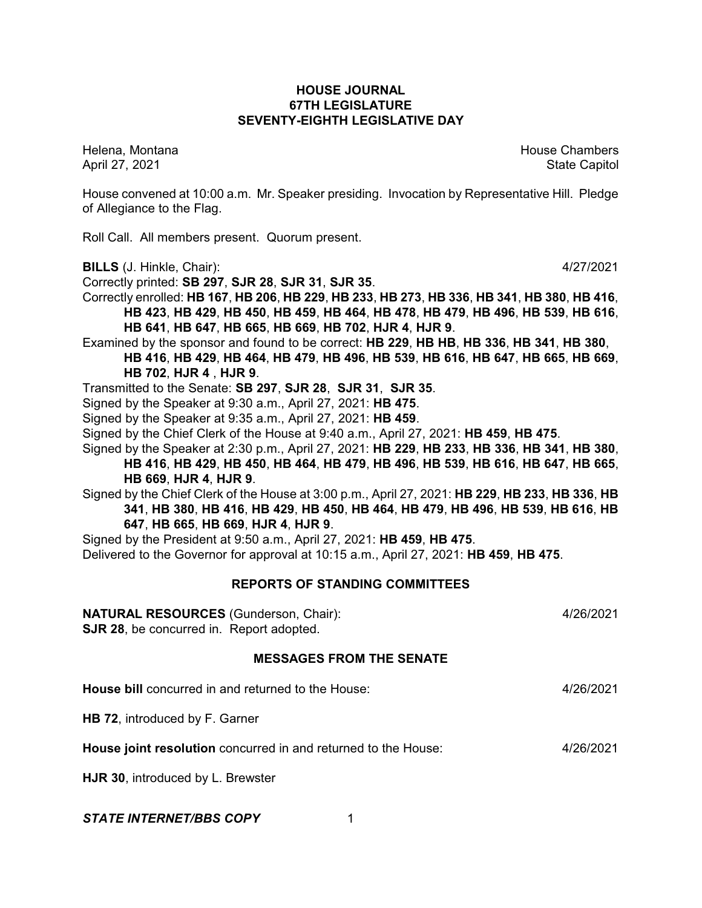# HOUSE JOURNAL
## 67TH LEGISLATURE
## SEVENTY-EIGHTH LEGISLATIVE DAY

Helena, Montana House Chambers
April 27, 2021 State Capitol

House convened at 10:00 a.m. Mr. Speaker presiding. Invocation by Representative Hill. Pledge of Allegiance to the Flag.

Roll Call. All members present. Quorum present.

**BILLS** (J. Hinkle, Chair): 4/27/2021

Correctly printed: **SB 297**, **SJR 28**, **SJR 31**, **SJR 35**.

Correctly enrolled: **HB 167**, **HB 206**, **HB 229**, **HB 233**, **HB 273**, **HB 336**, **HB 341**, **HB 380**, **HB 416**, **HB 423**, **HB 429**, **HB 450**, **HB 459**, **HB 464**, **HB 478**, **HB 479**, **HB 496**, **HB 539**, **HB 616**, **HB 641**, **HB 647**, **HB 665**, **HB 669**, **HB 702**, **HJR 4**, **HJR 9**.

Examined by the sponsor and found to be correct: **HB 229**, **HB HB**, **HB 336**, **HB 341**, **HB 380**, **HB 416**, **HB 429**, **HB 464**, **HB 479**, **HB 496**, **HB 539**, **HB 616**, **HB 647**, **HB 665**, **HB 669**, **HB 702**, **HJR 4** , **HJR 9**.

Transmitted to the Senate: **SB 297**, **SJR 28**, **SJR 31**, **SJR 35**.

Signed by the Speaker at 9:30 a.m., April 27, 2021: **HB 475**.

Signed by the Speaker at 9:35 a.m., April 27, 2021: **HB 459**.

Signed by the Chief Clerk of the House at 9:40 a.m., April 27, 2021: **HB 459**, **HB 475**.

Signed by the Speaker at 2:30 p.m., April 27, 2021: **HB 229**, **HB 233**, **HB 336**, **HB 341**, **HB 380**, **HB 416**, **HB 429**, **HB 450**, **HB 464**, **HB 479**, **HB 496**, **HB 539**, **HB 616**, **HB 647**, **HB 665**, **HB 669**, **HJR 4**, **HJR 9**.

Signed by the Chief Clerk of the House at 3:00 p.m., April 27, 2021: **HB 229**, **HB 233**, **HB 336**, **HB 341**, **HB 380**, **HB 416**, **HB 429**, **HB 450**, **HB 464**, **HB 479**, **HB 496**, **HB 539**, **HB 616**, **HB 647**, **HB 665**, **HB 669**, **HJR 4**, **HJR 9**.

Signed by the President at 9:50 a.m., April 27, 2021: **HB 459**, **HB 475**.

Delivered to the Governor for approval at 10:15 a.m., April 27, 2021: **HB 459**, **HB 475**.

## REPORTS OF STANDING COMMITTEES

**NATURAL RESOURCES** (Gunderson, Chair): 4/26/2021

**SJR 28**, be concurred in. Report adopted.

## MESSAGES FROM THE SENATE

**House bill** concurred in and returned to the House: 4/26/2021

**HB 72**, introduced by F. Garner

**House joint resolution** concurred in and returned to the House: 4/26/2021

**HJR 30**, introduced by L. Brewster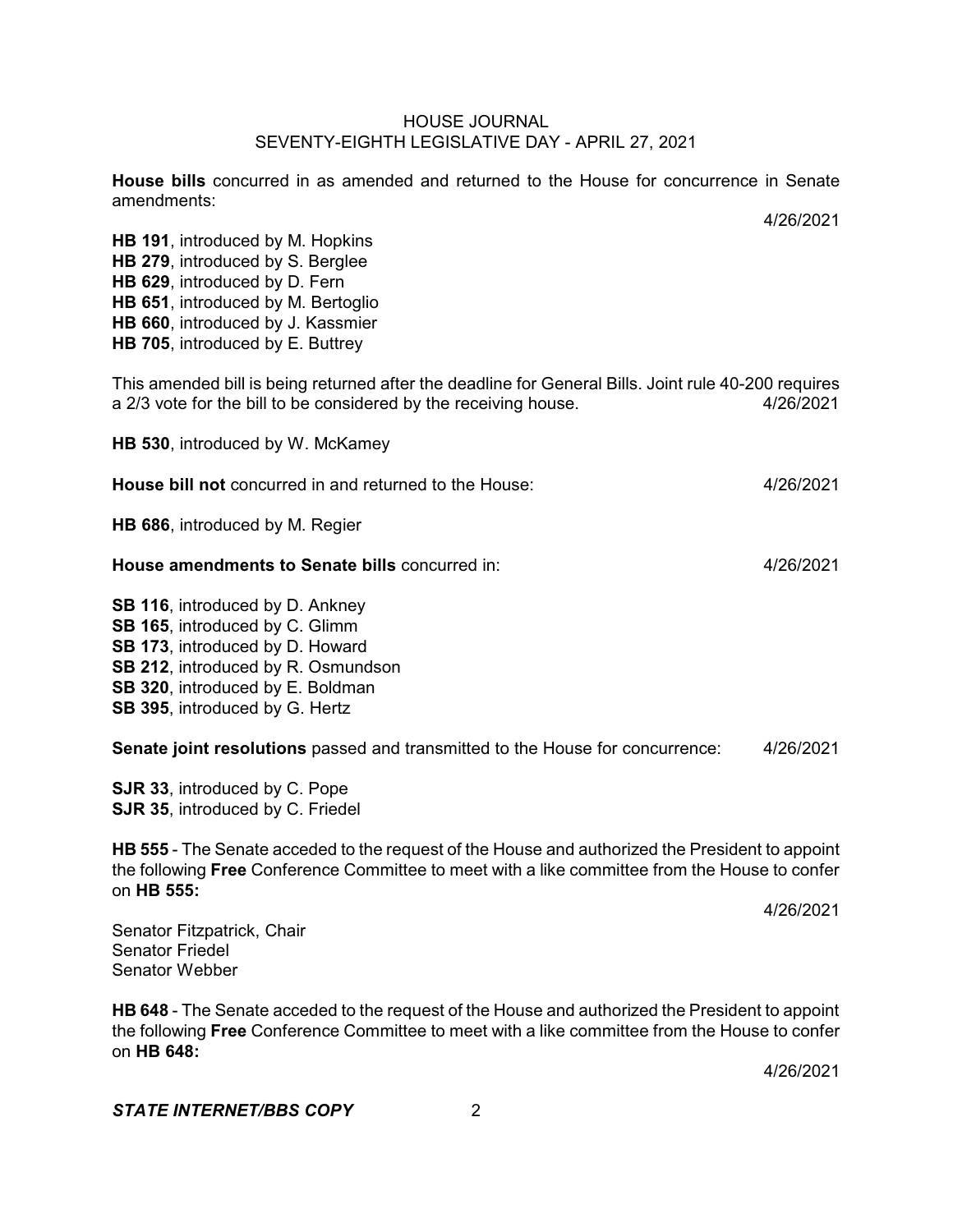**House bills** concurred in as amended and returned to the House for concurrence in Senate amendments:

4/26/2021

**HB 191**, introduced by M. Hopkins
**HB 279**, introduced by S. Berglee
**HB 629**, introduced by D. Fern
**HB 651**, introduced by M. Bertoglio
**HB 660**, introduced by J. Kassmier
**HB 705**, introduced by E. Buttrey

This amended bill is being returned after the deadline for General Bills. Joint rule 40-200 requires a 2/3 vote for the bill to be considered by the receiving house. 4/26/2021

**HB 530**, introduced by W. McKamey

**House bill not** concurred in and returned to the House: 4/26/2021

**HB 686**, introduced by M. Regier

**House amendments to Senate bills** concurred in: 4/26/2021

**SB 116**, introduced by D. Ankney
**SB 165**, introduced by C. Glimm
**SB 173**, introduced by D. Howard
**SB 212**, introduced by R. Osmundson
**SB 320**, introduced by E. Boldman
**SB 395**, introduced by G. Hertz

**Senate joint resolutions** passed and transmitted to the House for concurrence: 4/26/2021

**SJR 33**, introduced by C. Pope
**SJR 35**, introduced by C. Friedel

**HB 555** - The Senate acceded to the request of the House and authorized the President to appoint the following **Free** Conference Committee to meet with a like committee from the House to confer on **HB 555:**

4/26/2021

Senator Fitzpatrick, Chair
Senator Friedel
Senator Webber

**HB 648** - The Senate acceded to the request of the House and authorized the President to appoint the following **Free** Conference Committee to meet with a like committee from the House to confer on **HB 648:**

4/26/2021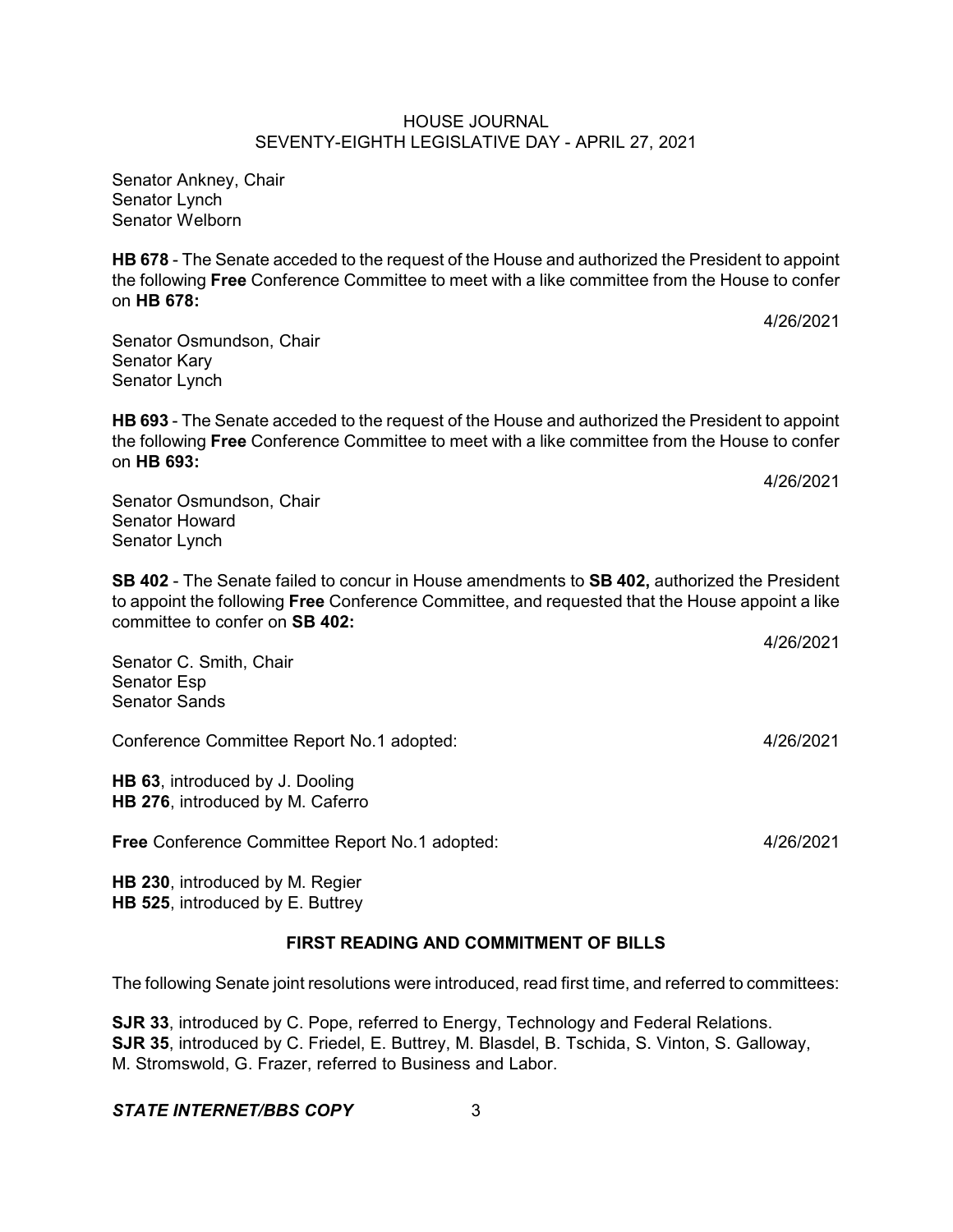Senator Ankney, Chair
Senator Lynch
Senator Welborn

**HB 678** - The Senate acceded to the request of the House and authorized the President to appoint the following **Free** Conference Committee to meet with a like committee from the House to confer on **HB 678:**

4/26/2021

Senator Osmundson, Chair
Senator Kary
Senator Lynch

**HB 693** - The Senate acceded to the request of the House and authorized the President to appoint the following **Free** Conference Committee to meet with a like committee from the House to confer on **HB 693:**

4/26/2021

Senator Osmundson, Chair
Senator Howard
Senator Lynch

**SB 402** - The Senate failed to concur in House amendments to **SB 402,** authorized the President to appoint the following **Free** Conference Committee, and requested that the House appoint a like committee to confer on **SB 402:**

4/26/2021

Senator C. Smith, Chair
Senator Esp
Senator Sands

Conference Committee Report No.1 adopted: 4/26/2021

**HB 63**, introduced by J. Dooling
**HB 276**, introduced by M. Caferro

**Free** Conference Committee Report No.1 adopted: 4/26/2021

**HB 230**, introduced by M. Regier
**HB 525**, introduced by E. Buttrey

## FIRST READING AND COMMITMENT OF BILLS

The following Senate joint resolutions were introduced, read first time, and referred to committees:

**SJR 33**, introduced by C. Pope, referred to Energy, Technology and Federal Relations.
**SJR 35**, introduced by C. Friedel, E. Buttrey, M. Blasdel, B. Tschida, S. Vinton, S. Galloway, M. Stromswold, G. Frazer, referred to Business and Labor.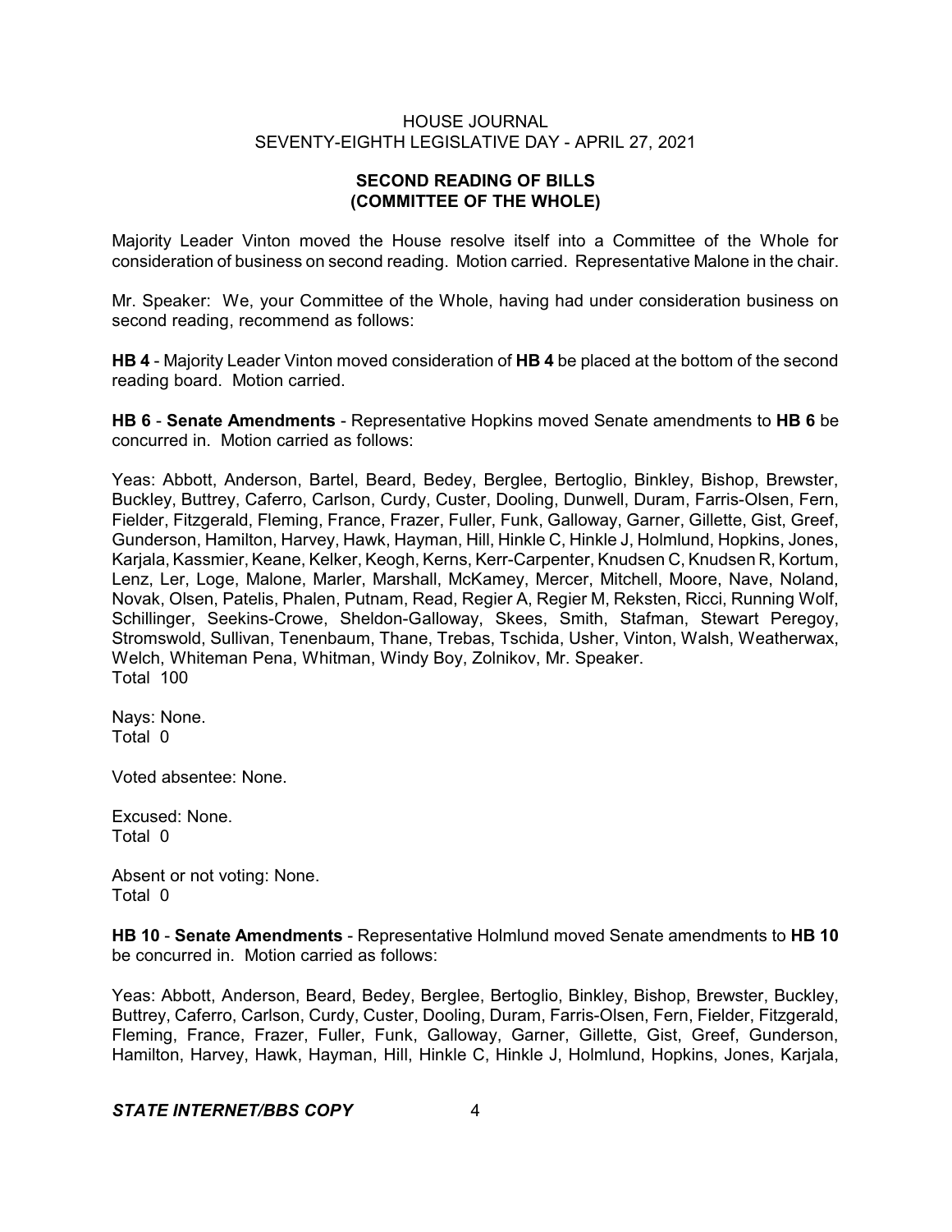## SECOND READING OF BILLS (COMMITTEE OF THE WHOLE)

Majority Leader Vinton moved the House resolve itself into a Committee of the Whole for consideration of business on second reading. Motion carried. Representative Malone in the chair.

Mr. Speaker: We, your Committee of the Whole, having had under consideration business on second reading, recommend as follows:

**HB 4** - Majority Leader Vinton moved consideration of **HB 4** be placed at the bottom of the second reading board. Motion carried.

**HB 6** - **Senate Amendments** - Representative Hopkins moved Senate amendments to **HB 6** be concurred in. Motion carried as follows:

Yeas: Abbott, Anderson, Bartel, Beard, Bedey, Berglee, Bertoglio, Binkley, Bishop, Brewster, Buckley, Buttrey, Caferro, Carlson, Curdy, Custer, Dooling, Dunwell, Duram, Farris-Olsen, Fern, Fielder, Fitzgerald, Fleming, France, Frazer, Fuller, Funk, Galloway, Garner, Gillette, Gist, Greef, Gunderson, Hamilton, Harvey, Hawk, Hayman, Hill, Hinkle C, Hinkle J, Holmlund, Hopkins, Jones, Karjala, Kassmier, Keane, Kelker, Keogh, Kerns, Kerr-Carpenter, Knudsen C, Knudsen R, Kortum, Lenz, Ler, Loge, Malone, Marler, Marshall, McKamey, Mercer, Mitchell, Moore, Nave, Noland, Novak, Olsen, Patelis, Phalen, Putnam, Read, Regier A, Regier M, Reksten, Ricci, Running Wolf, Schillinger, Seekins-Crowe, Sheldon-Galloway, Skees, Smith, Stafman, Stewart Peregoy, Stromswold, Sullivan, Tenenbaum, Thane, Trebas, Tschida, Usher, Vinton, Walsh, Weatherwax, Welch, Whiteman Pena, Whitman, Windy Boy, Zolnikov, Mr. Speaker.
Total 100

Nays: None.
Total 0

Voted absentee: None.

Excused: None.
Total 0

Absent or not voting: None.
Total 0

**HB 10** - **Senate Amendments** - Representative Holmlund moved Senate amendments to **HB 10** be concurred in. Motion carried as follows:

Yeas: Abbott, Anderson, Beard, Bedey, Berglee, Bertoglio, Binkley, Bishop, Brewster, Buckley, Buttrey, Caferro, Carlson, Curdy, Custer, Dooling, Duram, Farris-Olsen, Fern, Fielder, Fitzgerald, Fleming, France, Frazer, Fuller, Funk, Galloway, Garner, Gillette, Gist, Greef, Gunderson, Hamilton, Harvey, Hawk, Hayman, Hill, Hinkle C, Hinkle J, Holmlund, Hopkins, Jones, Karjala,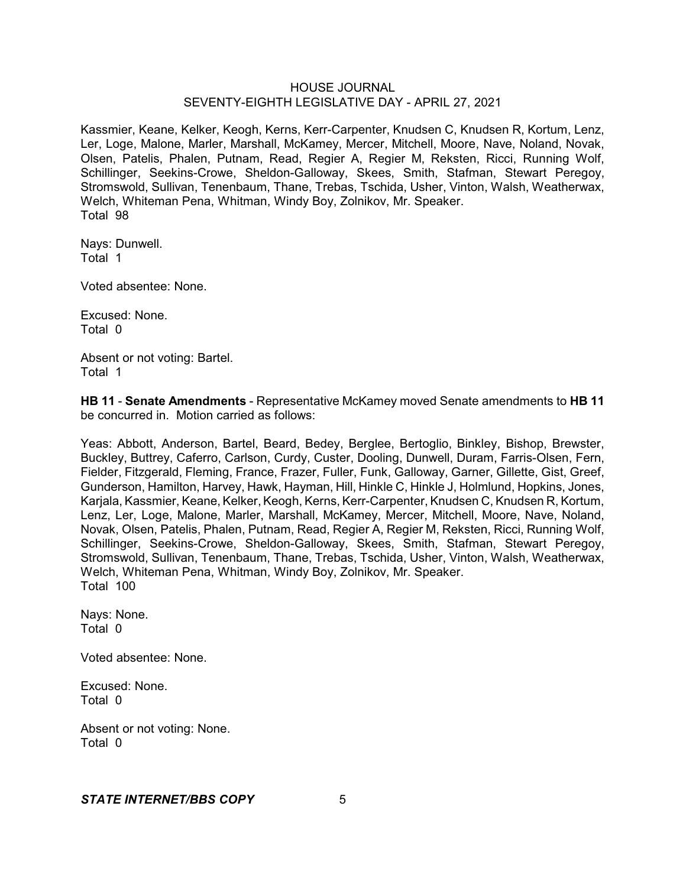Kassmier, Keane, Kelker, Keogh, Kerns, Kerr-Carpenter, Knudsen C, Knudsen R, Kortum, Lenz, Ler, Loge, Malone, Marler, Marshall, McKamey, Mercer, Mitchell, Moore, Nave, Noland, Novak, Olsen, Patelis, Phalen, Putnam, Read, Regier A, Regier M, Reksten, Ricci, Running Wolf, Schillinger, Seekins-Crowe, Sheldon-Galloway, Skees, Smith, Stafman, Stewart Peregoy, Stromswold, Sullivan, Tenenbaum, Thane, Trebas, Tschida, Usher, Vinton, Walsh, Weatherwax, Welch, Whiteman Pena, Whitman, Windy Boy, Zolnikov, Mr. Speaker.
Total 98

Nays: Dunwell.
Total 1

Voted absentee: None.

Excused: None.
Total 0

Absent or not voting: Bartel.
Total 1

**HB 11** - **Senate Amendments** - Representative McKamey moved Senate amendments to **HB 11** be concurred in. Motion carried as follows:

Yeas: Abbott, Anderson, Bartel, Beard, Bedey, Berglee, Bertoglio, Binkley, Bishop, Brewster, Buckley, Buttrey, Caferro, Carlson, Curdy, Custer, Dooling, Dunwell, Duram, Farris-Olsen, Fern, Fielder, Fitzgerald, Fleming, France, Frazer, Fuller, Funk, Galloway, Garner, Gillette, Gist, Greef, Gunderson, Hamilton, Harvey, Hawk, Hayman, Hill, Hinkle C, Hinkle J, Holmlund, Hopkins, Jones, Karjala, Kassmier, Keane, Kelker, Keogh, Kerns, Kerr-Carpenter, Knudsen C, Knudsen R, Kortum, Lenz, Ler, Loge, Malone, Marler, Marshall, McKamey, Mercer, Mitchell, Moore, Nave, Noland, Novak, Olsen, Patelis, Phalen, Putnam, Read, Regier A, Regier M, Reksten, Ricci, Running Wolf, Schillinger, Seekins-Crowe, Sheldon-Galloway, Skees, Smith, Stafman, Stewart Peregoy, Stromswold, Sullivan, Tenenbaum, Thane, Trebas, Tschida, Usher, Vinton, Walsh, Weatherwax, Welch, Whiteman Pena, Whitman, Windy Boy, Zolnikov, Mr. Speaker.
Total 100

Nays: None.
Total 0

Voted absentee: None.

Excused: None.
Total 0

Absent or not voting: None.
Total 0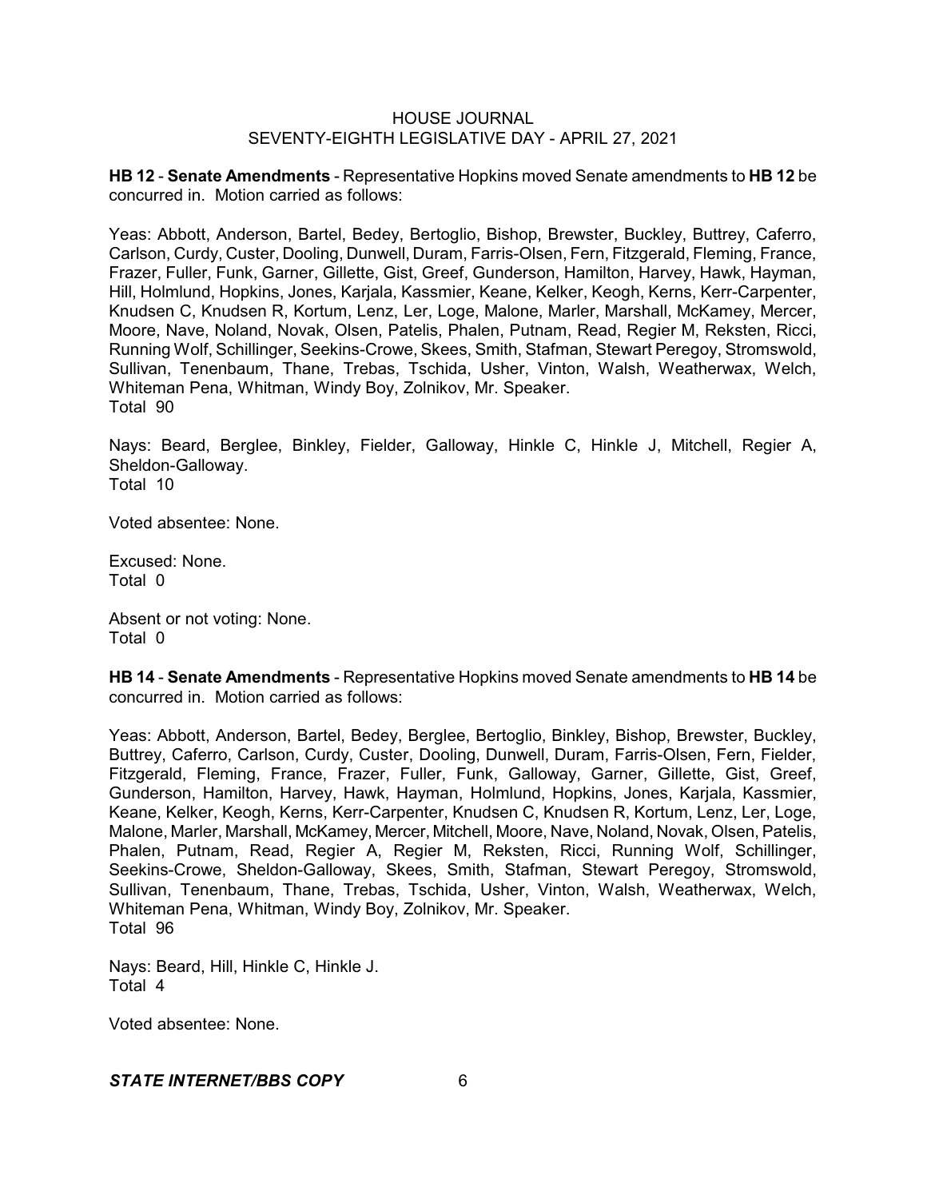**HB 12** - **Senate Amendments** - Representative Hopkins moved Senate amendments to **HB 12** be concurred in. Motion carried as follows:

Yeas: Abbott, Anderson, Bartel, Bedey, Bertoglio, Bishop, Brewster, Buckley, Buttrey, Caferro, Carlson, Curdy, Custer, Dooling, Dunwell, Duram, Farris-Olsen, Fern, Fitzgerald, Fleming, France, Frazer, Fuller, Funk, Garner, Gillette, Gist, Greef, Gunderson, Hamilton, Harvey, Hawk, Hayman, Hill, Holmlund, Hopkins, Jones, Karjala, Kassmier, Keane, Kelker, Keogh, Kerns, Kerr-Carpenter, Knudsen C, Knudsen R, Kortum, Lenz, Ler, Loge, Malone, Marler, Marshall, McKamey, Mercer, Moore, Nave, Noland, Novak, Olsen, Patelis, Phalen, Putnam, Read, Regier M, Reksten, Ricci, Running Wolf, Schillinger, Seekins-Crowe, Skees, Smith, Stafman, Stewart Peregoy, Stromswold, Sullivan, Tenenbaum, Thane, Trebas, Tschida, Usher, Vinton, Walsh, Weatherwax, Welch, Whiteman Pena, Whitman, Windy Boy, Zolnikov, Mr. Speaker.
Total 90

Nays: Beard, Berglee, Binkley, Fielder, Galloway, Hinkle C, Hinkle J, Mitchell, Regier A, Sheldon-Galloway.
Total 10

Voted absentee: None.

Excused: None.
Total 0

Absent or not voting: None.
Total 0

**HB 14** - **Senate Amendments** - Representative Hopkins moved Senate amendments to **HB 14** be concurred in. Motion carried as follows:

Yeas: Abbott, Anderson, Bartel, Bedey, Berglee, Bertoglio, Binkley, Bishop, Brewster, Buckley, Buttrey, Caferro, Carlson, Curdy, Custer, Dooling, Dunwell, Duram, Farris-Olsen, Fern, Fielder, Fitzgerald, Fleming, France, Frazer, Fuller, Funk, Galloway, Garner, Gillette, Gist, Greef, Gunderson, Hamilton, Harvey, Hawk, Hayman, Holmlund, Hopkins, Jones, Karjala, Kassmier, Keane, Kelker, Keogh, Kerns, Kerr-Carpenter, Knudsen C, Knudsen R, Kortum, Lenz, Ler, Loge, Malone, Marler, Marshall, McKamey, Mercer, Mitchell, Moore, Nave, Noland, Novak, Olsen, Patelis, Phalen, Putnam, Read, Regier A, Regier M, Reksten, Ricci, Running Wolf, Schillinger, Seekins-Crowe, Sheldon-Galloway, Skees, Smith, Stafman, Stewart Peregoy, Stromswold, Sullivan, Tenenbaum, Thane, Trebas, Tschida, Usher, Vinton, Walsh, Weatherwax, Welch, Whiteman Pena, Whitman, Windy Boy, Zolnikov, Mr. Speaker.
Total 96

Nays: Beard, Hill, Hinkle C, Hinkle J.
Total 4

Voted absentee: None.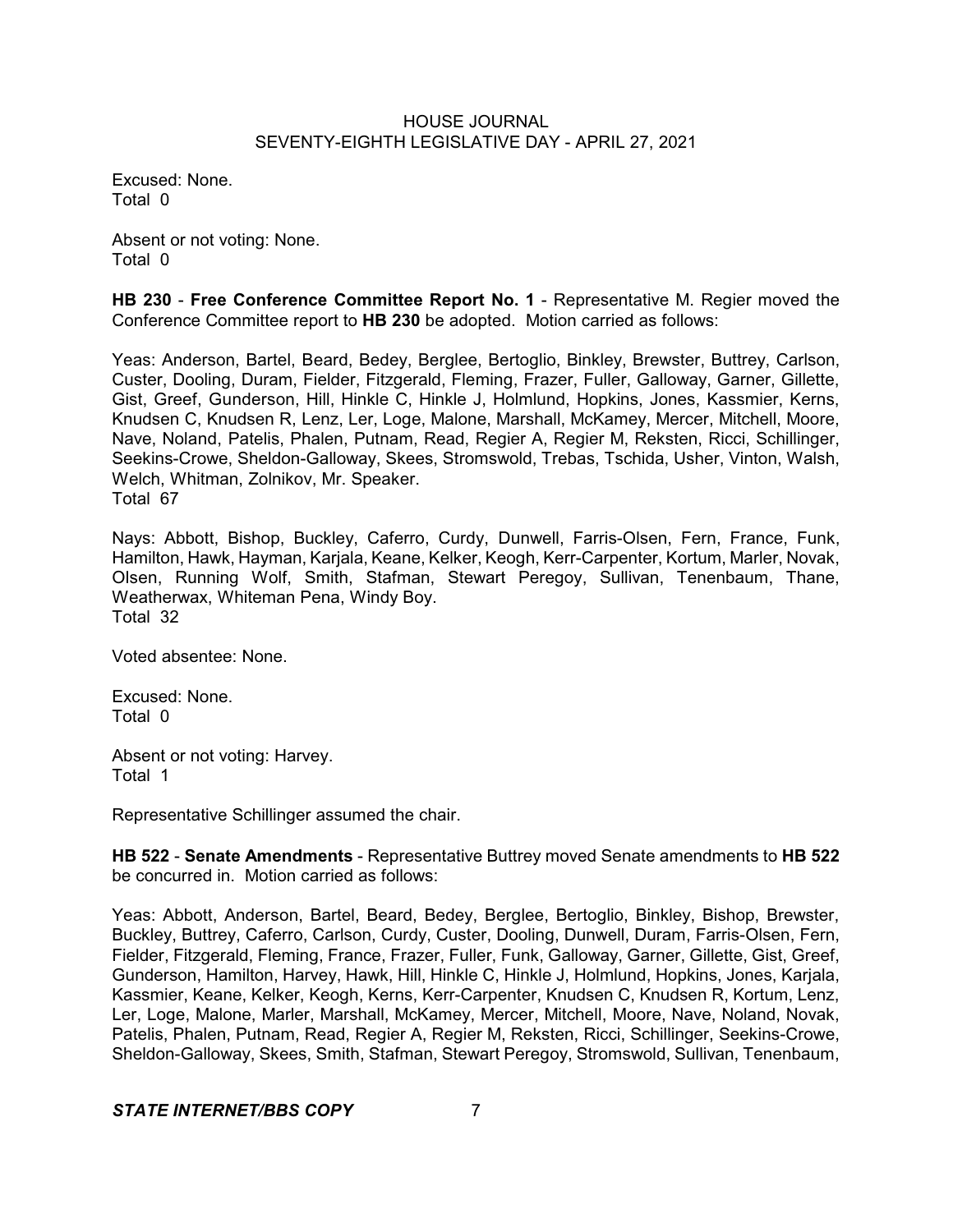Excused: None.
Total 0

Absent or not voting: None.
Total 0

**HB 230** - **Free Conference Committee Report No. 1** - Representative M. Regier moved the Conference Committee report to **HB 230** be adopted. Motion carried as follows:

Yeas: Anderson, Bartel, Beard, Bedey, Berglee, Bertoglio, Binkley, Brewster, Buttrey, Carlson, Custer, Dooling, Duram, Fielder, Fitzgerald, Fleming, Frazer, Fuller, Galloway, Garner, Gillette, Gist, Greef, Gunderson, Hill, Hinkle C, Hinkle J, Holmlund, Hopkins, Jones, Kassmier, Kerns, Knudsen C, Knudsen R, Lenz, Ler, Loge, Malone, Marshall, McKamey, Mercer, Mitchell, Moore, Nave, Noland, Patelis, Phalen, Putnam, Read, Regier A, Regier M, Reksten, Ricci, Schillinger, Seekins-Crowe, Sheldon-Galloway, Skees, Stromswold, Trebas, Tschida, Usher, Vinton, Walsh, Welch, Whitman, Zolnikov, Mr. Speaker.
Total 67

Nays: Abbott, Bishop, Buckley, Caferro, Curdy, Dunwell, Farris-Olsen, Fern, France, Funk, Hamilton, Hawk, Hayman, Karjala, Keane, Kelker, Keogh, Kerr-Carpenter, Kortum, Marler, Novak, Olsen, Running Wolf, Smith, Stafman, Stewart Peregoy, Sullivan, Tenenbaum, Thane, Weatherwax, Whiteman Pena, Windy Boy.
Total 32

Voted absentee: None.

Excused: None.
Total 0

Absent or not voting: Harvey.
Total 1

Representative Schillinger assumed the chair.

**HB 522** - **Senate Amendments** - Representative Buttrey moved Senate amendments to **HB 522** be concurred in. Motion carried as follows:

Yeas: Abbott, Anderson, Bartel, Beard, Bedey, Berglee, Bertoglio, Binkley, Bishop, Brewster, Buckley, Buttrey, Caferro, Carlson, Curdy, Custer, Dooling, Dunwell, Duram, Farris-Olsen, Fern, Fielder, Fitzgerald, Fleming, France, Frazer, Fuller, Funk, Galloway, Garner, Gillette, Gist, Greef, Gunderson, Hamilton, Harvey, Hawk, Hill, Hinkle C, Hinkle J, Holmlund, Hopkins, Jones, Karjala, Kassmier, Keane, Kelker, Keogh, Kerns, Kerr-Carpenter, Knudsen C, Knudsen R, Kortum, Lenz, Ler, Loge, Malone, Marler, Marshall, McKamey, Mercer, Mitchell, Moore, Nave, Noland, Novak, Patelis, Phalen, Putnam, Read, Regier A, Regier M, Reksten, Ricci, Schillinger, Seekins-Crowe, Sheldon-Galloway, Skees, Smith, Stafman, Stewart Peregoy, Stromswold, Sullivan, Tenenbaum,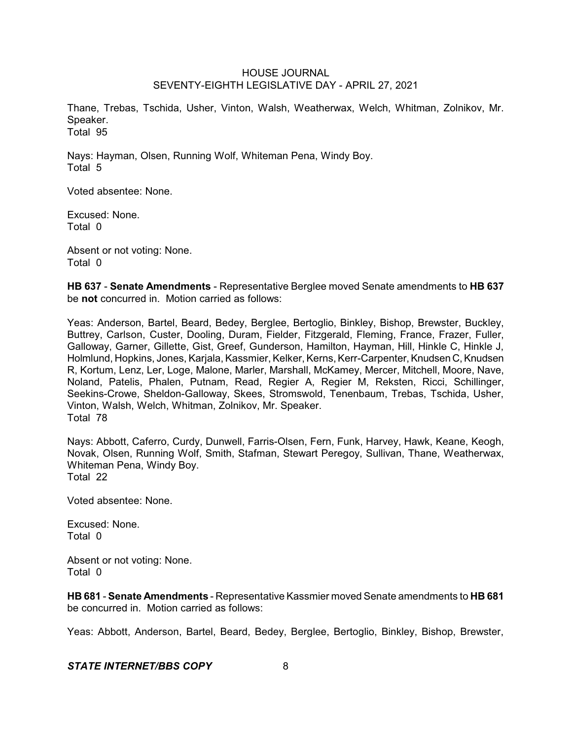Thane, Trebas, Tschida, Usher, Vinton, Walsh, Weatherwax, Welch, Whitman, Zolnikov, Mr. Speaker.
Total 95

Nays: Hayman, Olsen, Running Wolf, Whiteman Pena, Windy Boy.
Total 5

Voted absentee: None.

Excused: None.
Total 0

Absent or not voting: None.
Total 0

**HB 637** - **Senate Amendments** - Representative Berglee moved Senate amendments to **HB 637** be **not** concurred in. Motion carried as follows:

Yeas: Anderson, Bartel, Beard, Bedey, Berglee, Bertoglio, Binkley, Bishop, Brewster, Buckley, Buttrey, Carlson, Custer, Dooling, Duram, Fielder, Fitzgerald, Fleming, France, Frazer, Fuller, Galloway, Garner, Gillette, Gist, Greef, Gunderson, Hamilton, Hayman, Hill, Hinkle C, Hinkle J, Holmlund, Hopkins, Jones, Karjala, Kassmier, Kelker, Kerns, Kerr-Carpenter, Knudsen C, Knudsen R, Kortum, Lenz, Ler, Loge, Malone, Marler, Marshall, McKamey, Mercer, Mitchell, Moore, Nave, Noland, Patelis, Phalen, Putnam, Read, Regier A, Regier M, Reksten, Ricci, Schillinger, Seekins-Crowe, Sheldon-Galloway, Skees, Stromswold, Tenenbaum, Trebas, Tschida, Usher, Vinton, Walsh, Welch, Whitman, Zolnikov, Mr. Speaker.
Total 78

Nays: Abbott, Caferro, Curdy, Dunwell, Farris-Olsen, Fern, Funk, Harvey, Hawk, Keane, Keogh, Novak, Olsen, Running Wolf, Smith, Stafman, Stewart Peregoy, Sullivan, Thane, Weatherwax, Whiteman Pena, Windy Boy.
Total 22

Voted absentee: None.

Excused: None.
Total 0

Absent or not voting: None.
Total 0

**HB 681** - **Senate Amendments** - Representative Kassmier moved Senate amendments to **HB 681** be concurred in. Motion carried as follows:

Yeas: Abbott, Anderson, Bartel, Beard, Bedey, Berglee, Bertoglio, Binkley, Bishop, Brewster,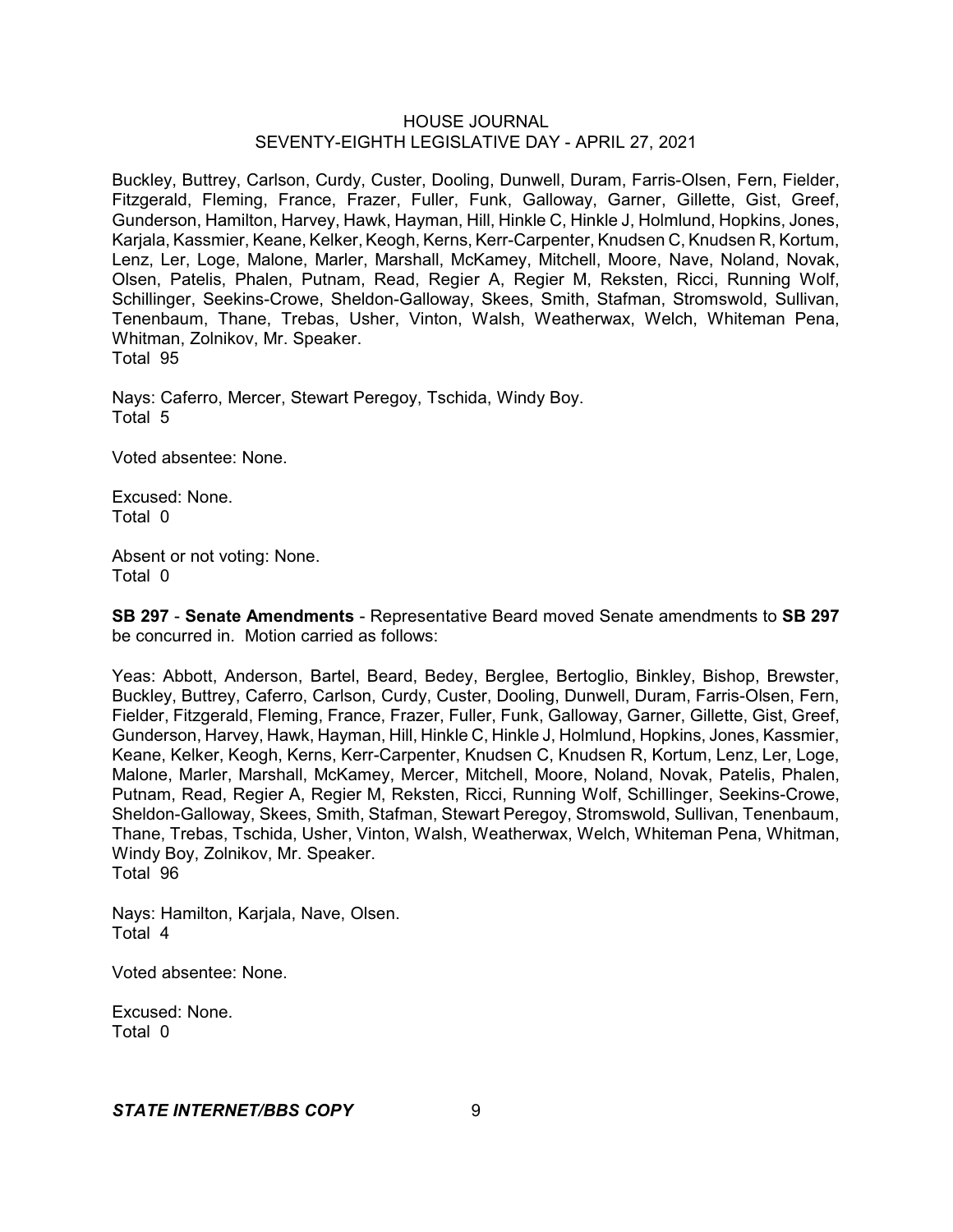Buckley, Buttrey, Carlson, Curdy, Custer, Dooling, Dunwell, Duram, Farris-Olsen, Fern, Fielder, Fitzgerald, Fleming, France, Frazer, Fuller, Funk, Galloway, Garner, Gillette, Gist, Greef, Gunderson, Hamilton, Harvey, Hawk, Hayman, Hill, Hinkle C, Hinkle J, Holmlund, Hopkins, Jones, Karjala, Kassmier, Keane, Kelker, Keogh, Kerns, Kerr-Carpenter, Knudsen C, Knudsen R, Kortum, Lenz, Ler, Loge, Malone, Marler, Marshall, McKamey, Mitchell, Moore, Nave, Noland, Novak, Olsen, Patelis, Phalen, Putnam, Read, Regier A, Regier M, Reksten, Ricci, Running Wolf, Schillinger, Seekins-Crowe, Sheldon-Galloway, Skees, Smith, Stafman, Stromswold, Sullivan, Tenenbaum, Thane, Trebas, Usher, Vinton, Walsh, Weatherwax, Welch, Whiteman Pena, Whitman, Zolnikov, Mr. Speaker.
Total 95

Nays: Caferro, Mercer, Stewart Peregoy, Tschida, Windy Boy.
Total 5

Voted absentee: None.

Excused: None.
Total 0

Absent or not voting: None.
Total 0

**SB 297** - **Senate Amendments** - Representative Beard moved Senate amendments to **SB 297** be concurred in. Motion carried as follows:

Yeas: Abbott, Anderson, Bartel, Beard, Bedey, Berglee, Bertoglio, Binkley, Bishop, Brewster, Buckley, Buttrey, Caferro, Carlson, Curdy, Custer, Dooling, Dunwell, Duram, Farris-Olsen, Fern, Fielder, Fitzgerald, Fleming, France, Frazer, Fuller, Funk, Galloway, Garner, Gillette, Gist, Greef, Gunderson, Harvey, Hawk, Hayman, Hill, Hinkle C, Hinkle J, Holmlund, Hopkins, Jones, Kassmier, Keane, Kelker, Keogh, Kerns, Kerr-Carpenter, Knudsen C, Knudsen R, Kortum, Lenz, Ler, Loge, Malone, Marler, Marshall, McKamey, Mercer, Mitchell, Moore, Noland, Novak, Patelis, Phalen, Putnam, Read, Regier A, Regier M, Reksten, Ricci, Running Wolf, Schillinger, Seekins-Crowe, Sheldon-Galloway, Skees, Smith, Stafman, Stewart Peregoy, Stromswold, Sullivan, Tenenbaum, Thane, Trebas, Tschida, Usher, Vinton, Walsh, Weatherwax, Welch, Whiteman Pena, Whitman, Windy Boy, Zolnikov, Mr. Speaker.
Total 96

Nays: Hamilton, Karjala, Nave, Olsen.
Total 4

Voted absentee: None.

Excused: None.
Total 0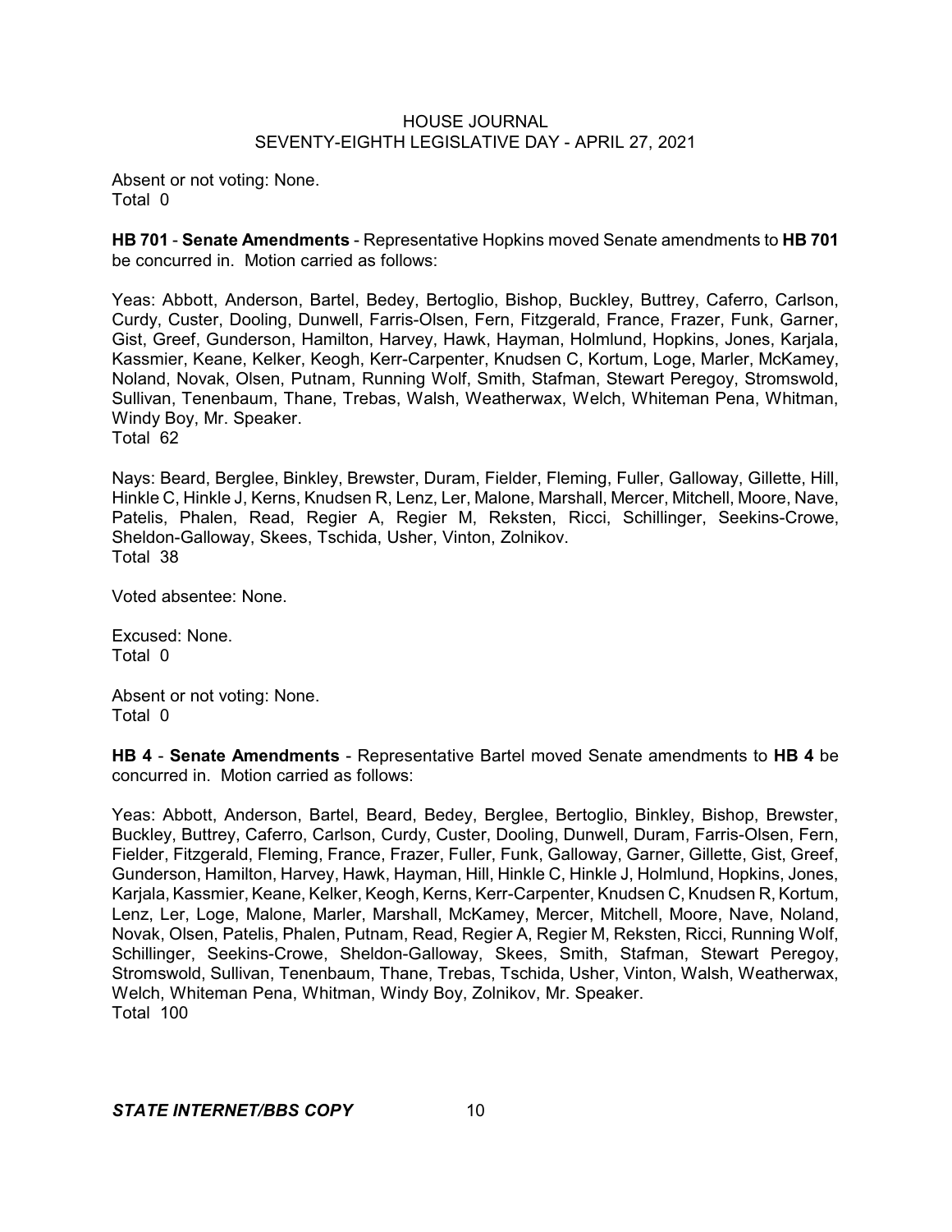Absent or not voting: None.
Total 0

**HB 701** - **Senate Amendments** - Representative Hopkins moved Senate amendments to **HB 701** be concurred in. Motion carried as follows:

Yeas: Abbott, Anderson, Bartel, Bedey, Bertoglio, Bishop, Buckley, Buttrey, Caferro, Carlson, Curdy, Custer, Dooling, Dunwell, Farris-Olsen, Fern, Fitzgerald, France, Frazer, Funk, Garner, Gist, Greef, Gunderson, Hamilton, Harvey, Hawk, Hayman, Holmlund, Hopkins, Jones, Karjala, Kassmier, Keane, Kelker, Keogh, Kerr-Carpenter, Knudsen C, Kortum, Loge, Marler, McKamey, Noland, Novak, Olsen, Putnam, Running Wolf, Smith, Stafman, Stewart Peregoy, Stromswold, Sullivan, Tenenbaum, Thane, Trebas, Walsh, Weatherwax, Welch, Whiteman Pena, Whitman, Windy Boy, Mr. Speaker.
Total 62

Nays: Beard, Berglee, Binkley, Brewster, Duram, Fielder, Fleming, Fuller, Galloway, Gillette, Hill, Hinkle C, Hinkle J, Kerns, Knudsen R, Lenz, Ler, Malone, Marshall, Mercer, Mitchell, Moore, Nave, Patelis, Phalen, Read, Regier A, Regier M, Reksten, Ricci, Schillinger, Seekins-Crowe, Sheldon-Galloway, Skees, Tschida, Usher, Vinton, Zolnikov.
Total 38

Voted absentee: None.

Excused: None.
Total 0

Absent or not voting: None.
Total 0

**HB 4** - **Senate Amendments** - Representative Bartel moved Senate amendments to **HB 4** be concurred in. Motion carried as follows:

Yeas: Abbott, Anderson, Bartel, Beard, Bedey, Berglee, Bertoglio, Binkley, Bishop, Brewster, Buckley, Buttrey, Caferro, Carlson, Curdy, Custer, Dooling, Dunwell, Duram, Farris-Olsen, Fern, Fielder, Fitzgerald, Fleming, France, Frazer, Fuller, Funk, Galloway, Garner, Gillette, Gist, Greef, Gunderson, Hamilton, Harvey, Hawk, Hayman, Hill, Hinkle C, Hinkle J, Holmlund, Hopkins, Jones, Karjala, Kassmier, Keane, Kelker, Keogh, Kerns, Kerr-Carpenter, Knudsen C, Knudsen R, Kortum, Lenz, Ler, Loge, Malone, Marler, Marshall, McKamey, Mercer, Mitchell, Moore, Nave, Noland, Novak, Olsen, Patelis, Phalen, Putnam, Read, Regier A, Regier M, Reksten, Ricci, Running Wolf, Schillinger, Seekins-Crowe, Sheldon-Galloway, Skees, Smith, Stafman, Stewart Peregoy, Stromswold, Sullivan, Tenenbaum, Thane, Trebas, Tschida, Usher, Vinton, Walsh, Weatherwax, Welch, Whiteman Pena, Whitman, Windy Boy, Zolnikov, Mr. Speaker.
Total 100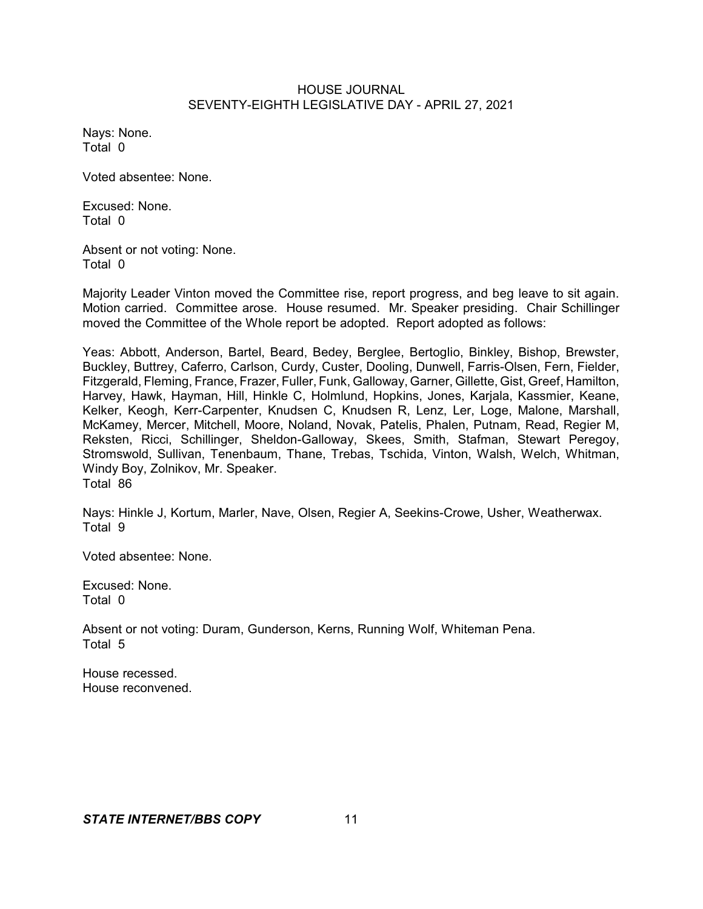Nays: None.
Total 0

Voted absentee: None.

Excused: None.
Total 0

Absent or not voting: None.
Total 0

Majority Leader Vinton moved the Committee rise, report progress, and beg leave to sit again. Motion carried. Committee arose. House resumed. Mr. Speaker presiding. Chair Schillinger moved the Committee of the Whole report be adopted. Report adopted as follows:

Yeas: Abbott, Anderson, Bartel, Beard, Bedey, Berglee, Bertoglio, Binkley, Bishop, Brewster, Buckley, Buttrey, Caferro, Carlson, Curdy, Custer, Dooling, Dunwell, Farris-Olsen, Fern, Fielder, Fitzgerald, Fleming, France, Frazer, Fuller, Funk, Galloway, Garner, Gillette, Gist, Greef, Hamilton, Harvey, Hawk, Hayman, Hill, Hinkle C, Holmlund, Hopkins, Jones, Karjala, Kassmier, Keane, Kelker, Keogh, Kerr-Carpenter, Knudsen C, Knudsen R, Lenz, Ler, Loge, Malone, Marshall, McKamey, Mercer, Mitchell, Moore, Noland, Novak, Patelis, Phalen, Putnam, Read, Regier M, Reksten, Ricci, Schillinger, Sheldon-Galloway, Skees, Smith, Stafman, Stewart Peregoy, Stromswold, Sullivan, Tenenbaum, Thane, Trebas, Tschida, Vinton, Walsh, Welch, Whitman, Windy Boy, Zolnikov, Mr. Speaker.
Total 86

Nays: Hinkle J, Kortum, Marler, Nave, Olsen, Regier A, Seekins-Crowe, Usher, Weatherwax.
Total 9

Voted absentee: None.

Excused: None.
Total 0

Absent or not voting: Duram, Gunderson, Kerns, Running Wolf, Whiteman Pena.
Total 5

House recessed.
House reconvened.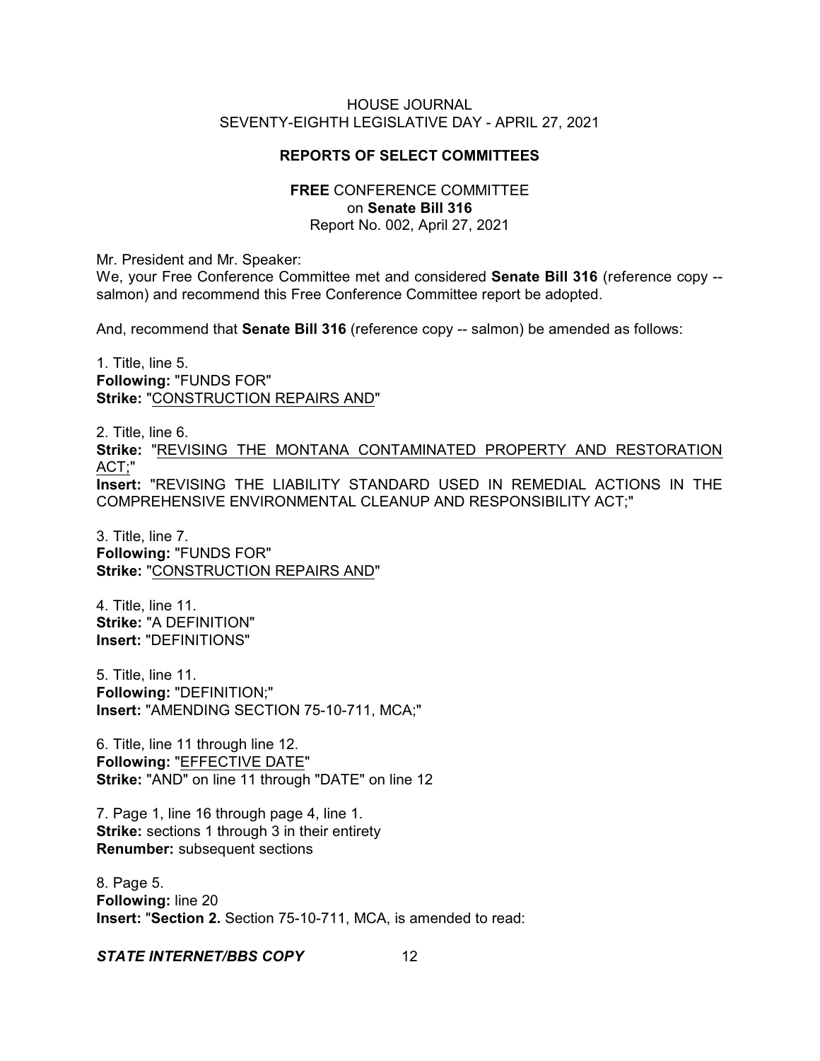## REPORTS OF SELECT COMMITTEES

**FREE** CONFERENCE COMMITTEE
on **Senate Bill 316**
Report No. 002, April 27, 2021

Mr. President and Mr. Speaker:
We, your Free Conference Committee met and considered **Senate Bill 316** (reference copy -- salmon) and recommend this Free Conference Committee report be adopted.

And, recommend that **Senate Bill 316** (reference copy -- salmon) be amended as follows:

1. Title, line 5.
**Following:** "FUNDS FOR"
**Strike:** "<u>CONSTRUCTION REPAIRS AND</u>"

2. Title, line 6.
**Strike:** "<u>REVISING THE MONTANA CONTAMINATED PROPERTY AND RESTORATION ACT;</u>"
**Insert:** "REVISING THE LIABILITY STANDARD USED IN REMEDIAL ACTIONS IN THE COMPREHENSIVE ENVIRONMENTAL CLEANUP AND RESPONSIBILITY ACT;"

3. Title, line 7.
**Following:** "FUNDS FOR"
**Strike:** "<u>CONSTRUCTION REPAIRS AND</u>"

4. Title, line 11.
**Strike:** "A DEFINITION"
**Insert:** "DEFINITIONS"

5. Title, line 11.
**Following:** "DEFINITION;"
**Insert:** "AMENDING SECTION 75-10-711, MCA;"

6. Title, line 11 through line 12.
**Following:** "<u>EFFECTIVE DATE</u>"
**Strike:** "AND" on line 11 through "DATE" on line 12

7. Page 1, line 16 through page 4, line 1.
**Strike:** sections 1 through 3 in their entirety
**Renumber:** subsequent sections

8. Page 5.
**Following:** line 20
**Insert:** "**Section 2.** Section 75-10-711, MCA, is amended to read: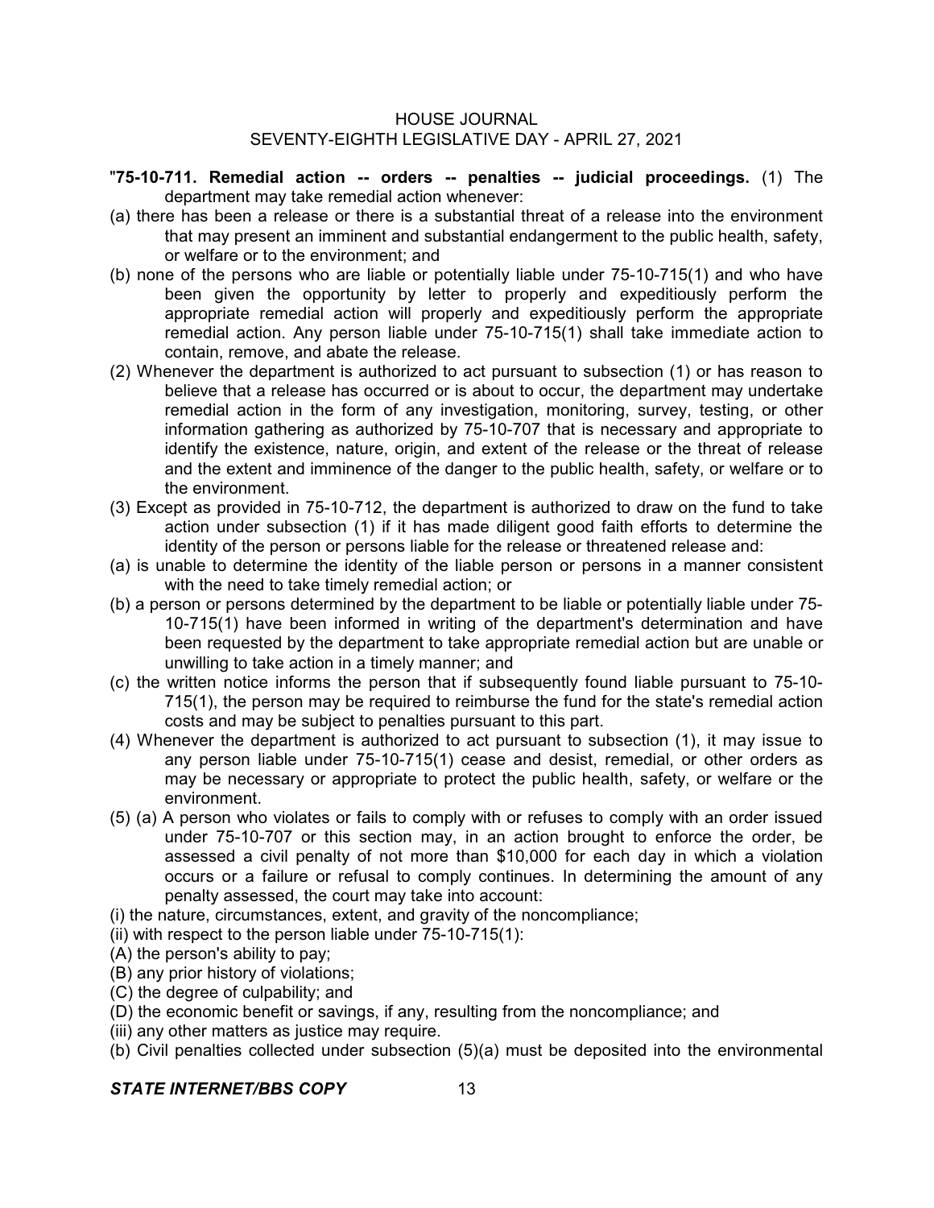"**75-10-711. Remedial action -- orders -- penalties -- judicial proceedings.** (1) The department may take remedial action whenever:

(a) there has been a release or there is a substantial threat of a release into the environment that may present an imminent and substantial endangerment to the public health, safety, or welfare or to the environment; and

(b) none of the persons who are liable or potentially liable under 75-10-715(1) and who have been given the opportunity by letter to properly and expeditiously perform the appropriate remedial action will properly and expeditiously perform the appropriate remedial action. Any person liable under 75-10-715(1) shall take immediate action to contain, remove, and abate the release.

(2) Whenever the department is authorized to act pursuant to subsection (1) or has reason to believe that a release has occurred or is about to occur, the department may undertake remedial action in the form of any investigation, monitoring, survey, testing, or other information gathering as authorized by 75-10-707 that is necessary and appropriate to identify the existence, nature, origin, and extent of the release or the threat of release and the extent and imminence of the danger to the public health, safety, or welfare or to the environment.

(3) Except as provided in 75-10-712, the department is authorized to draw on the fund to take action under subsection (1) if it has made diligent good faith efforts to determine the identity of the person or persons liable for the release or threatened release and:

(a) is unable to determine the identity of the liable person or persons in a manner consistent with the need to take timely remedial action; or

(b) a person or persons determined by the department to be liable or potentially liable under 75-10-715(1) have been informed in writing of the department's determination and have been requested by the department to take appropriate remedial action but are unable or unwilling to take action in a timely manner; and

(c) the written notice informs the person that if subsequently found liable pursuant to 75-10-715(1), the person may be required to reimburse the fund for the state's remedial action costs and may be subject to penalties pursuant to this part.

(4) Whenever the department is authorized to act pursuant to subsection (1), it may issue to any person liable under 75-10-715(1) cease and desist, remedial, or other orders as may be necessary or appropriate to protect the public health, safety, or welfare or the environment.

(5) (a) A person who violates or fails to comply with or refuses to comply with an order issued under 75-10-707 or this section may, in an action brought to enforce the order, be assessed a civil penalty of not more than $10,000 for each day in which a violation occurs or a failure or refusal to comply continues. In determining the amount of any penalty assessed, the court may take into account:

(i) the nature, circumstances, extent, and gravity of the noncompliance;

(ii) with respect to the person liable under 75-10-715(1):

(A) the person's ability to pay;

(B) any prior history of violations;

(C) the degree of culpability; and

(D) the economic benefit or savings, if any, resulting from the noncompliance; and

(iii) any other matters as justice may require.

(b) Civil penalties collected under subsection (5)(a) must be deposited into the environmental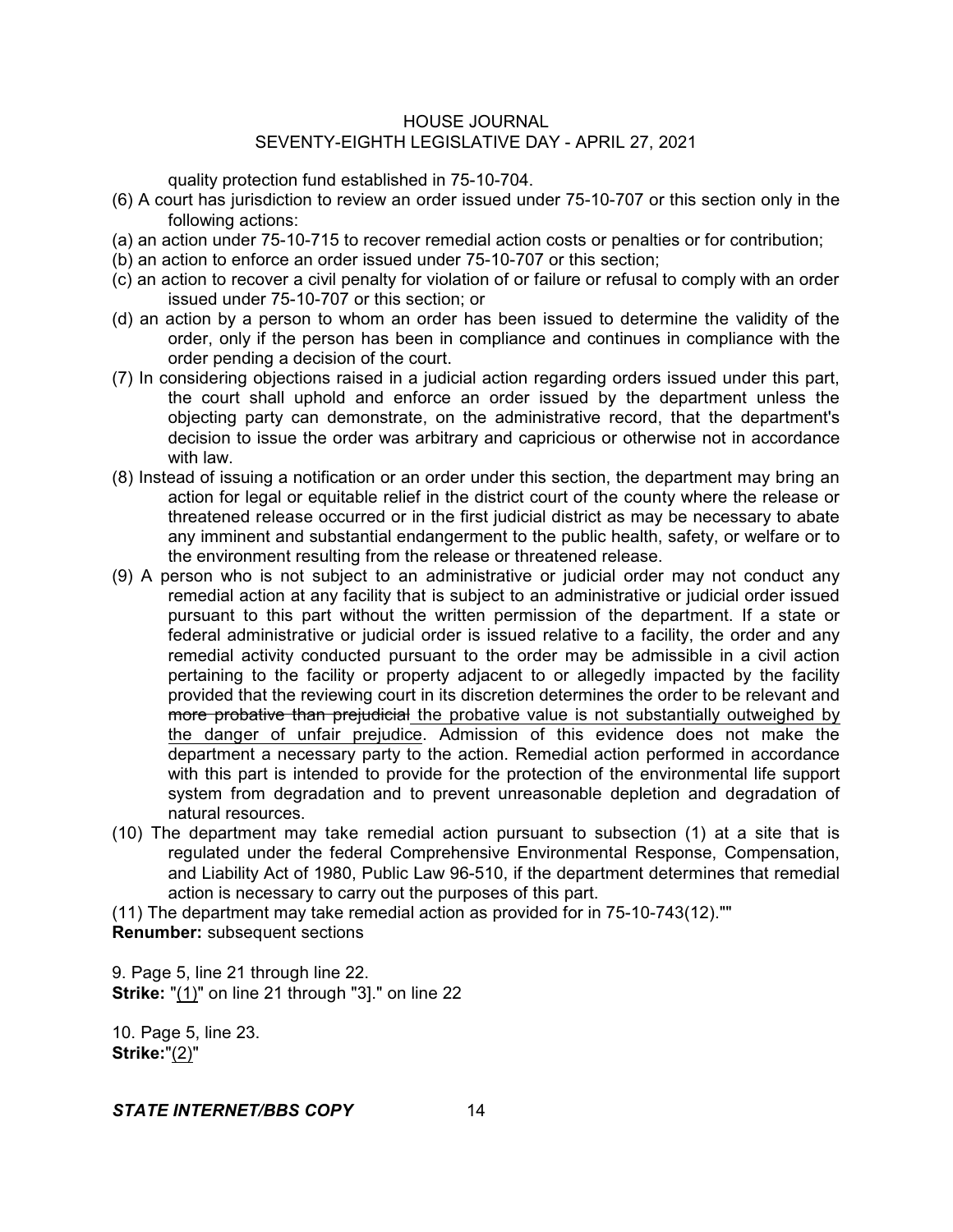quality protection fund established in 75-10-704.

(6) A court has jurisdiction to review an order issued under 75-10-707 or this section only in the following actions:

(a) an action under 75-10-715 to recover remedial action costs or penalties or for contribution;

(b) an action to enforce an order issued under 75-10-707 or this section;

(c) an action to recover a civil penalty for violation of or failure or refusal to comply with an order issued under 75-10-707 or this section; or

(d) an action by a person to whom an order has been issued to determine the validity of the order, only if the person has been in compliance and continues in compliance with the order pending a decision of the court.

(7) In considering objections raised in a judicial action regarding orders issued under this part, the court shall uphold and enforce an order issued by the department unless the objecting party can demonstrate, on the administrative record, that the department's decision to issue the order was arbitrary and capricious or otherwise not in accordance with law.

(8) Instead of issuing a notification or an order under this section, the department may bring an action for legal or equitable relief in the district court of the county where the release or threatened release occurred or in the first judicial district as may be necessary to abate any imminent and substantial endangerment to the public health, safety, or welfare or to the environment resulting from the release or threatened release.

(9) A person who is not subject to an administrative or judicial order may not conduct any remedial action at any facility that is subject to an administrative or judicial order issued pursuant to this part without the written permission of the department. If a state or federal administrative or judicial order is issued relative to a facility, the order and any remedial activity conducted pursuant to the order may be admissible in a civil action pertaining to the facility or property adjacent to or allegedly impacted by the facility provided that the reviewing court in its discretion determines the order to be relevant and ~~more probative than prejudicial~~ <u>the probative value is not substantially outweighed by the danger of unfair prejudice</u>. Admission of this evidence does not make the department a necessary party to the action. Remedial action performed in accordance with this part is intended to provide for the protection of the environmental life support system from degradation and to prevent unreasonable depletion and degradation of natural resources.

(10) The department may take remedial action pursuant to subsection (1) at a site that is regulated under the federal Comprehensive Environmental Response, Compensation, and Liability Act of 1980, Public Law 96-510, if the department determines that remedial action is necessary to carry out the purposes of this part.

(11) The department may take remedial action as provided for in 75-10-743(12).""

**Renumber:** subsequent sections

9. Page 5, line 21 through line 22.
**Strike:** "<u>(1)</u>" on line 21 through "3]." on line 22

10. Page 5, line 23.
**Strike:**"<u>(2)</u>"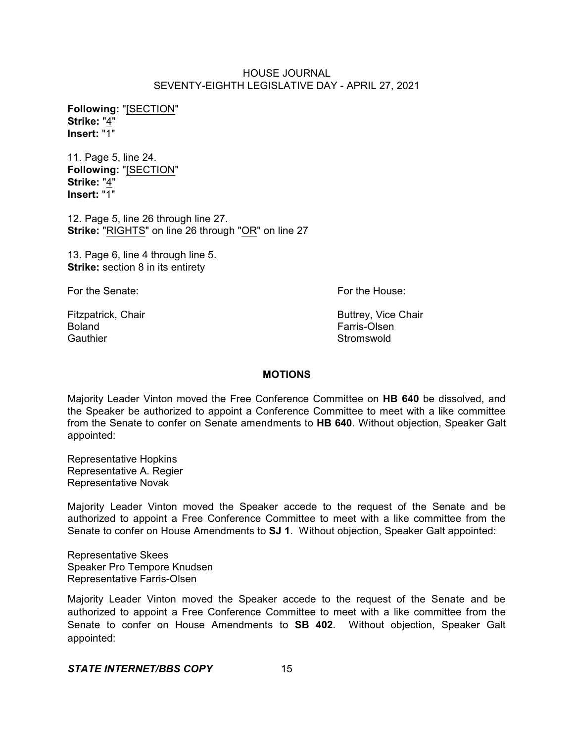**Following:** "[SECTION"
**Strike:** "4"
**Insert:** "1"

11. Page 5, line 24.
**Following:** "[SECTION"
**Strike:** "4"
**Insert:** "1"

12. Page 5, line 26 through line 27.
**Strike:** "RIGHTS" on line 26 through "OR" on line 27

13. Page 6, line 4 through line 5.
**Strike:** section 8 in its entirety

For the Senate:

Fitzpatrick, Chair
Boland
Gauthier

For the House:

Buttrey, Vice Chair
Farris-Olsen
Stromswold

## MOTIONS

Majority Leader Vinton moved the Free Conference Committee on **HB 640** be dissolved, and the Speaker be authorized to appoint a Conference Committee to meet with a like committee from the Senate to confer on Senate amendments to **HB 640**. Without objection, Speaker Galt appointed:

Representative Hopkins
Representative A. Regier
Representative Novak

Majority Leader Vinton moved the Speaker accede to the request of the Senate and be authorized to appoint a Free Conference Committee to meet with a like committee from the Senate to confer on House Amendments to **SJ 1**. Without objection, Speaker Galt appointed:

Representative Skees
Speaker Pro Tempore Knudsen
Representative Farris-Olsen

Majority Leader Vinton moved the Speaker accede to the request of the Senate and be authorized to appoint a Free Conference Committee to meet with a like committee from the Senate to confer on House Amendments to **SB 402**. Without objection, Speaker Galt appointed: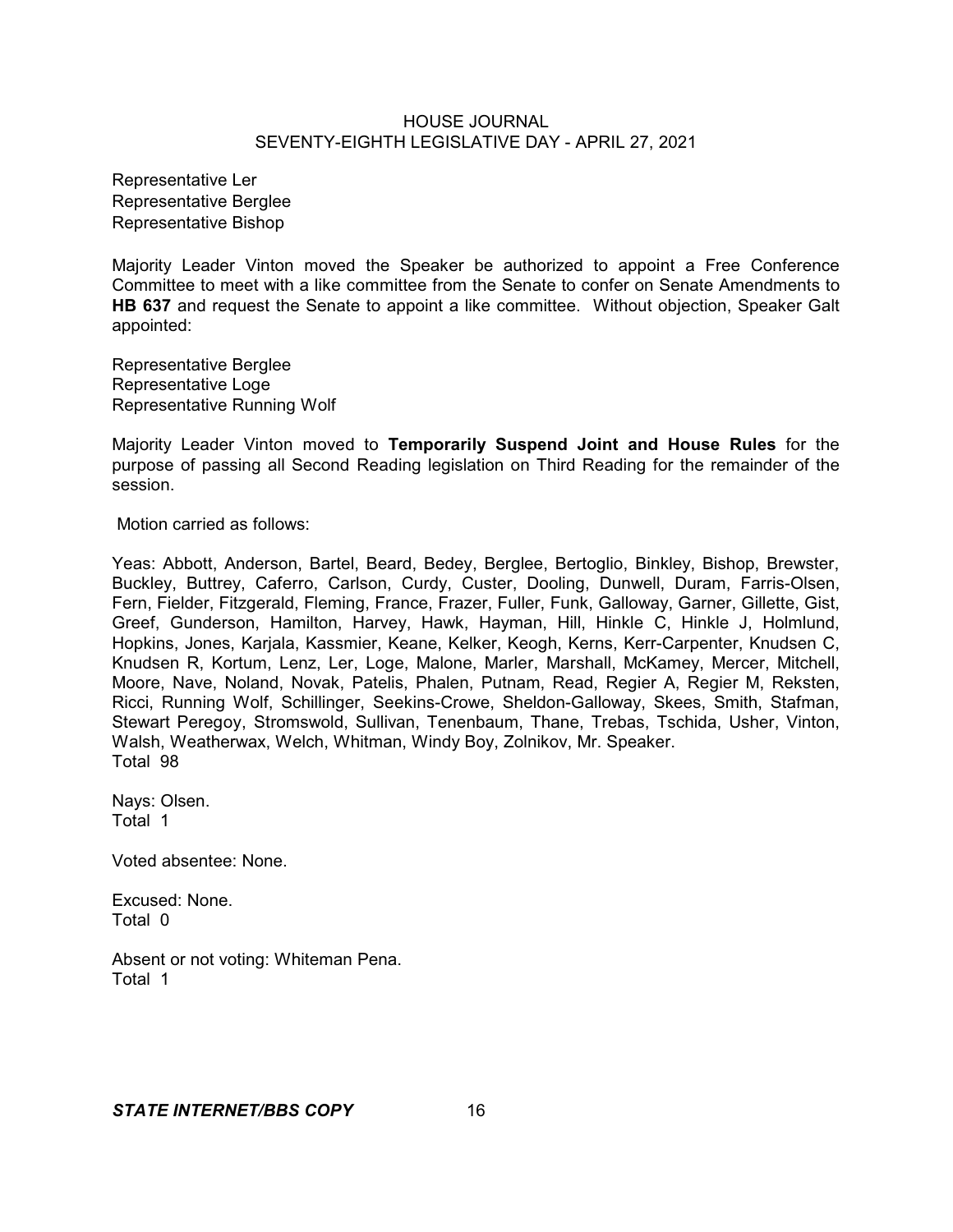Representative Ler
Representative Berglee
Representative Bishop

Majority Leader Vinton moved the Speaker be authorized to appoint a Free Conference Committee to meet with a like committee from the Senate to confer on Senate Amendments to **HB 637** and request the Senate to appoint a like committee. Without objection, Speaker Galt appointed:

Representative Berglee
Representative Loge
Representative Running Wolf

Majority Leader Vinton moved to **Temporarily Suspend Joint and House Rules** for the purpose of passing all Second Reading legislation on Third Reading for the remainder of the session.

Motion carried as follows:

Yeas: Abbott, Anderson, Bartel, Beard, Bedey, Berglee, Bertoglio, Binkley, Bishop, Brewster, Buckley, Buttrey, Caferro, Carlson, Curdy, Custer, Dooling, Dunwell, Duram, Farris-Olsen, Fern, Fielder, Fitzgerald, Fleming, France, Frazer, Fuller, Funk, Galloway, Garner, Gillette, Gist, Greef, Gunderson, Hamilton, Harvey, Hawk, Hayman, Hill, Hinkle C, Hinkle J, Holmlund, Hopkins, Jones, Karjala, Kassmier, Keane, Kelker, Keogh, Kerns, Kerr-Carpenter, Knudsen C, Knudsen R, Kortum, Lenz, Ler, Loge, Malone, Marler, Marshall, McKamey, Mercer, Mitchell, Moore, Nave, Noland, Novak, Patelis, Phalen, Putnam, Read, Regier A, Regier M, Reksten, Ricci, Running Wolf, Schillinger, Seekins-Crowe, Sheldon-Galloway, Skees, Smith, Stafman, Stewart Peregoy, Stromswold, Sullivan, Tenenbaum, Thane, Trebas, Tschida, Usher, Vinton, Walsh, Weatherwax, Welch, Whitman, Windy Boy, Zolnikov, Mr. Speaker.
Total 98

Nays: Olsen.
Total 1

Voted absentee: None.

Excused: None.
Total 0

Absent or not voting: Whiteman Pena.
Total 1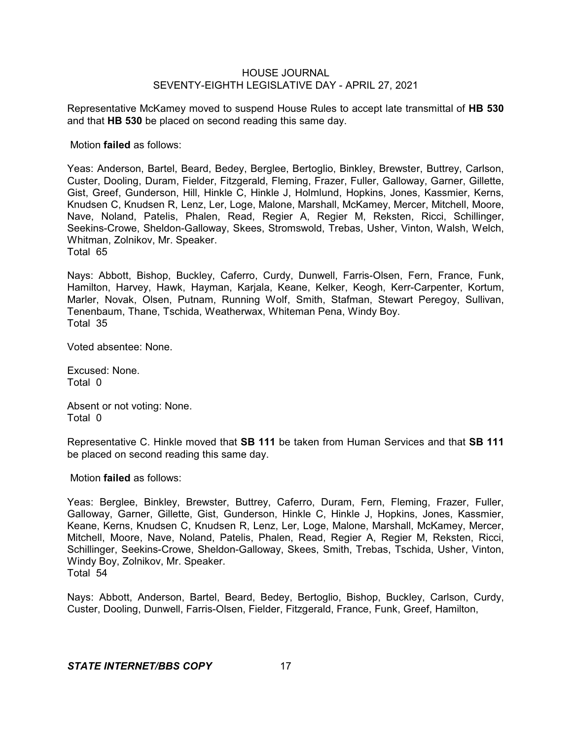Representative McKamey moved to suspend House Rules to accept late transmittal of **HB 530** and that **HB 530** be placed on second reading this same day.

Motion **failed** as follows:

Yeas: Anderson, Bartel, Beard, Bedey, Berglee, Bertoglio, Binkley, Brewster, Buttrey, Carlson, Custer, Dooling, Duram, Fielder, Fitzgerald, Fleming, Frazer, Fuller, Galloway, Garner, Gillette, Gist, Greef, Gunderson, Hill, Hinkle C, Hinkle J, Holmlund, Hopkins, Jones, Kassmier, Kerns, Knudsen C, Knudsen R, Lenz, Ler, Loge, Malone, Marshall, McKamey, Mercer, Mitchell, Moore, Nave, Noland, Patelis, Phalen, Read, Regier A, Regier M, Reksten, Ricci, Schillinger, Seekins-Crowe, Sheldon-Galloway, Skees, Stromswold, Trebas, Usher, Vinton, Walsh, Welch, Whitman, Zolnikov, Mr. Speaker.
Total 65

Nays: Abbott, Bishop, Buckley, Caferro, Curdy, Dunwell, Farris-Olsen, Fern, France, Funk, Hamilton, Harvey, Hawk, Hayman, Karjala, Keane, Kelker, Keogh, Kerr-Carpenter, Kortum, Marler, Novak, Olsen, Putnam, Running Wolf, Smith, Stafman, Stewart Peregoy, Sullivan, Tenenbaum, Thane, Tschida, Weatherwax, Whiteman Pena, Windy Boy.
Total 35

Voted absentee: None.

Excused: None.
Total 0

Absent or not voting: None.
Total 0

Representative C. Hinkle moved that **SB 111** be taken from Human Services and that **SB 111** be placed on second reading this same day.

Motion **failed** as follows:

Yeas: Berglee, Binkley, Brewster, Buttrey, Caferro, Duram, Fern, Fleming, Frazer, Fuller, Galloway, Garner, Gillette, Gist, Gunderson, Hinkle C, Hinkle J, Hopkins, Jones, Kassmier, Keane, Kerns, Knudsen C, Knudsen R, Lenz, Ler, Loge, Malone, Marshall, McKamey, Mercer, Mitchell, Moore, Nave, Noland, Patelis, Phalen, Read, Regier A, Regier M, Reksten, Ricci, Schillinger, Seekins-Crowe, Sheldon-Galloway, Skees, Smith, Trebas, Tschida, Usher, Vinton, Windy Boy, Zolnikov, Mr. Speaker.
Total 54

Nays: Abbott, Anderson, Bartel, Beard, Bedey, Bertoglio, Bishop, Buckley, Carlson, Curdy, Custer, Dooling, Dunwell, Farris-Olsen, Fielder, Fitzgerald, France, Funk, Greef, Hamilton,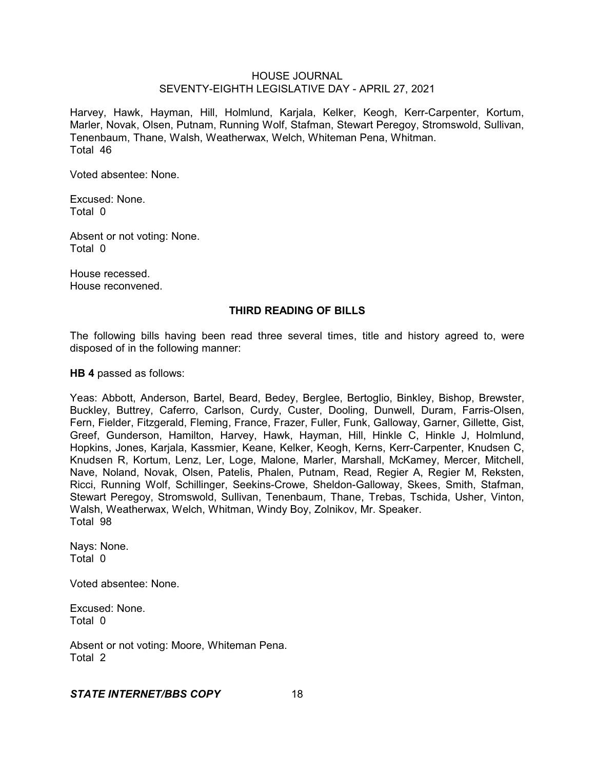Harvey, Hawk, Hayman, Hill, Holmlund, Karjala, Kelker, Keogh, Kerr-Carpenter, Kortum, Marler, Novak, Olsen, Putnam, Running Wolf, Stafman, Stewart Peregoy, Stromswold, Sullivan, Tenenbaum, Thane, Walsh, Weatherwax, Welch, Whiteman Pena, Whitman.
Total 46

Voted absentee: None.

Excused: None.
Total 0

Absent or not voting: None.
Total 0

House recessed.
House reconvened.

## THIRD READING OF BILLS

The following bills having been read three several times, title and history agreed to, were disposed of in the following manner:

**HB 4** passed as follows:

Yeas: Abbott, Anderson, Bartel, Beard, Bedey, Berglee, Bertoglio, Binkley, Bishop, Brewster, Buckley, Buttrey, Caferro, Carlson, Curdy, Custer, Dooling, Dunwell, Duram, Farris-Olsen, Fern, Fielder, Fitzgerald, Fleming, France, Frazer, Fuller, Funk, Galloway, Garner, Gillette, Gist, Greef, Gunderson, Hamilton, Harvey, Hawk, Hayman, Hill, Hinkle C, Hinkle J, Holmlund, Hopkins, Jones, Karjala, Kassmier, Keane, Kelker, Keogh, Kerns, Kerr-Carpenter, Knudsen C, Knudsen R, Kortum, Lenz, Ler, Loge, Malone, Marler, Marshall, McKamey, Mercer, Mitchell, Nave, Noland, Novak, Olsen, Patelis, Phalen, Putnam, Read, Regier A, Regier M, Reksten, Ricci, Running Wolf, Schillinger, Seekins-Crowe, Sheldon-Galloway, Skees, Smith, Stafman, Stewart Peregoy, Stromswold, Sullivan, Tenenbaum, Thane, Trebas, Tschida, Usher, Vinton, Walsh, Weatherwax, Welch, Whitman, Windy Boy, Zolnikov, Mr. Speaker.
Total 98

Nays: None.
Total 0

Voted absentee: None.

Excused: None.
Total 0

Absent or not voting: Moore, Whiteman Pena.
Total 2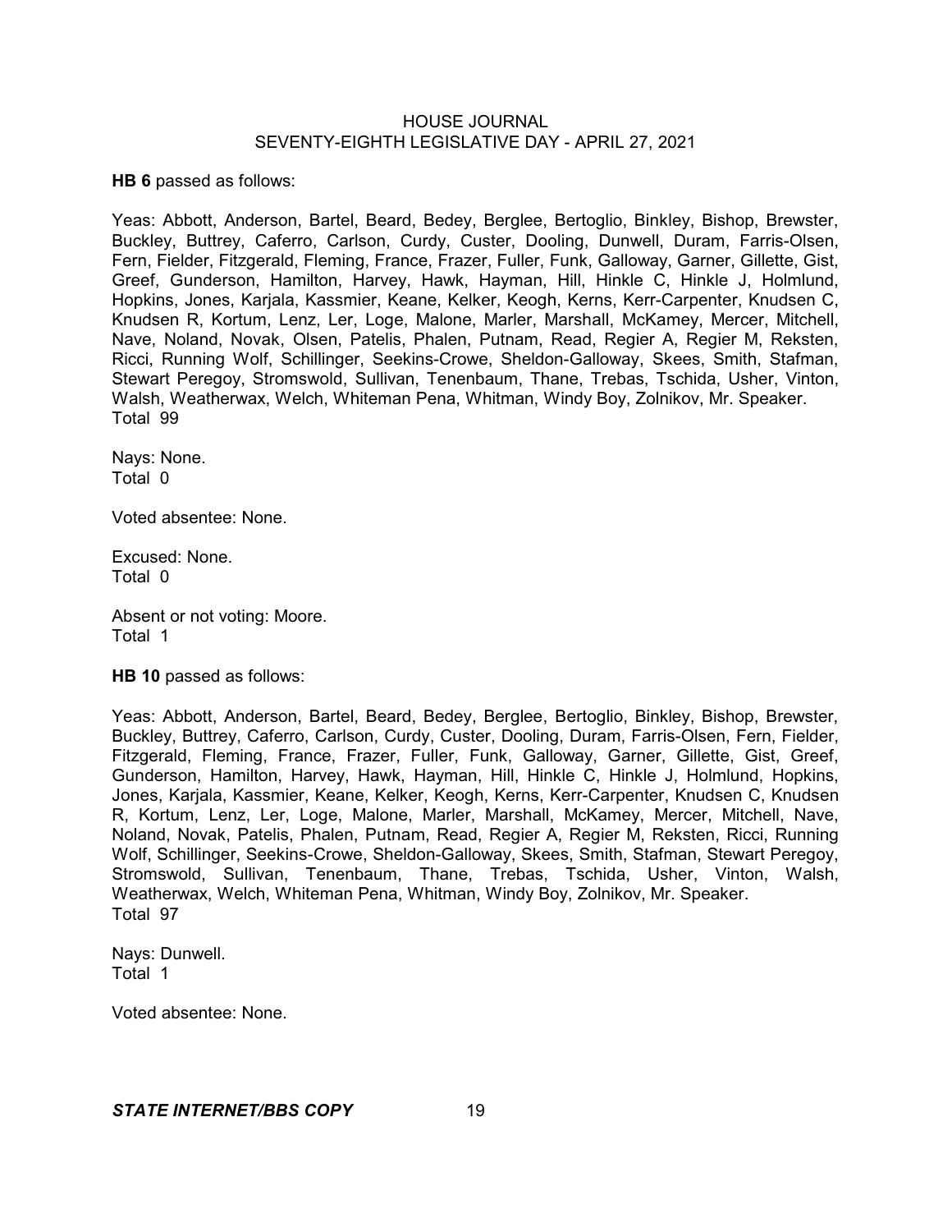**HB 6** passed as follows:

Yeas: Abbott, Anderson, Bartel, Beard, Bedey, Berglee, Bertoglio, Binkley, Bishop, Brewster, Buckley, Buttrey, Caferro, Carlson, Curdy, Custer, Dooling, Dunwell, Duram, Farris-Olsen, Fern, Fielder, Fitzgerald, Fleming, France, Frazer, Fuller, Funk, Galloway, Garner, Gillette, Gist, Greef, Gunderson, Hamilton, Harvey, Hawk, Hayman, Hill, Hinkle C, Hinkle J, Holmlund, Hopkins, Jones, Karjala, Kassmier, Keane, Kelker, Keogh, Kerns, Kerr-Carpenter, Knudsen C, Knudsen R, Kortum, Lenz, Ler, Loge, Malone, Marler, Marshall, McKamey, Mercer, Mitchell, Nave, Noland, Novak, Olsen, Patelis, Phalen, Putnam, Read, Regier A, Regier M, Reksten, Ricci, Running Wolf, Schillinger, Seekins-Crowe, Sheldon-Galloway, Skees, Smith, Stafman, Stewart Peregoy, Stromswold, Sullivan, Tenenbaum, Thane, Trebas, Tschida, Usher, Vinton, Walsh, Weatherwax, Welch, Whiteman Pena, Whitman, Windy Boy, Zolnikov, Mr. Speaker.
Total 99

Nays: None.
Total 0

Voted absentee: None.

Excused: None.
Total 0

Absent or not voting: Moore.
Total 1

**HB 10** passed as follows:

Yeas: Abbott, Anderson, Bartel, Beard, Bedey, Berglee, Bertoglio, Binkley, Bishop, Brewster, Buckley, Buttrey, Caferro, Carlson, Curdy, Custer, Dooling, Duram, Farris-Olsen, Fern, Fielder, Fitzgerald, Fleming, France, Frazer, Fuller, Funk, Galloway, Garner, Gillette, Gist, Greef, Gunderson, Hamilton, Harvey, Hawk, Hayman, Hill, Hinkle C, Hinkle J, Holmlund, Hopkins, Jones, Karjala, Kassmier, Keane, Kelker, Keogh, Kerns, Kerr-Carpenter, Knudsen C, Knudsen R, Kortum, Lenz, Ler, Loge, Malone, Marler, Marshall, McKamey, Mercer, Mitchell, Nave, Noland, Novak, Patelis, Phalen, Putnam, Read, Regier A, Regier M, Reksten, Ricci, Running Wolf, Schillinger, Seekins-Crowe, Sheldon-Galloway, Skees, Smith, Stafman, Stewart Peregoy, Stromswold, Sullivan, Tenenbaum, Thane, Trebas, Tschida, Usher, Vinton, Walsh, Weatherwax, Welch, Whiteman Pena, Whitman, Windy Boy, Zolnikov, Mr. Speaker.
Total 97

Nays: Dunwell.
Total 1

Voted absentee: None.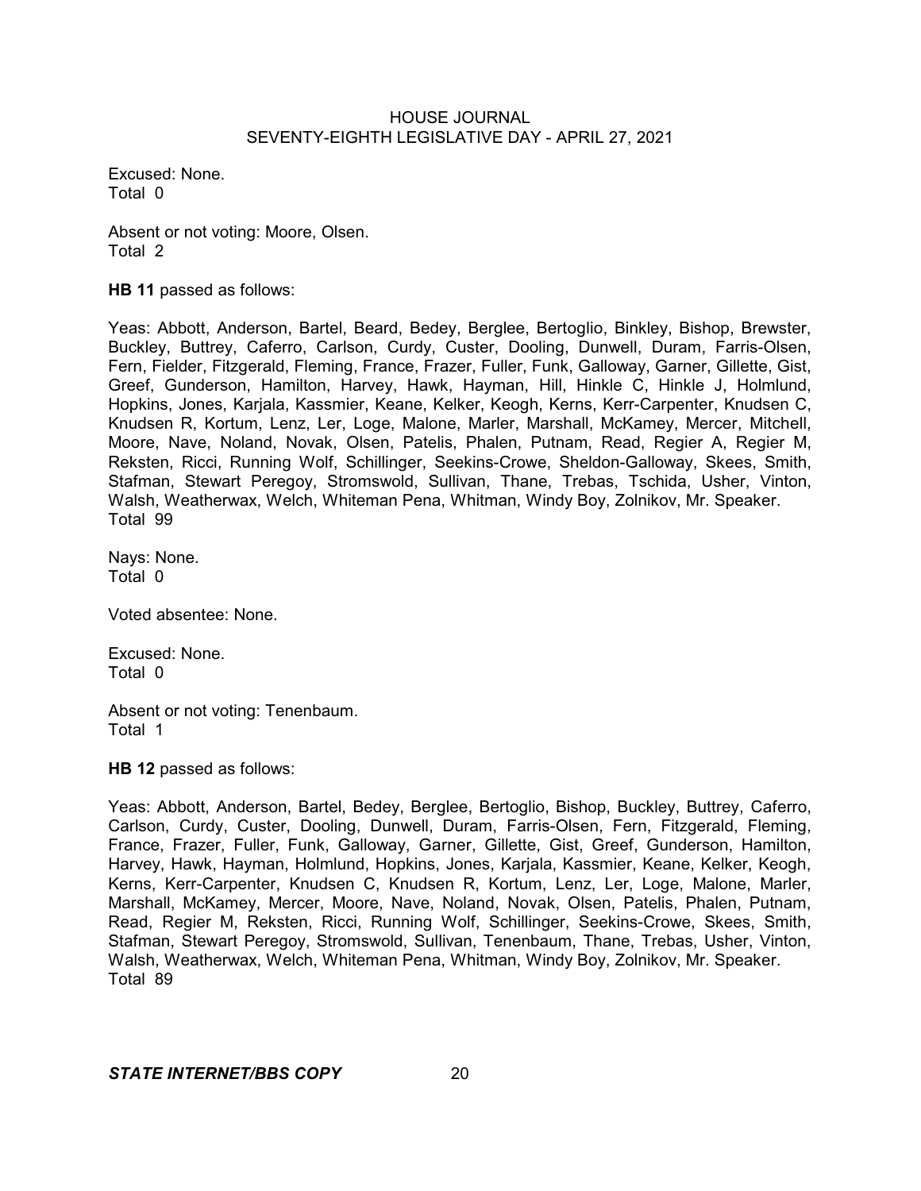Excused: None.
Total 0

Absent or not voting: Moore, Olsen.
Total 2

**HB 11** passed as follows:

Yeas: Abbott, Anderson, Bartel, Beard, Bedey, Berglee, Bertoglio, Binkley, Bishop, Brewster, Buckley, Buttrey, Caferro, Carlson, Curdy, Custer, Dooling, Dunwell, Duram, Farris-Olsen, Fern, Fielder, Fitzgerald, Fleming, France, Frazer, Fuller, Funk, Galloway, Garner, Gillette, Gist, Greef, Gunderson, Hamilton, Harvey, Hawk, Hayman, Hill, Hinkle C, Hinkle J, Holmlund, Hopkins, Jones, Karjala, Kassmier, Keane, Kelker, Keogh, Kerns, Kerr-Carpenter, Knudsen C, Knudsen R, Kortum, Lenz, Ler, Loge, Malone, Marler, Marshall, McKamey, Mercer, Mitchell, Moore, Nave, Noland, Novak, Olsen, Patelis, Phalen, Putnam, Read, Regier A, Regier M, Reksten, Ricci, Running Wolf, Schillinger, Seekins-Crowe, Sheldon-Galloway, Skees, Smith, Stafman, Stewart Peregoy, Stromswold, Sullivan, Thane, Trebas, Tschida, Usher, Vinton, Walsh, Weatherwax, Welch, Whiteman Pena, Whitman, Windy Boy, Zolnikov, Mr. Speaker.
Total 99

Nays: None.
Total 0

Voted absentee: None.

Excused: None.
Total 0

Absent or not voting: Tenenbaum.
Total 1

**HB 12** passed as follows:

Yeas: Abbott, Anderson, Bartel, Bedey, Berglee, Bertoglio, Bishop, Buckley, Buttrey, Caferro, Carlson, Curdy, Custer, Dooling, Dunwell, Duram, Farris-Olsen, Fern, Fitzgerald, Fleming, France, Frazer, Fuller, Funk, Galloway, Garner, Gillette, Gist, Greef, Gunderson, Hamilton, Harvey, Hawk, Hayman, Holmlund, Hopkins, Jones, Karjala, Kassmier, Keane, Kelker, Keogh, Kerns, Kerr-Carpenter, Knudsen C, Knudsen R, Kortum, Lenz, Ler, Loge, Malone, Marler, Marshall, McKamey, Mercer, Moore, Nave, Noland, Novak, Olsen, Patelis, Phalen, Putnam, Read, Regier M, Reksten, Ricci, Running Wolf, Schillinger, Seekins-Crowe, Skees, Smith, Stafman, Stewart Peregoy, Stromswold, Sullivan, Tenenbaum, Thane, Trebas, Usher, Vinton, Walsh, Weatherwax, Welch, Whiteman Pena, Whitman, Windy Boy, Zolnikov, Mr. Speaker.
Total 89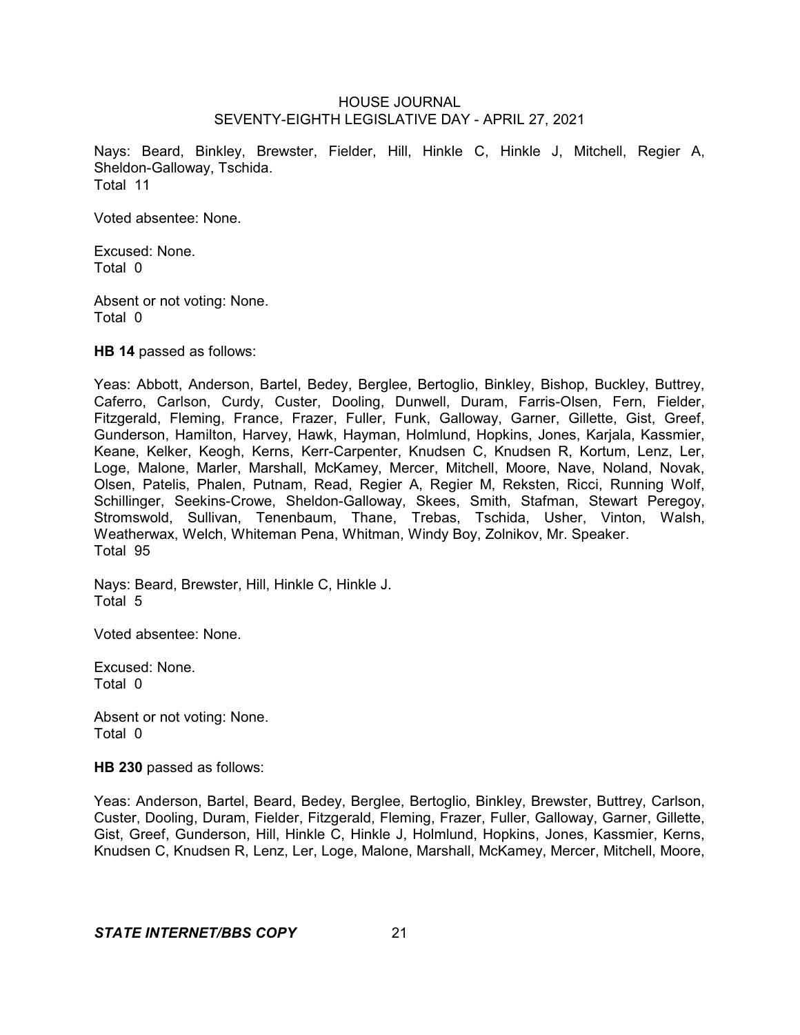Nays: Beard, Binkley, Brewster, Fielder, Hill, Hinkle C, Hinkle J, Mitchell, Regier A, Sheldon-Galloway, Tschida.
Total 11

Voted absentee: None.

Excused: None.
Total 0

Absent or not voting: None.
Total 0

**HB 14** passed as follows:

Yeas: Abbott, Anderson, Bartel, Bedey, Berglee, Bertoglio, Binkley, Bishop, Buckley, Buttrey, Caferro, Carlson, Curdy, Custer, Dooling, Dunwell, Duram, Farris-Olsen, Fern, Fielder, Fitzgerald, Fleming, France, Frazer, Fuller, Funk, Galloway, Garner, Gillette, Gist, Greef, Gunderson, Hamilton, Harvey, Hawk, Hayman, Holmlund, Hopkins, Jones, Karjala, Kassmier, Keane, Kelker, Keogh, Kerns, Kerr-Carpenter, Knudsen C, Knudsen R, Kortum, Lenz, Ler, Loge, Malone, Marler, Marshall, McKamey, Mercer, Mitchell, Moore, Nave, Noland, Novak, Olsen, Patelis, Phalen, Putnam, Read, Regier A, Regier M, Reksten, Ricci, Running Wolf, Schillinger, Seekins-Crowe, Sheldon-Galloway, Skees, Smith, Stafman, Stewart Peregoy, Stromswold, Sullivan, Tenenbaum, Thane, Trebas, Tschida, Usher, Vinton, Walsh, Weatherwax, Welch, Whiteman Pena, Whitman, Windy Boy, Zolnikov, Mr. Speaker.
Total 95

Nays: Beard, Brewster, Hill, Hinkle C, Hinkle J.
Total 5

Voted absentee: None.

Excused: None.
Total 0

Absent or not voting: None.
Total 0

**HB 230** passed as follows:

Yeas: Anderson, Bartel, Beard, Bedey, Berglee, Bertoglio, Binkley, Brewster, Buttrey, Carlson, Custer, Dooling, Duram, Fielder, Fitzgerald, Fleming, Frazer, Fuller, Galloway, Garner, Gillette, Gist, Greef, Gunderson, Hill, Hinkle C, Hinkle J, Holmlund, Hopkins, Jones, Kassmier, Kerns, Knudsen C, Knudsen R, Lenz, Ler, Loge, Malone, Marshall, McKamey, Mercer, Mitchell, Moore,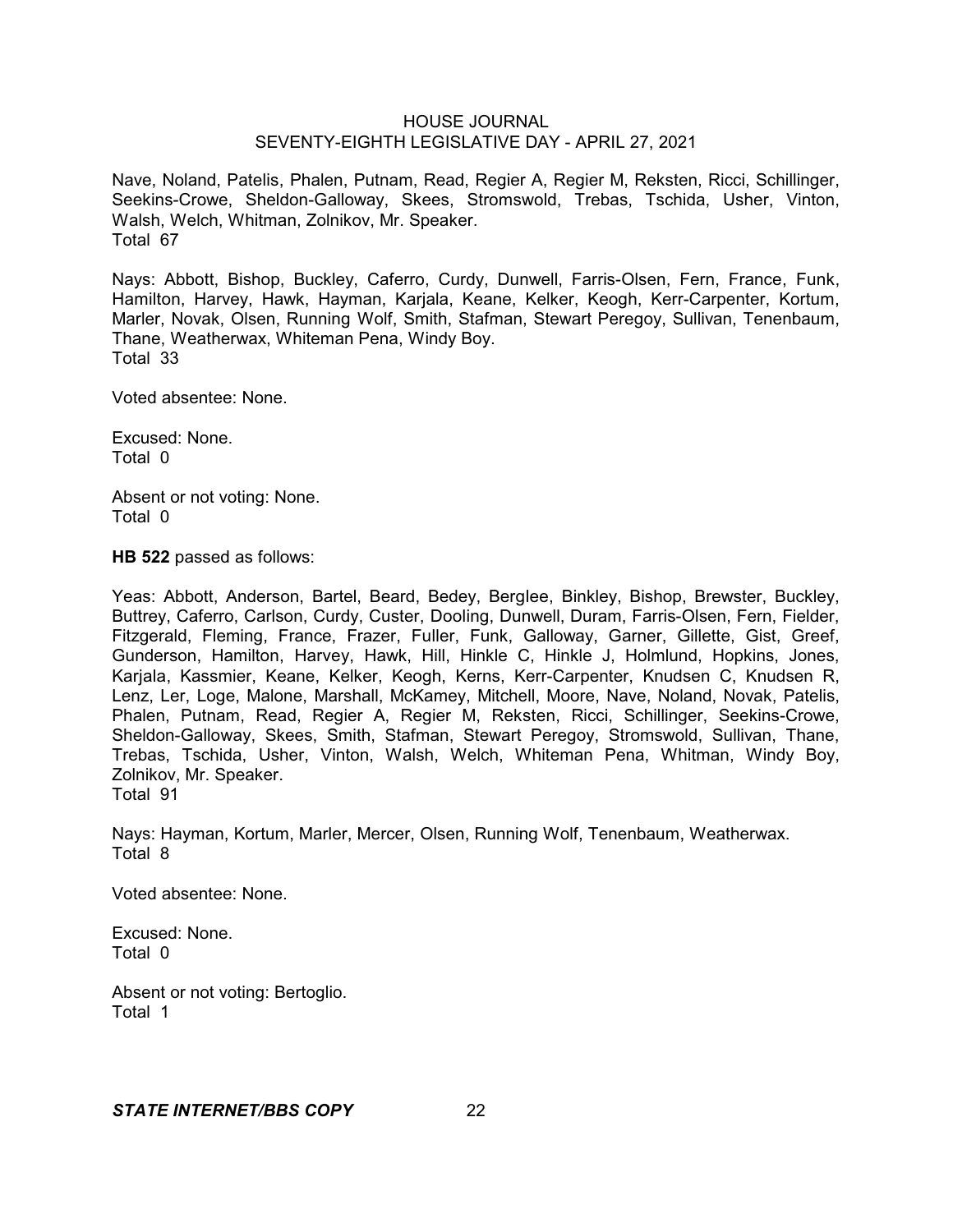Nave, Noland, Patelis, Phalen, Putnam, Read, Regier A, Regier M, Reksten, Ricci, Schillinger, Seekins-Crowe, Sheldon-Galloway, Skees, Stromswold, Trebas, Tschida, Usher, Vinton, Walsh, Welch, Whitman, Zolnikov, Mr. Speaker.
Total 67

Nays: Abbott, Bishop, Buckley, Caferro, Curdy, Dunwell, Farris-Olsen, Fern, France, Funk, Hamilton, Harvey, Hawk, Hayman, Karjala, Keane, Kelker, Keogh, Kerr-Carpenter, Kortum, Marler, Novak, Olsen, Running Wolf, Smith, Stafman, Stewart Peregoy, Sullivan, Tenenbaum, Thane, Weatherwax, Whiteman Pena, Windy Boy.
Total 33

Voted absentee: None.

Excused: None.
Total 0

Absent or not voting: None.
Total 0

**HB 522** passed as follows:

Yeas: Abbott, Anderson, Bartel, Beard, Bedey, Berglee, Binkley, Bishop, Brewster, Buckley, Buttrey, Caferro, Carlson, Curdy, Custer, Dooling, Dunwell, Duram, Farris-Olsen, Fern, Fielder, Fitzgerald, Fleming, France, Frazer, Fuller, Funk, Galloway, Garner, Gillette, Gist, Greef, Gunderson, Hamilton, Harvey, Hawk, Hill, Hinkle C, Hinkle J, Holmlund, Hopkins, Jones, Karjala, Kassmier, Keane, Kelker, Keogh, Kerns, Kerr-Carpenter, Knudsen C, Knudsen R, Lenz, Ler, Loge, Malone, Marshall, McKamey, Mitchell, Moore, Nave, Noland, Novak, Patelis, Phalen, Putnam, Read, Regier A, Regier M, Reksten, Ricci, Schillinger, Seekins-Crowe, Sheldon-Galloway, Skees, Smith, Stafman, Stewart Peregoy, Stromswold, Sullivan, Thane, Trebas, Tschida, Usher, Vinton, Walsh, Welch, Whiteman Pena, Whitman, Windy Boy, Zolnikov, Mr. Speaker.
Total 91

Nays: Hayman, Kortum, Marler, Mercer, Olsen, Running Wolf, Tenenbaum, Weatherwax.
Total 8

Voted absentee: None.

Excused: None.
Total 0

Absent or not voting: Bertoglio.
Total 1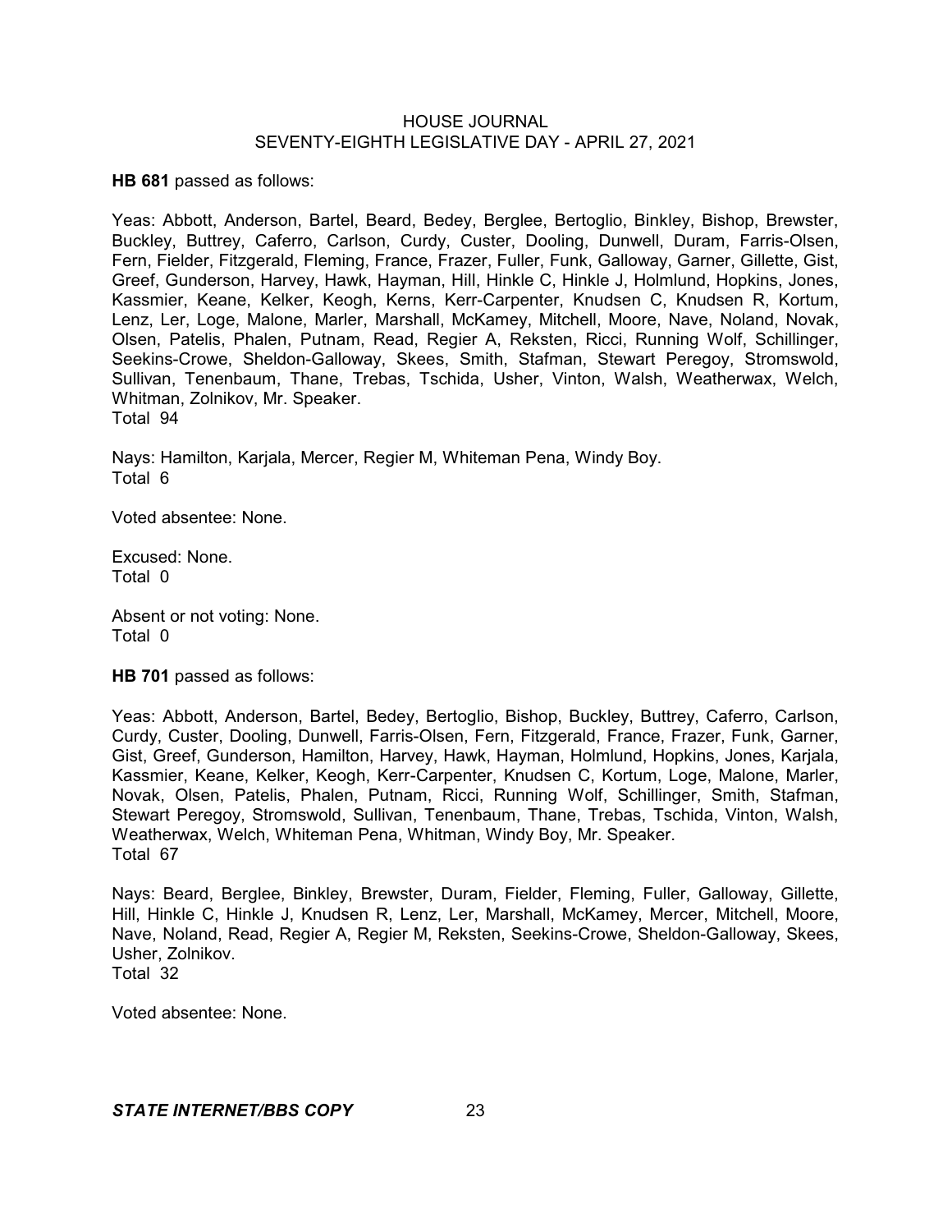**HB 681** passed as follows:

Yeas: Abbott, Anderson, Bartel, Beard, Bedey, Berglee, Bertoglio, Binkley, Bishop, Brewster, Buckley, Buttrey, Caferro, Carlson, Curdy, Custer, Dooling, Dunwell, Duram, Farris-Olsen, Fern, Fielder, Fitzgerald, Fleming, France, Frazer, Fuller, Funk, Galloway, Garner, Gillette, Gist, Greef, Gunderson, Harvey, Hawk, Hayman, Hill, Hinkle C, Hinkle J, Holmlund, Hopkins, Jones, Kassmier, Keane, Kelker, Keogh, Kerns, Kerr-Carpenter, Knudsen C, Knudsen R, Kortum, Lenz, Ler, Loge, Malone, Marler, Marshall, McKamey, Mitchell, Moore, Nave, Noland, Novak, Olsen, Patelis, Phalen, Putnam, Read, Regier A, Reksten, Ricci, Running Wolf, Schillinger, Seekins-Crowe, Sheldon-Galloway, Skees, Smith, Stafman, Stewart Peregoy, Stromswold, Sullivan, Tenenbaum, Thane, Trebas, Tschida, Usher, Vinton, Walsh, Weatherwax, Welch, Whitman, Zolnikov, Mr. Speaker.
Total 94

Nays: Hamilton, Karjala, Mercer, Regier M, Whiteman Pena, Windy Boy.
Total 6

Voted absentee: None.

Excused: None.
Total 0

Absent or not voting: None.
Total 0

**HB 701** passed as follows:

Yeas: Abbott, Anderson, Bartel, Bedey, Bertoglio, Bishop, Buckley, Buttrey, Caferro, Carlson, Curdy, Custer, Dooling, Dunwell, Farris-Olsen, Fern, Fitzgerald, France, Frazer, Funk, Garner, Gist, Greef, Gunderson, Hamilton, Harvey, Hawk, Hayman, Holmlund, Hopkins, Jones, Karjala, Kassmier, Keane, Kelker, Keogh, Kerr-Carpenter, Knudsen C, Kortum, Loge, Malone, Marler, Novak, Olsen, Patelis, Phalen, Putnam, Ricci, Running Wolf, Schillinger, Smith, Stafman, Stewart Peregoy, Stromswold, Sullivan, Tenenbaum, Thane, Trebas, Tschida, Vinton, Walsh, Weatherwax, Welch, Whiteman Pena, Whitman, Windy Boy, Mr. Speaker.
Total 67

Nays: Beard, Berglee, Binkley, Brewster, Duram, Fielder, Fleming, Fuller, Galloway, Gillette, Hill, Hinkle C, Hinkle J, Knudsen R, Lenz, Ler, Marshall, McKamey, Mercer, Mitchell, Moore, Nave, Noland, Read, Regier A, Regier M, Reksten, Seekins-Crowe, Sheldon-Galloway, Skees, Usher, Zolnikov.
Total 32

Voted absentee: None.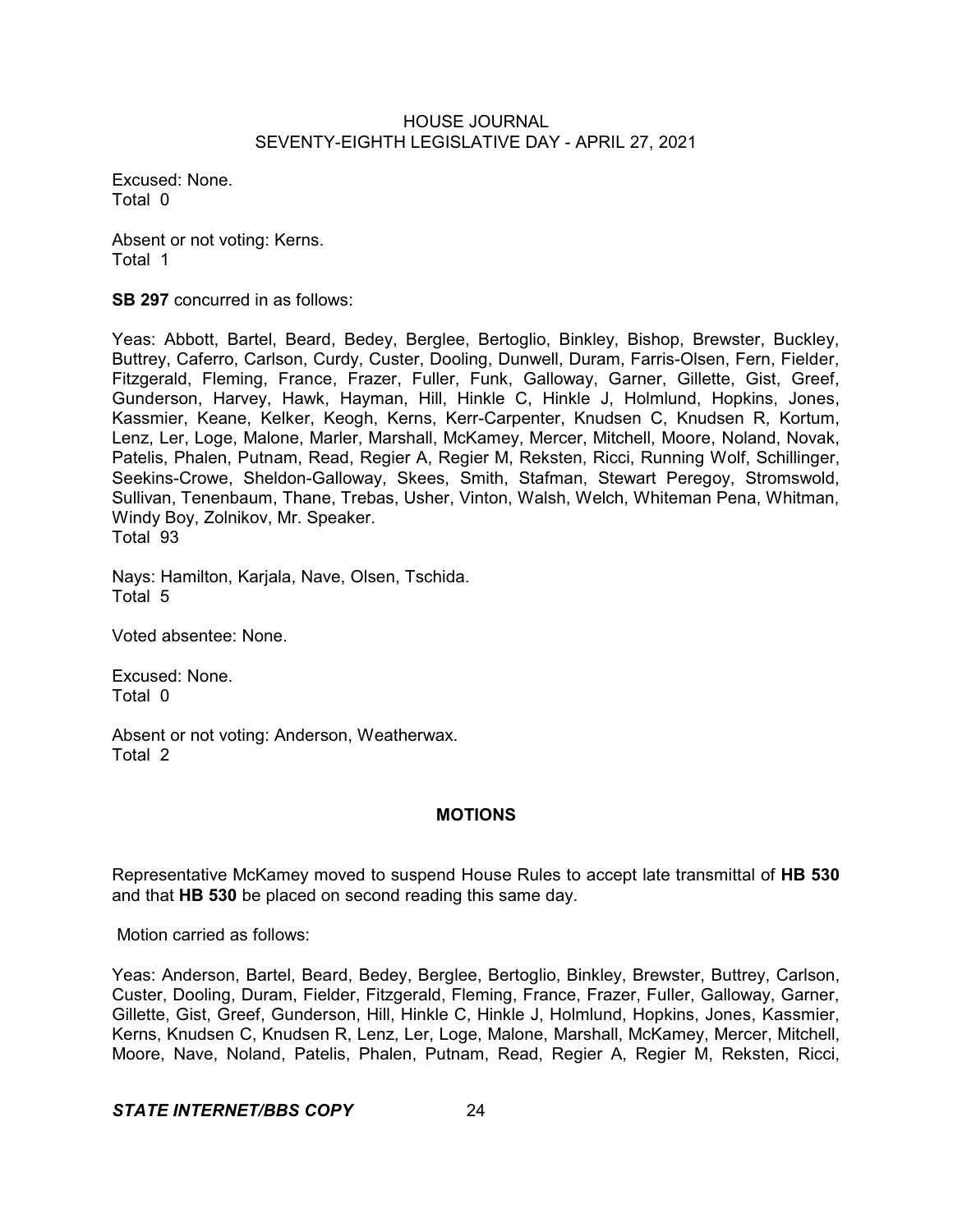Excused: None.
Total 0

Absent or not voting: Kerns.
Total 1

**SB 297** concurred in as follows:

Yeas: Abbott, Bartel, Beard, Bedey, Berglee, Bertoglio, Binkley, Bishop, Brewster, Buckley, Buttrey, Caferro, Carlson, Curdy, Custer, Dooling, Dunwell, Duram, Farris-Olsen, Fern, Fielder, Fitzgerald, Fleming, France, Frazer, Fuller, Funk, Galloway, Garner, Gillette, Gist, Greef, Gunderson, Harvey, Hawk, Hayman, Hill, Hinkle C, Hinkle J, Holmlund, Hopkins, Jones, Kassmier, Keane, Kelker, Keogh, Kerns, Kerr-Carpenter, Knudsen C, Knudsen R, Kortum, Lenz, Ler, Loge, Malone, Marler, Marshall, McKamey, Mercer, Mitchell, Moore, Noland, Novak, Patelis, Phalen, Putnam, Read, Regier A, Regier M, Reksten, Ricci, Running Wolf, Schillinger, Seekins-Crowe, Sheldon-Galloway, Skees, Smith, Stafman, Stewart Peregoy, Stromswold, Sullivan, Tenenbaum, Thane, Trebas, Usher, Vinton, Walsh, Welch, Whiteman Pena, Whitman, Windy Boy, Zolnikov, Mr. Speaker.
Total 93

Nays: Hamilton, Karjala, Nave, Olsen, Tschida.
Total 5

Voted absentee: None.

Excused: None.
Total 0

Absent or not voting: Anderson, Weatherwax.
Total 2

## MOTIONS

Representative McKamey moved to suspend House Rules to accept late transmittal of **HB 530** and that **HB 530** be placed on second reading this same day.

Motion carried as follows:

Yeas: Anderson, Bartel, Beard, Bedey, Berglee, Bertoglio, Binkley, Brewster, Buttrey, Carlson, Custer, Dooling, Duram, Fielder, Fitzgerald, Fleming, France, Frazer, Fuller, Galloway, Garner, Gillette, Gist, Greef, Gunderson, Hill, Hinkle C, Hinkle J, Holmlund, Hopkins, Jones, Kassmier, Kerns, Knudsen C, Knudsen R, Lenz, Ler, Loge, Malone, Marshall, McKamey, Mercer, Mitchell, Moore, Nave, Noland, Patelis, Phalen, Putnam, Read, Regier A, Regier M, Reksten, Ricci,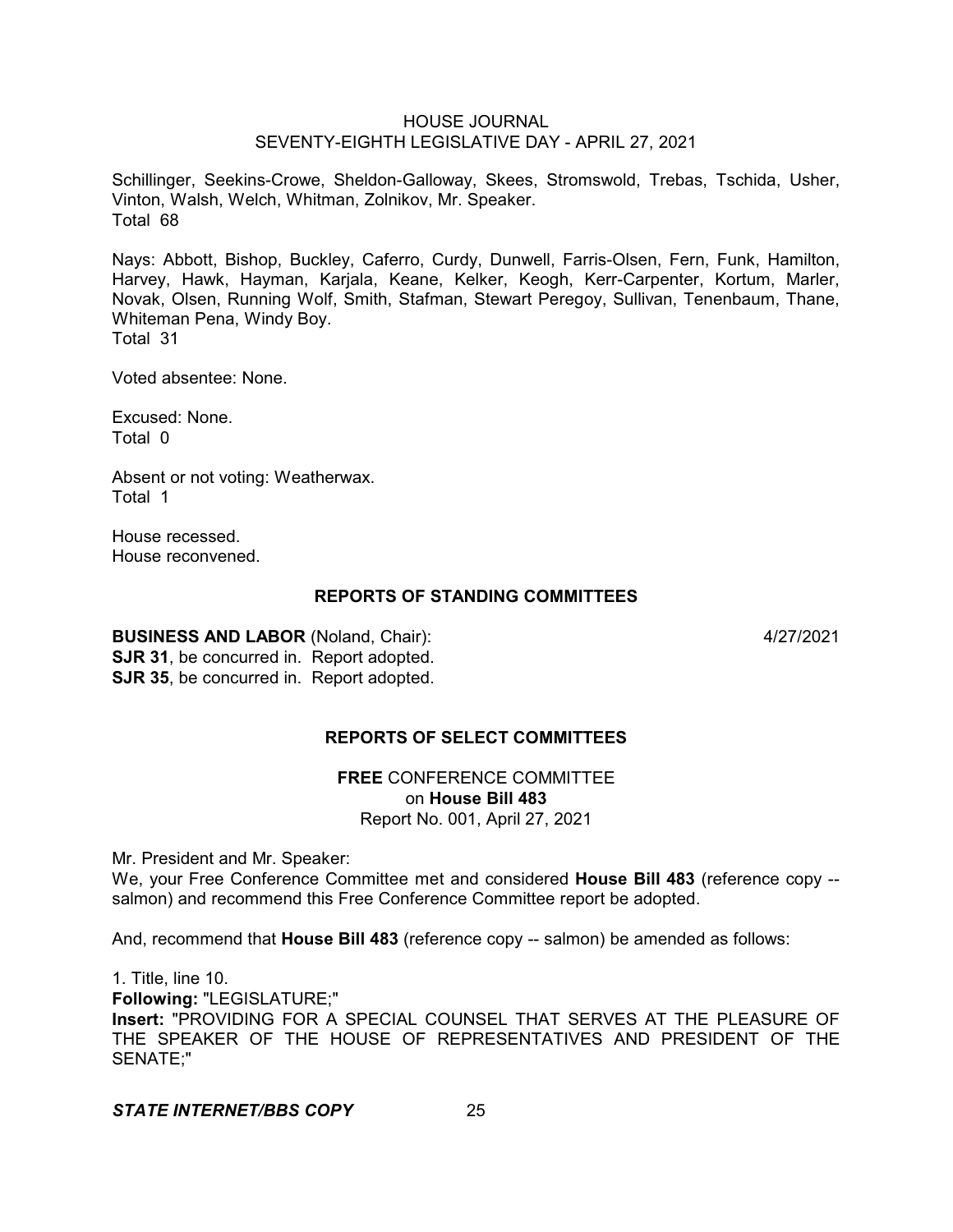Schillinger, Seekins-Crowe, Sheldon-Galloway, Skees, Stromswold, Trebas, Tschida, Usher, Vinton, Walsh, Welch, Whitman, Zolnikov, Mr. Speaker.
Total 68

Nays: Abbott, Bishop, Buckley, Caferro, Curdy, Dunwell, Farris-Olsen, Fern, Funk, Hamilton, Harvey, Hawk, Hayman, Karjala, Keane, Kelker, Keogh, Kerr-Carpenter, Kortum, Marler, Novak, Olsen, Running Wolf, Smith, Stafman, Stewart Peregoy, Sullivan, Tenenbaum, Thane, Whiteman Pena, Windy Boy.
Total 31

Voted absentee: None.

Excused: None.
Total 0

Absent or not voting: Weatherwax.
Total 1

House recessed.
House reconvened.

## REPORTS OF STANDING COMMITTEES

**BUSINESS AND LABOR** (Noland, Chair): 4/27/2021
**SJR 31**, be concurred in. Report adopted.
**SJR 35**, be concurred in. Report adopted.

## REPORTS OF SELECT COMMITTEES

**FREE** CONFERENCE COMMITTEE
on **House Bill 483**
Report No. 001, April 27, 2021

Mr. President and Mr. Speaker:
We, your Free Conference Committee met and considered **House Bill 483** (reference copy -- salmon) and recommend this Free Conference Committee report be adopted.

And, recommend that **House Bill 483** (reference copy -- salmon) be amended as follows:

1. Title, line 10.
**Following:** "LEGISLATURE;"
**Insert:** "PROVIDING FOR A SPECIAL COUNSEL THAT SERVES AT THE PLEASURE OF THE SPEAKER OF THE HOUSE OF REPRESENTATIVES AND PRESIDENT OF THE SENATE;"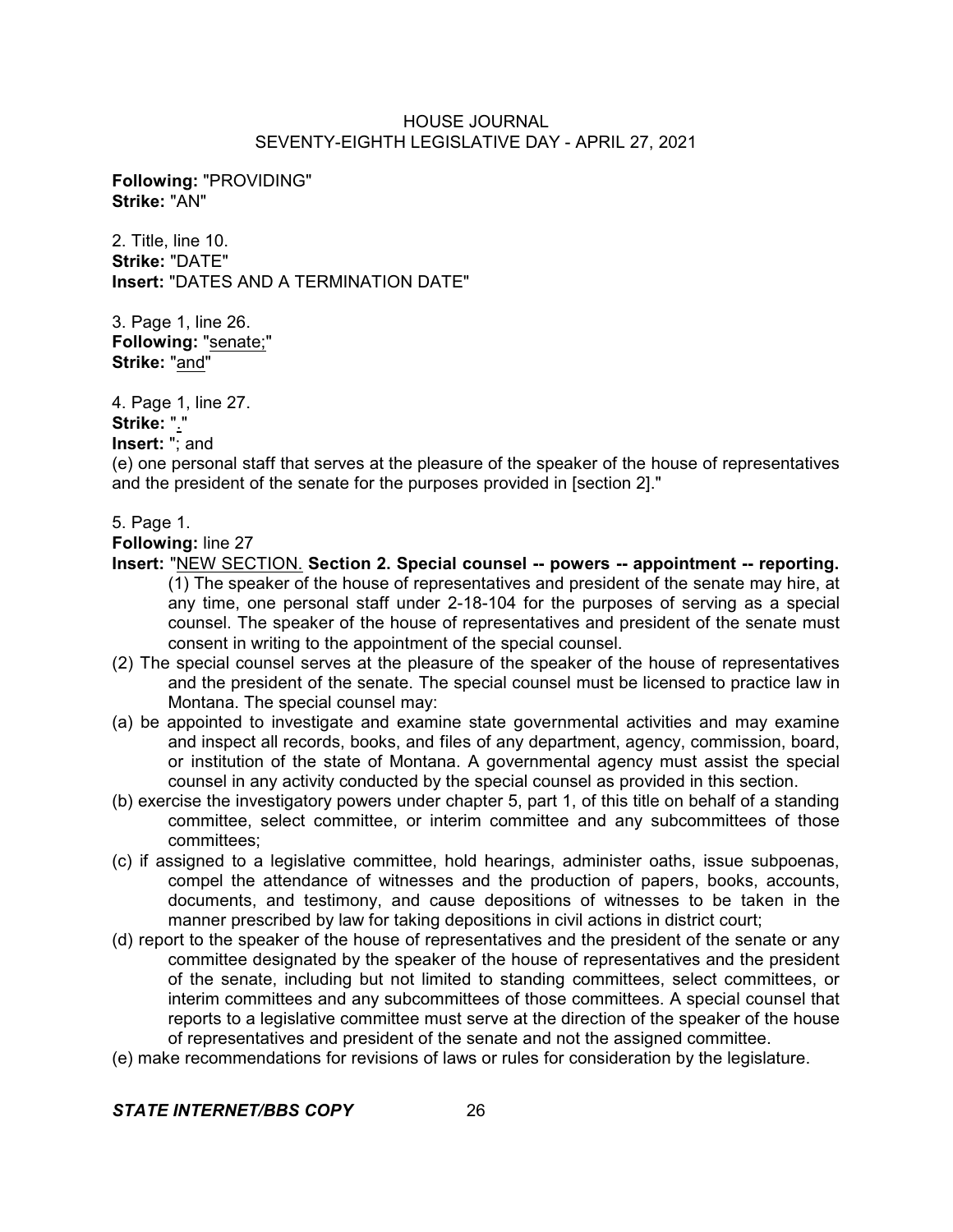**Following:** "PROVIDING"
**Strike:** "AN"

2. Title, line 10.
**Strike:** "DATE"
**Insert:** "DATES AND A TERMINATION DATE"

3. Page 1, line 26.
**Following:** "senate;"
**Strike:** "and"

4. Page 1, line 27.
**Strike:** "."
**Insert:** "; and
(e) one personal staff that serves at the pleasure of the speaker of the house of representatives and the president of the senate for the purposes provided in [section 2]."

5. Page 1.
**Following:** line 27
**Insert:** "NEW SECTION. **Section 2. Special counsel -- powers -- appointment -- reporting.** (1) The speaker of the house of representatives and president of the senate may hire, at any time, one personal staff under 2-18-104 for the purposes of serving as a special counsel. The speaker of the house of representatives and president of the senate must consent in writing to the appointment of the special counsel.

(2) The special counsel serves at the pleasure of the speaker of the house of representatives and the president of the senate. The special counsel must be licensed to practice law in Montana. The special counsel may:

(a) be appointed to investigate and examine state governmental activities and may examine and inspect all records, books, and files of any department, agency, commission, board, or institution of the state of Montana. A governmental agency must assist the special counsel in any activity conducted by the special counsel as provided in this section.

(b) exercise the investigatory powers under chapter 5, part 1, of this title on behalf of a standing committee, select committee, or interim committee and any subcommittees of those committees;

(c) if assigned to a legislative committee, hold hearings, administer oaths, issue subpoenas, compel the attendance of witnesses and the production of papers, books, accounts, documents, and testimony, and cause depositions of witnesses to be taken in the manner prescribed by law for taking depositions in civil actions in district court;

(d) report to the speaker of the house of representatives and the president of the senate or any committee designated by the speaker of the house of representatives and the president of the senate, including but not limited to standing committees, select committees, or interim committees and any subcommittees of those committees. A special counsel that reports to a legislative committee must serve at the direction of the speaker of the house of representatives and president of the senate and not the assigned committee.

(e) make recommendations for revisions of laws or rules for consideration by the legislature.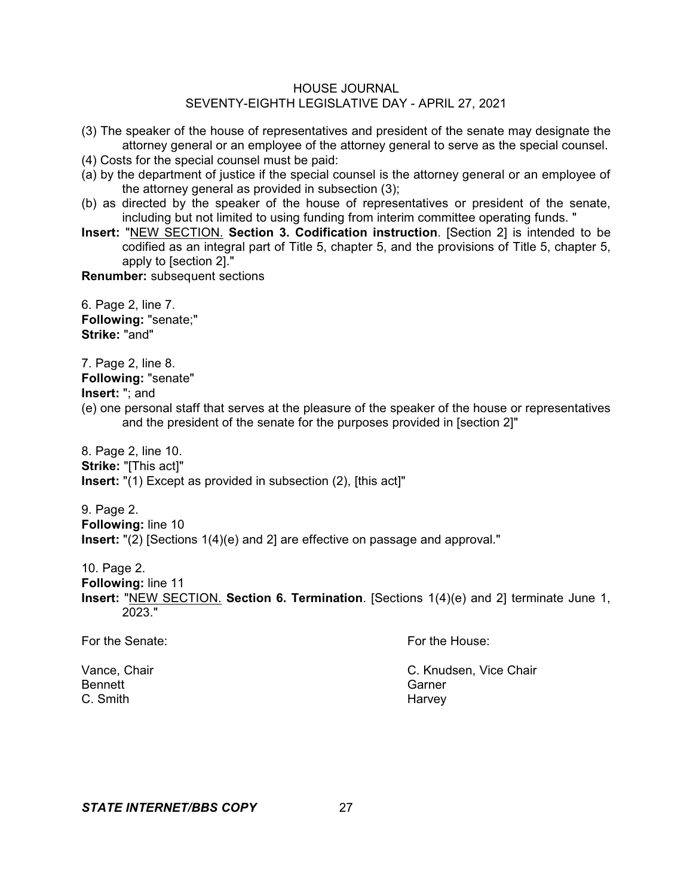(3) The speaker of the house of representatives and president of the senate may designate the attorney general or an employee of the attorney general to serve as the special counsel.

(4) Costs for the special counsel must be paid:

(a) by the department of justice if the special counsel is the attorney general or an employee of the attorney general as provided in subsection (3);

(b) as directed by the speaker of the house of representatives or president of the senate, including but not limited to using funding from interim committee operating funds. "

**Insert:** "NEW SECTION. **Section 3. Codification instruction**. [Section 2] is intended to be codified as an integral part of Title 5, chapter 5, and the provisions of Title 5, chapter 5, apply to [section 2]."

**Renumber:** subsequent sections

6. Page 2, line 7.
**Following:** "senate;"
**Strike:** "and"

7. Page 2, line 8.
**Following:** "senate"
**Insert:** "; and
(e) one personal staff that serves at the pleasure of the speaker of the house or representatives and the president of the senate for the purposes provided in [section 2]"

8. Page 2, line 10.
**Strike:** "[This act]"
**Insert:** "(1) Except as provided in subsection (2), [this act]"

9. Page 2.
**Following:** line 10
**Insert:** "(2) [Sections 1(4)(e) and 2] are effective on passage and approval."

10. Page 2.
**Following:** line 11
**Insert:** "NEW SECTION. **Section 6. Termination**. [Sections 1(4)(e) and 2] terminate June 1, 2023."

| For the Senate: | For the House: |
|---|---|
| Vance, Chair | C. Knudsen, Vice Chair |
| Bennett | Garner |
| C. Smith | Harvey |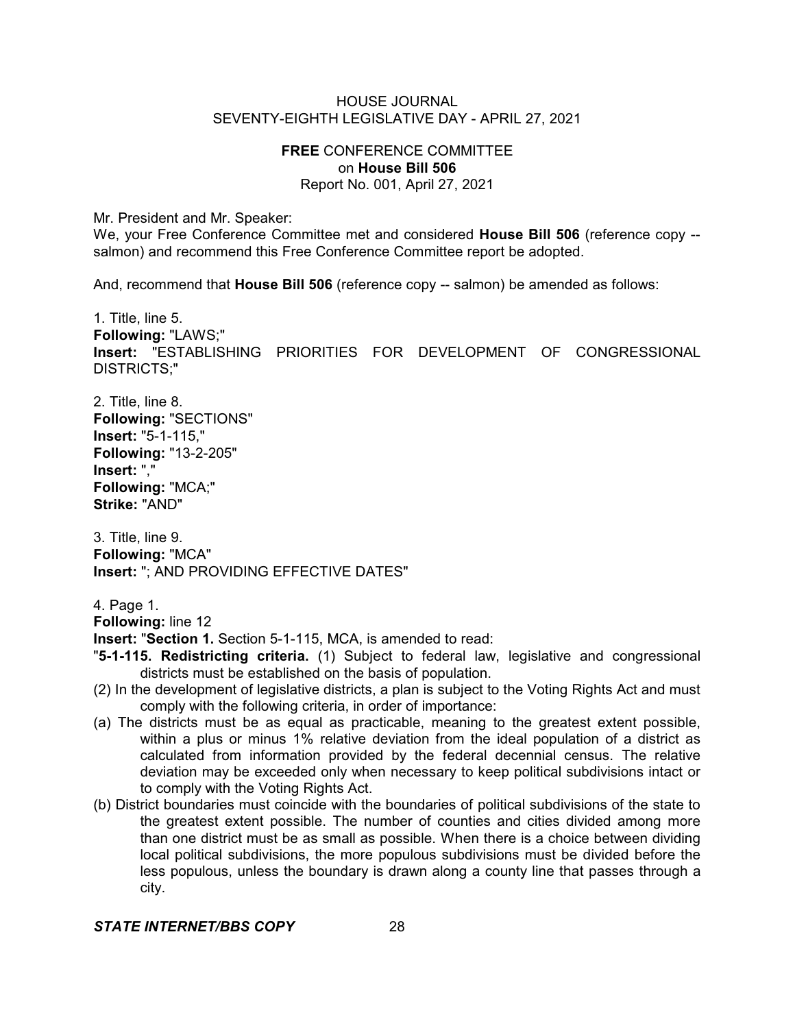## FREE CONFERENCE COMMITTEE
### on House Bill 506
Report No. 001, April 27, 2021

Mr. President and Mr. Speaker:

We, your Free Conference Committee met and considered **House Bill 506** (reference copy -- salmon) and recommend this Free Conference Committee report be adopted.

And, recommend that **House Bill 506** (reference copy -- salmon) be amended as follows:

1. Title, line 5.
**Following:** "LAWS;"
**Insert:** "ESTABLISHING PRIORITIES FOR DEVELOPMENT OF CONGRESSIONAL DISTRICTS;"

2. Title, line 8.
**Following:** "SECTIONS"
**Insert:** "5-1-115,"
**Following:** "13-2-205"
**Insert:** ","
**Following:** "MCA;"
**Strike:** "AND"

3. Title, line 9.
**Following:** "MCA"
**Insert:** "; AND PROVIDING EFFECTIVE DATES"

4. Page 1.
**Following:** line 12
**Insert:** "**Section 1.** Section 5-1-115, MCA, is amended to read:

"**5-1-115. Redistricting criteria.** (1) Subject to federal law, legislative and congressional districts must be established on the basis of population.

(2) In the development of legislative districts, a plan is subject to the Voting Rights Act and must comply with the following criteria, in order of importance:

(a) The districts must be as equal as practicable, meaning to the greatest extent possible, within a plus or minus 1% relative deviation from the ideal population of a district as calculated from information provided by the federal decennial census. The relative deviation may be exceeded only when necessary to keep political subdivisions intact or to comply with the Voting Rights Act.

(b) District boundaries must coincide with the boundaries of political subdivisions of the state to the greatest extent possible. The number of counties and cities divided among more than one district must be as small as possible. When there is a choice between dividing local political subdivisions, the more populous subdivisions must be divided before the less populous, unless the boundary is drawn along a county line that passes through a city.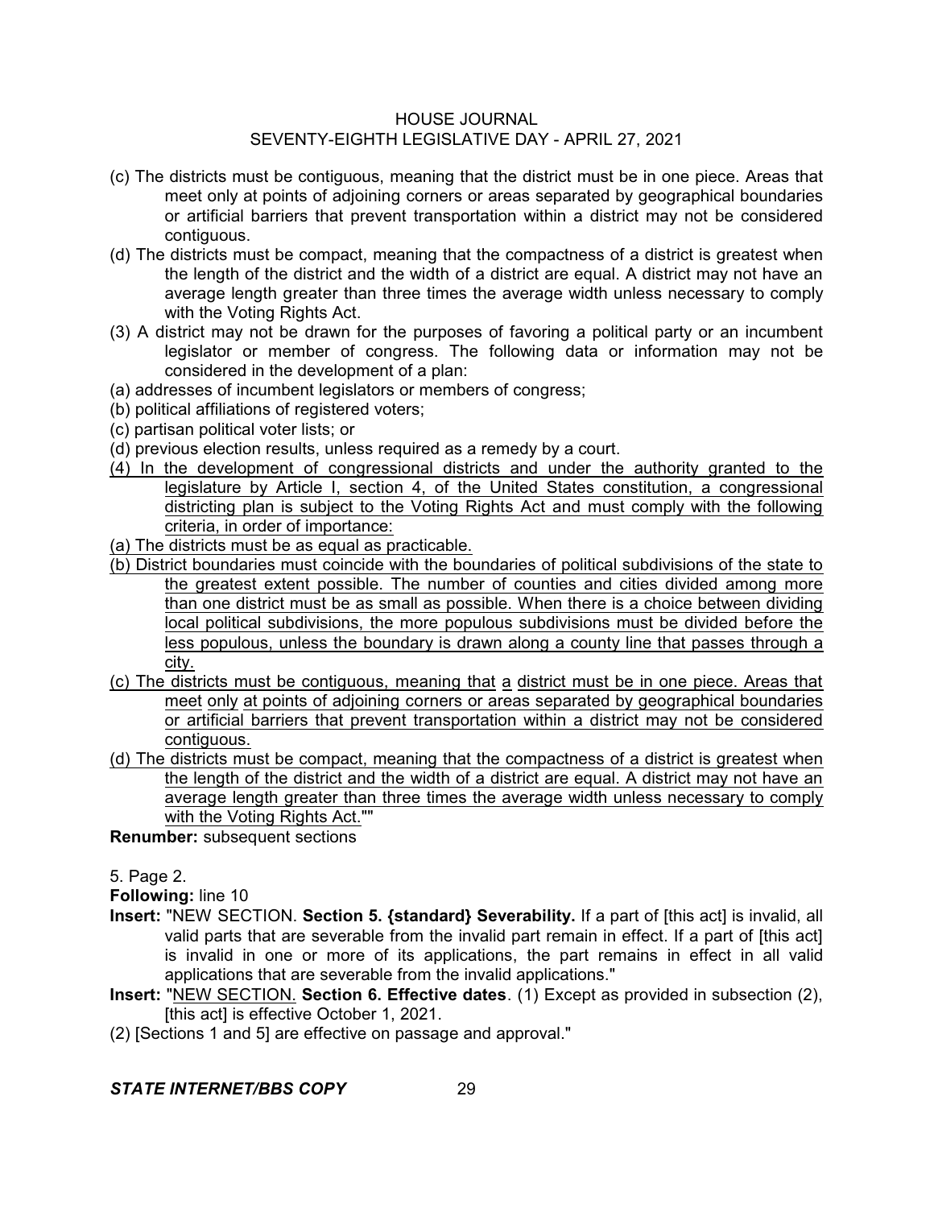(c) The districts must be contiguous, meaning that the district must be in one piece. Areas that meet only at points of adjoining corners or areas separated by geographical boundaries or artificial barriers that prevent transportation within a district may not be considered contiguous.

(d) The districts must be compact, meaning that the compactness of a district is greatest when the length of the district and the width of a district are equal. A district may not have an average length greater than three times the average width unless necessary to comply with the Voting Rights Act.

(3) A district may not be drawn for the purposes of favoring a political party or an incumbent legislator or member of congress. The following data or information may not be considered in the development of a plan:

(a) addresses of incumbent legislators or members of congress;

(b) political affiliations of registered voters;

(c) partisan political voter lists; or

(d) previous election results, unless required as a remedy by a court.

<u>(4) In the development of congressional districts and under the authority granted to the legislature by Article I, section 4, of the United States constitution, a congressional districting plan is subject to the Voting Rights Act and must comply with the following criteria, in order of importance:</u>

<u>(a) The districts must be as equal as practicable.</u>

<u>(b) District boundaries must coincide with the boundaries of political subdivisions of the state to the greatest extent possible. The number of counties and cities divided among more than one district must be as small as possible. When there is a choice between dividing local political subdivisions, the more populous subdivisions must be divided before the less populous, unless the boundary is drawn along a county line that passes through a city.</u>

<u>(c) The districts must be contiguous, meaning that a district must be in one piece. Areas that meet only at points of adjoining corners or areas separated by geographical boundaries or artificial barriers that prevent transportation within a district may not be considered contiguous.</u>

<u>(d) The districts must be compact, meaning that the compactness of a district is greatest when the length of the district and the width of a district are equal. A district may not have an average length greater than three times the average width unless necessary to comply with the Voting Rights Act.</u>""

**Renumber:** subsequent sections

5. Page 2.

**Following:** line 10

**Insert:** "NEW SECTION. **Section 5. {standard} Severability.** If a part of [this act] is invalid, all valid parts that are severable from the invalid part remain in effect. If a part of [this act] is invalid in one or more of its applications, the part remains in effect in all valid applications that are severable from the invalid applications."

**Insert:** "<u>NEW SECTION.</u> **Section 6. Effective dates**. (1) Except as provided in subsection (2), [this act] is effective October 1, 2021.

(2) [Sections 1 and 5] are effective on passage and approval."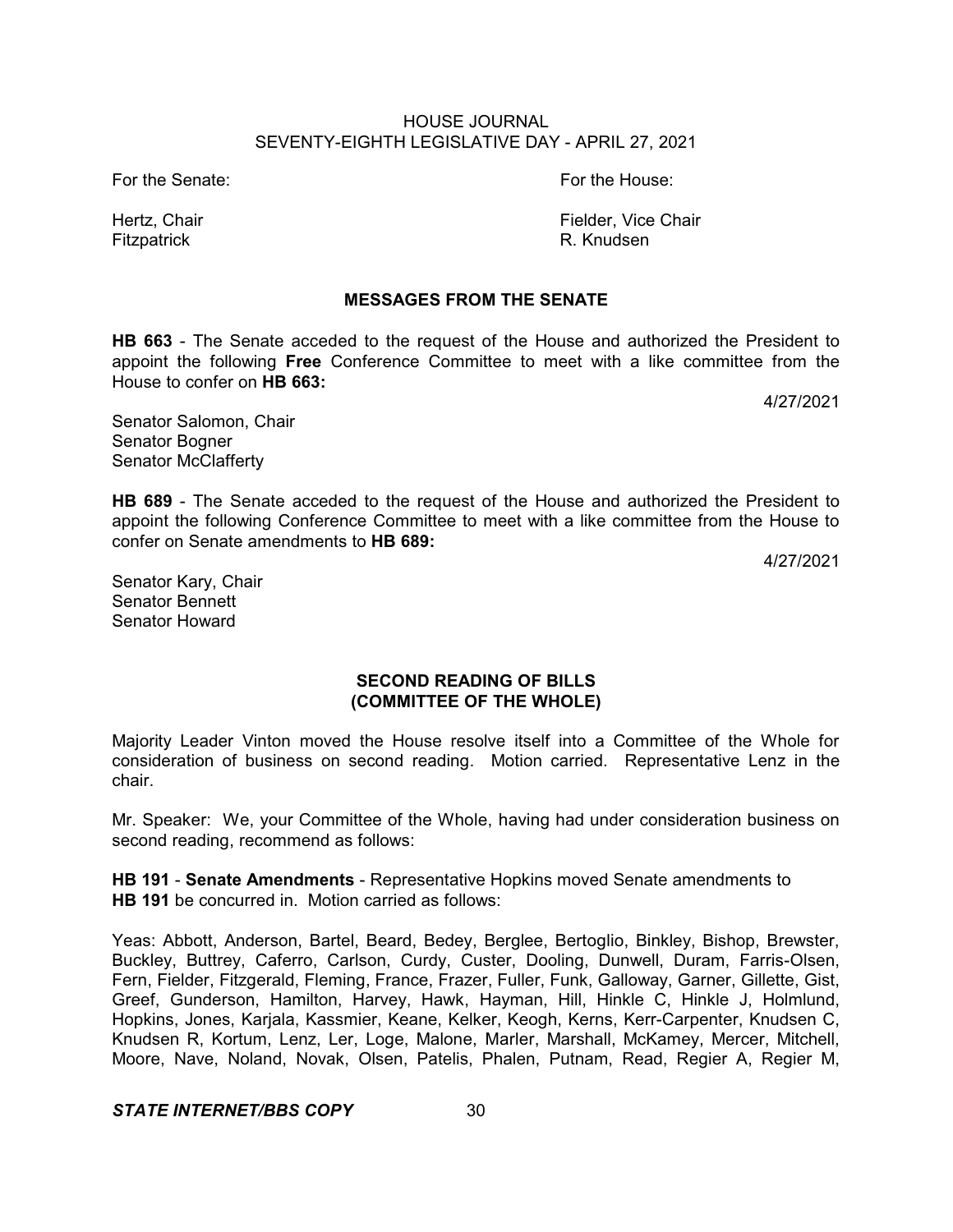For the Senate: For the House:

Hertz, Chair 
Fitzpatrick

Fielder, Vice Chair 
R. Knudsen

## MESSAGES FROM THE SENATE

**HB 663** - The Senate acceded to the request of the House and authorized the President to appoint the following **Free** Conference Committee to meet with a like committee from the House to confer on **HB 663:**

4/27/2021

Senator Salomon, Chair 
Senator Bogner 
Senator McClafferty

**HB 689** - The Senate acceded to the request of the House and authorized the President to appoint the following Conference Committee to meet with a like committee from the House to confer on Senate amendments to **HB 689:**

4/27/2021

Senator Kary, Chair 
Senator Bennett 
Senator Howard

## SECOND READING OF BILLS (COMMITTEE OF THE WHOLE)

Majority Leader Vinton moved the House resolve itself into a Committee of the Whole for consideration of business on second reading. Motion carried. Representative Lenz in the chair.

Mr. Speaker: We, your Committee of the Whole, having had under consideration business on second reading, recommend as follows:

**HB 191** - **Senate Amendments** - Representative Hopkins moved Senate amendments to **HB 191** be concurred in. Motion carried as follows:

Yeas: Abbott, Anderson, Bartel, Beard, Bedey, Berglee, Bertoglio, Binkley, Bishop, Brewster, Buckley, Buttrey, Caferro, Carlson, Curdy, Custer, Dooling, Dunwell, Duram, Farris-Olsen, Fern, Fielder, Fitzgerald, Fleming, France, Frazer, Fuller, Funk, Galloway, Garner, Gillette, Gist, Greef, Gunderson, Hamilton, Harvey, Hawk, Hayman, Hill, Hinkle C, Hinkle J, Holmlund, Hopkins, Jones, Karjala, Kassmier, Keane, Kelker, Keogh, Kerns, Kerr-Carpenter, Knudsen C, Knudsen R, Kortum, Lenz, Ler, Loge, Malone, Marler, Marshall, McKamey, Mercer, Mitchell, Moore, Nave, Noland, Novak, Olsen, Patelis, Phalen, Putnam, Read, Regier A, Regier M,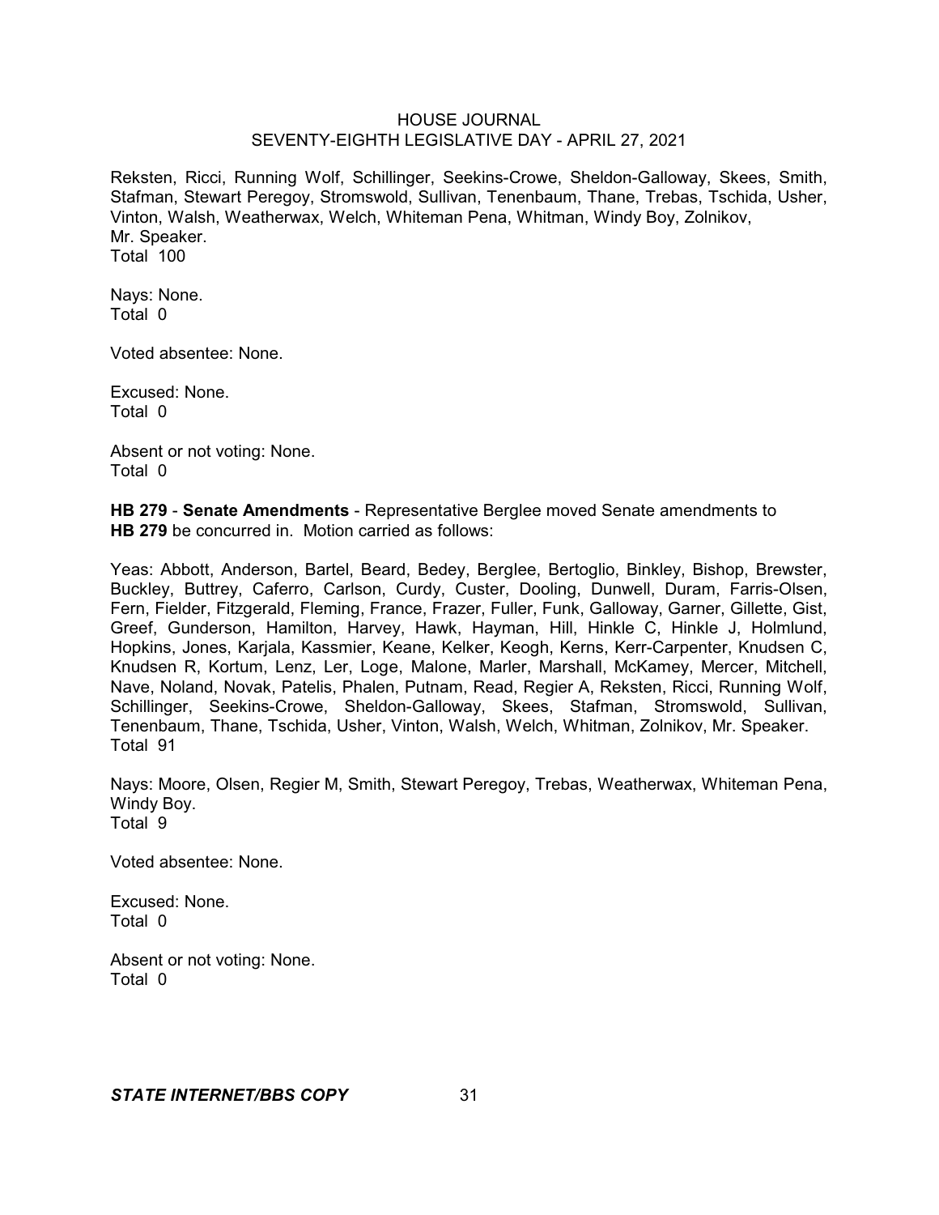Reksten, Ricci, Running Wolf, Schillinger, Seekins-Crowe, Sheldon-Galloway, Skees, Smith, Stafman, Stewart Peregoy, Stromswold, Sullivan, Tenenbaum, Thane, Trebas, Tschida, Usher, Vinton, Walsh, Weatherwax, Welch, Whiteman Pena, Whitman, Windy Boy, Zolnikov, Mr. Speaker.
Total 100

Nays: None.
Total 0

Voted absentee: None.

Excused: None.
Total 0

Absent or not voting: None.
Total 0

**HB 279** - **Senate Amendments** - Representative Berglee moved Senate amendments to **HB 279** be concurred in. Motion carried as follows:

Yeas: Abbott, Anderson, Bartel, Beard, Bedey, Berglee, Bertoglio, Binkley, Bishop, Brewster, Buckley, Buttrey, Caferro, Carlson, Curdy, Custer, Dooling, Dunwell, Duram, Farris-Olsen, Fern, Fielder, Fitzgerald, Fleming, France, Frazer, Fuller, Funk, Galloway, Garner, Gillette, Gist, Greef, Gunderson, Hamilton, Harvey, Hawk, Hayman, Hill, Hinkle C, Hinkle J, Holmlund, Hopkins, Jones, Karjala, Kassmier, Keane, Kelker, Keogh, Kerns, Kerr-Carpenter, Knudsen C, Knudsen R, Kortum, Lenz, Ler, Loge, Malone, Marler, Marshall, McKamey, Mercer, Mitchell, Nave, Noland, Novak, Patelis, Phalen, Putnam, Read, Regier A, Reksten, Ricci, Running Wolf, Schillinger, Seekins-Crowe, Sheldon-Galloway, Skees, Stafman, Stromswold, Sullivan, Tenenbaum, Thane, Tschida, Usher, Vinton, Walsh, Welch, Whitman, Zolnikov, Mr. Speaker.
Total 91

Nays: Moore, Olsen, Regier M, Smith, Stewart Peregoy, Trebas, Weatherwax, Whiteman Pena, Windy Boy.
Total 9

Voted absentee: None.

Excused: None.
Total 0

Absent or not voting: None.
Total 0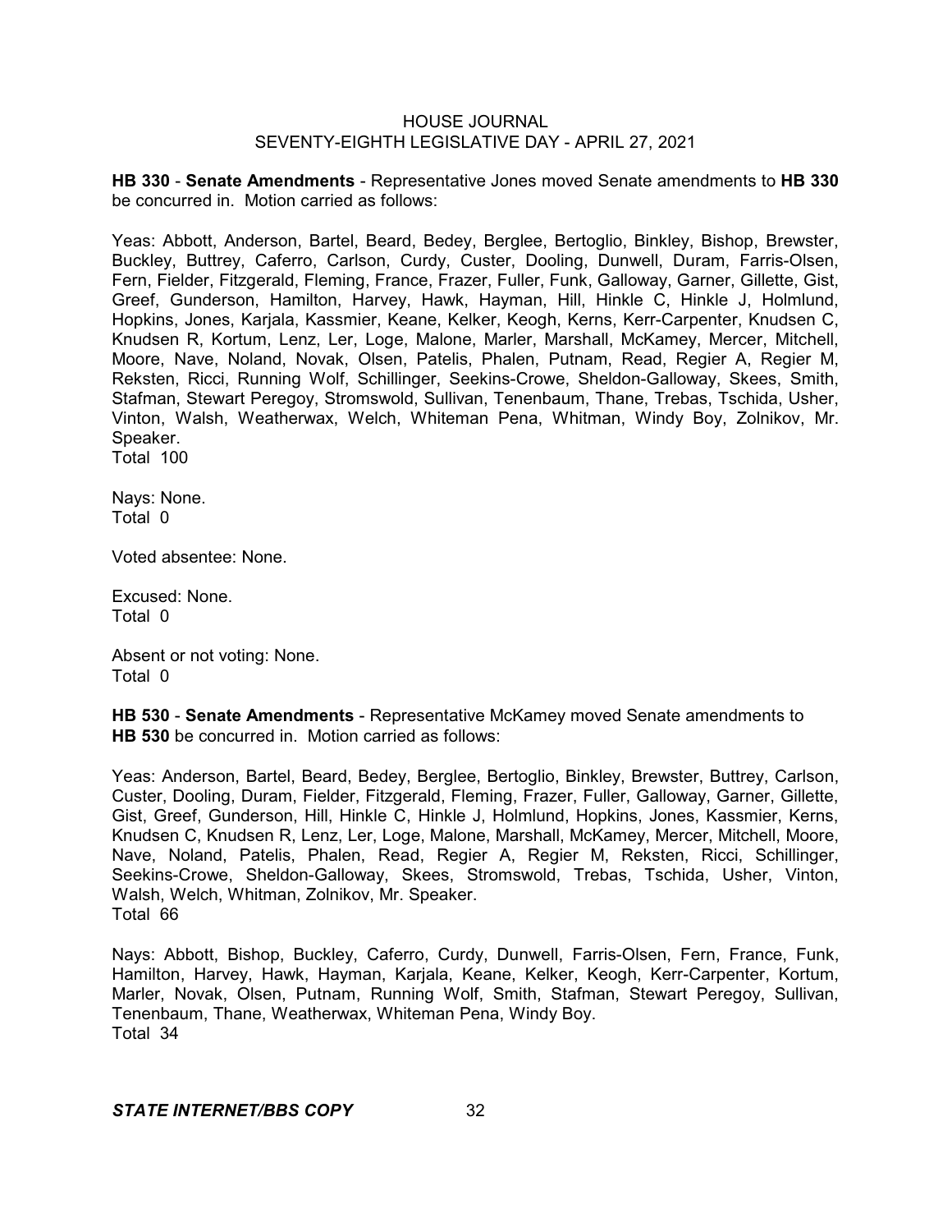**HB 330** - **Senate Amendments** - Representative Jones moved Senate amendments to **HB 330** be concurred in. Motion carried as follows:

Yeas: Abbott, Anderson, Bartel, Beard, Bedey, Berglee, Bertoglio, Binkley, Bishop, Brewster, Buckley, Buttrey, Caferro, Carlson, Curdy, Custer, Dooling, Dunwell, Duram, Farris-Olsen, Fern, Fielder, Fitzgerald, Fleming, France, Frazer, Fuller, Funk, Galloway, Garner, Gillette, Gist, Greef, Gunderson, Hamilton, Harvey, Hawk, Hayman, Hill, Hinkle C, Hinkle J, Holmlund, Hopkins, Jones, Karjala, Kassmier, Keane, Kelker, Keogh, Kerns, Kerr-Carpenter, Knudsen C, Knudsen R, Kortum, Lenz, Ler, Loge, Malone, Marler, Marshall, McKamey, Mercer, Mitchell, Moore, Nave, Noland, Novak, Olsen, Patelis, Phalen, Putnam, Read, Regier A, Regier M, Reksten, Ricci, Running Wolf, Schillinger, Seekins-Crowe, Sheldon-Galloway, Skees, Smith, Stafman, Stewart Peregoy, Stromswold, Sullivan, Tenenbaum, Thane, Trebas, Tschida, Usher, Vinton, Walsh, Weatherwax, Welch, Whiteman Pena, Whitman, Windy Boy, Zolnikov, Mr. Speaker.
Total 100

Nays: None.
Total 0

Voted absentee: None.

Excused: None.
Total 0

Absent or not voting: None.
Total 0

**HB 530** - **Senate Amendments** - Representative McKamey moved Senate amendments to **HB 530** be concurred in. Motion carried as follows:

Yeas: Anderson, Bartel, Beard, Bedey, Berglee, Bertoglio, Binkley, Brewster, Buttrey, Carlson, Custer, Dooling, Duram, Fielder, Fitzgerald, Fleming, Frazer, Fuller, Galloway, Garner, Gillette, Gist, Greef, Gunderson, Hill, Hinkle C, Hinkle J, Holmlund, Hopkins, Jones, Kassmier, Kerns, Knudsen C, Knudsen R, Lenz, Ler, Loge, Malone, Marshall, McKamey, Mercer, Mitchell, Moore, Nave, Noland, Patelis, Phalen, Read, Regier A, Regier M, Reksten, Ricci, Schillinger, Seekins-Crowe, Sheldon-Galloway, Skees, Stromswold, Trebas, Tschida, Usher, Vinton, Walsh, Welch, Whitman, Zolnikov, Mr. Speaker.
Total 66

Nays: Abbott, Bishop, Buckley, Caferro, Curdy, Dunwell, Farris-Olsen, Fern, France, Funk, Hamilton, Harvey, Hawk, Hayman, Karjala, Keane, Kelker, Keogh, Kerr-Carpenter, Kortum, Marler, Novak, Olsen, Putnam, Running Wolf, Smith, Stafman, Stewart Peregoy, Sullivan, Tenenbaum, Thane, Weatherwax, Whiteman Pena, Windy Boy.
Total 34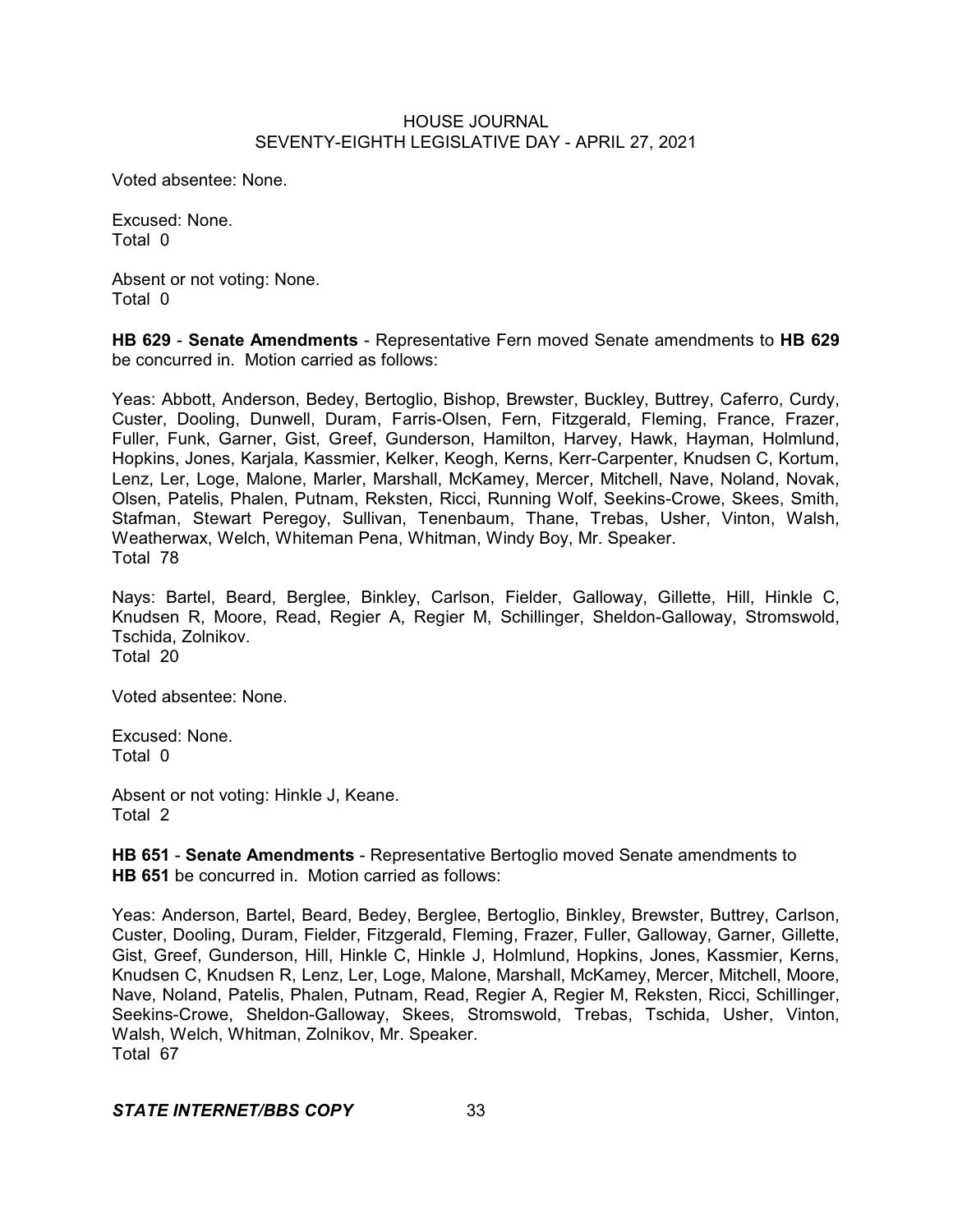Voted absentee: None.

Excused: None.
Total 0

Absent or not voting: None.
Total 0

**HB 629** - **Senate Amendments** - Representative Fern moved Senate amendments to **HB 629** be concurred in. Motion carried as follows:

Yeas: Abbott, Anderson, Bedey, Bertoglio, Bishop, Brewster, Buckley, Buttrey, Caferro, Curdy, Custer, Dooling, Dunwell, Duram, Farris-Olsen, Fern, Fitzgerald, Fleming, France, Frazer, Fuller, Funk, Garner, Gist, Greef, Gunderson, Hamilton, Harvey, Hawk, Hayman, Holmlund, Hopkins, Jones, Karjala, Kassmier, Kelker, Keogh, Kerns, Kerr-Carpenter, Knudsen C, Kortum, Lenz, Ler, Loge, Malone, Marler, Marshall, McKamey, Mercer, Mitchell, Nave, Noland, Novak, Olsen, Patelis, Phalen, Putnam, Reksten, Ricci, Running Wolf, Seekins-Crowe, Skees, Smith, Stafman, Stewart Peregoy, Sullivan, Tenenbaum, Thane, Trebas, Usher, Vinton, Walsh, Weatherwax, Welch, Whiteman Pena, Whitman, Windy Boy, Mr. Speaker.
Total 78

Nays: Bartel, Beard, Berglee, Binkley, Carlson, Fielder, Galloway, Gillette, Hill, Hinkle C, Knudsen R, Moore, Read, Regier A, Regier M, Schillinger, Sheldon-Galloway, Stromswold, Tschida, Zolnikov.
Total 20

Voted absentee: None.

Excused: None.
Total 0

Absent or not voting: Hinkle J, Keane.
Total 2

**HB 651** - **Senate Amendments** - Representative Bertoglio moved Senate amendments to **HB 651** be concurred in. Motion carried as follows:

Yeas: Anderson, Bartel, Beard, Bedey, Berglee, Bertoglio, Binkley, Brewster, Buttrey, Carlson, Custer, Dooling, Duram, Fielder, Fitzgerald, Fleming, Frazer, Fuller, Galloway, Garner, Gillette, Gist, Greef, Gunderson, Hill, Hinkle C, Hinkle J, Holmlund, Hopkins, Jones, Kassmier, Kerns, Knudsen C, Knudsen R, Lenz, Ler, Loge, Malone, Marshall, McKamey, Mercer, Mitchell, Moore, Nave, Noland, Patelis, Phalen, Putnam, Read, Regier A, Regier M, Reksten, Ricci, Schillinger, Seekins-Crowe, Sheldon-Galloway, Skees, Stromswold, Trebas, Tschida, Usher, Vinton, Walsh, Welch, Whitman, Zolnikov, Mr. Speaker.
Total 67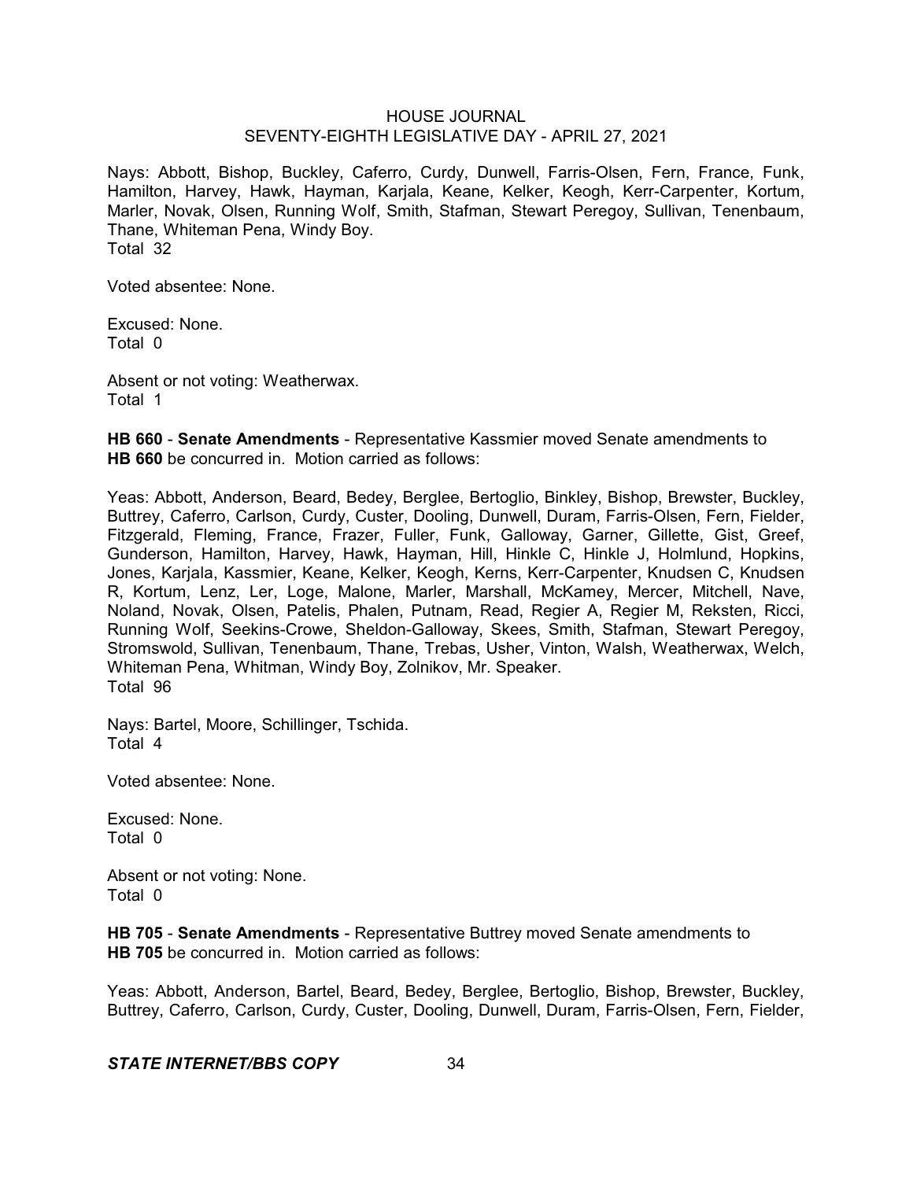Nays: Abbott, Bishop, Buckley, Caferro, Curdy, Dunwell, Farris-Olsen, Fern, France, Funk, Hamilton, Harvey, Hawk, Hayman, Karjala, Keane, Kelker, Keogh, Kerr-Carpenter, Kortum, Marler, Novak, Olsen, Running Wolf, Smith, Stafman, Stewart Peregoy, Sullivan, Tenenbaum, Thane, Whiteman Pena, Windy Boy.
Total 32

Voted absentee: None.

Excused: None.
Total 0

Absent or not voting: Weatherwax.
Total 1

**HB 660** - **Senate Amendments** - Representative Kassmier moved Senate amendments to **HB 660** be concurred in. Motion carried as follows:

Yeas: Abbott, Anderson, Beard, Bedey, Berglee, Bertoglio, Binkley, Bishop, Brewster, Buckley, Buttrey, Caferro, Carlson, Curdy, Custer, Dooling, Dunwell, Duram, Farris-Olsen, Fern, Fielder, Fitzgerald, Fleming, France, Frazer, Fuller, Funk, Galloway, Garner, Gillette, Gist, Greef, Gunderson, Hamilton, Harvey, Hawk, Hayman, Hill, Hinkle C, Hinkle J, Holmlund, Hopkins, Jones, Karjala, Kassmier, Keane, Kelker, Keogh, Kerns, Kerr-Carpenter, Knudsen C, Knudsen R, Kortum, Lenz, Ler, Loge, Malone, Marler, Marshall, McKamey, Mercer, Mitchell, Nave, Noland, Novak, Olsen, Patelis, Phalen, Putnam, Read, Regier A, Regier M, Reksten, Ricci, Running Wolf, Seekins-Crowe, Sheldon-Galloway, Skees, Smith, Stafman, Stewart Peregoy, Stromswold, Sullivan, Tenenbaum, Thane, Trebas, Usher, Vinton, Walsh, Weatherwax, Welch, Whiteman Pena, Whitman, Windy Boy, Zolnikov, Mr. Speaker.
Total 96

Nays: Bartel, Moore, Schillinger, Tschida.
Total 4

Voted absentee: None.

Excused: None.
Total 0

Absent or not voting: None.
Total 0

**HB 705** - **Senate Amendments** - Representative Buttrey moved Senate amendments to **HB 705** be concurred in. Motion carried as follows:

Yeas: Abbott, Anderson, Bartel, Beard, Bedey, Berglee, Bertoglio, Bishop, Brewster, Buckley, Buttrey, Caferro, Carlson, Curdy, Custer, Dooling, Dunwell, Duram, Farris-Olsen, Fern, Fielder,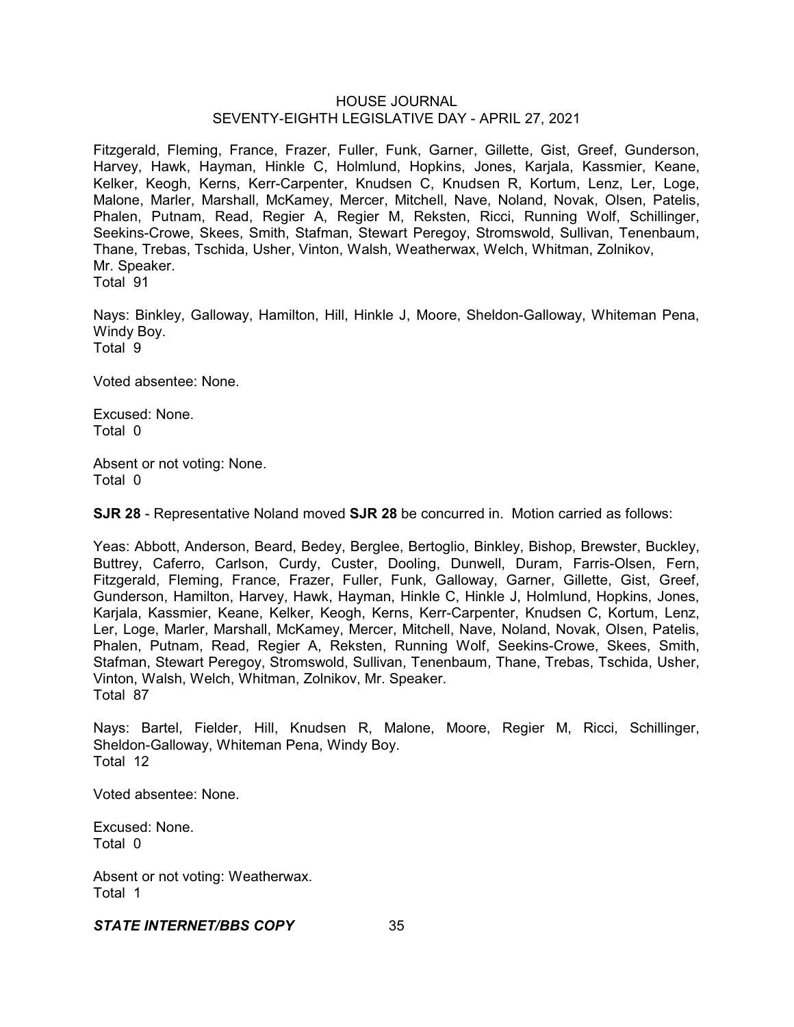Fitzgerald, Fleming, France, Frazer, Fuller, Funk, Garner, Gillette, Gist, Greef, Gunderson, Harvey, Hawk, Hayman, Hinkle C, Holmlund, Hopkins, Jones, Karjala, Kassmier, Keane, Kelker, Keogh, Kerns, Kerr-Carpenter, Knudsen C, Knudsen R, Kortum, Lenz, Ler, Loge, Malone, Marler, Marshall, McKamey, Mercer, Mitchell, Nave, Noland, Novak, Olsen, Patelis, Phalen, Putnam, Read, Regier A, Regier M, Reksten, Ricci, Running Wolf, Schillinger, Seekins-Crowe, Skees, Smith, Stafman, Stewart Peregoy, Stromswold, Sullivan, Tenenbaum, Thane, Trebas, Tschida, Usher, Vinton, Walsh, Weatherwax, Welch, Whitman, Zolnikov, Mr. Speaker.
Total 91

Nays: Binkley, Galloway, Hamilton, Hill, Hinkle J, Moore, Sheldon-Galloway, Whiteman Pena, Windy Boy.
Total 9

Voted absentee: None.

Excused: None.
Total 0

Absent or not voting: None.
Total 0

**SJR 28** - Representative Noland moved **SJR 28** be concurred in. Motion carried as follows:

Yeas: Abbott, Anderson, Beard, Bedey, Berglee, Bertoglio, Binkley, Bishop, Brewster, Buckley, Buttrey, Caferro, Carlson, Curdy, Custer, Dooling, Dunwell, Duram, Farris-Olsen, Fern, Fitzgerald, Fleming, France, Frazer, Fuller, Funk, Galloway, Garner, Gillette, Gist, Greef, Gunderson, Hamilton, Harvey, Hawk, Hayman, Hinkle C, Hinkle J, Holmlund, Hopkins, Jones, Karjala, Kassmier, Keane, Kelker, Keogh, Kerns, Kerr-Carpenter, Knudsen C, Kortum, Lenz, Ler, Loge, Marler, Marshall, McKamey, Mercer, Mitchell, Nave, Noland, Novak, Olsen, Patelis, Phalen, Putnam, Read, Regier A, Reksten, Running Wolf, Seekins-Crowe, Skees, Smith, Stafman, Stewart Peregoy, Stromswold, Sullivan, Tenenbaum, Thane, Trebas, Tschida, Usher, Vinton, Walsh, Welch, Whitman, Zolnikov, Mr. Speaker.
Total 87

Nays: Bartel, Fielder, Hill, Knudsen R, Malone, Moore, Regier M, Ricci, Schillinger, Sheldon-Galloway, Whiteman Pena, Windy Boy.
Total 12

Voted absentee: None.

Excused: None.
Total 0

Absent or not voting: Weatherwax.
Total 1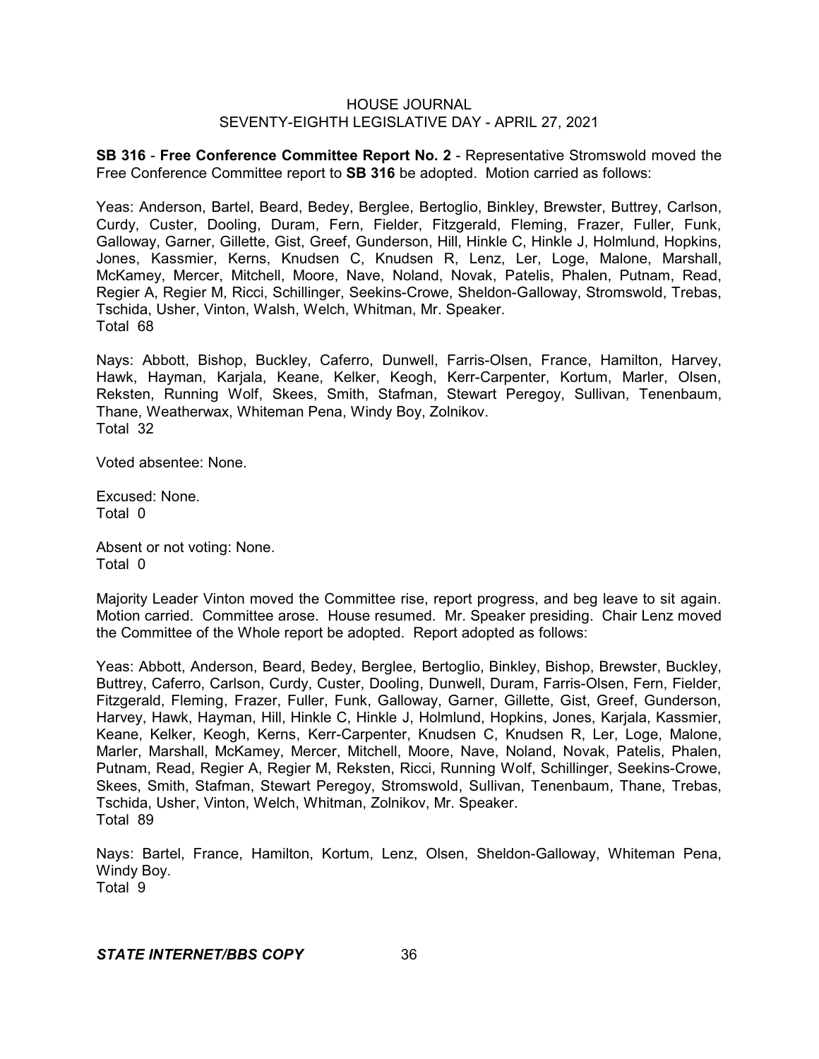**SB 316** - **Free Conference Committee Report No. 2** - Representative Stromswold moved the Free Conference Committee report to **SB 316** be adopted. Motion carried as follows:

Yeas: Anderson, Bartel, Beard, Bedey, Berglee, Bertoglio, Binkley, Brewster, Buttrey, Carlson, Curdy, Custer, Dooling, Duram, Fern, Fielder, Fitzgerald, Fleming, Frazer, Fuller, Funk, Galloway, Garner, Gillette, Gist, Greef, Gunderson, Hill, Hinkle C, Hinkle J, Holmlund, Hopkins, Jones, Kassmier, Kerns, Knudsen C, Knudsen R, Lenz, Ler, Loge, Malone, Marshall, McKamey, Mercer, Mitchell, Moore, Nave, Noland, Novak, Patelis, Phalen, Putnam, Read, Regier A, Regier M, Ricci, Schillinger, Seekins-Crowe, Sheldon-Galloway, Stromswold, Trebas, Tschida, Usher, Vinton, Walsh, Welch, Whitman, Mr. Speaker.
Total 68

Nays: Abbott, Bishop, Buckley, Caferro, Dunwell, Farris-Olsen, France, Hamilton, Harvey, Hawk, Hayman, Karjala, Keane, Kelker, Keogh, Kerr-Carpenter, Kortum, Marler, Olsen, Reksten, Running Wolf, Skees, Smith, Stafman, Stewart Peregoy, Sullivan, Tenenbaum, Thane, Weatherwax, Whiteman Pena, Windy Boy, Zolnikov.
Total 32

Voted absentee: None.

Excused: None.
Total 0

Absent or not voting: None.
Total 0

Majority Leader Vinton moved the Committee rise, report progress, and beg leave to sit again. Motion carried. Committee arose. House resumed. Mr. Speaker presiding. Chair Lenz moved the Committee of the Whole report be adopted. Report adopted as follows:

Yeas: Abbott, Anderson, Beard, Bedey, Berglee, Bertoglio, Binkley, Bishop, Brewster, Buckley, Buttrey, Caferro, Carlson, Curdy, Custer, Dooling, Dunwell, Duram, Farris-Olsen, Fern, Fielder, Fitzgerald, Fleming, Frazer, Fuller, Funk, Galloway, Garner, Gillette, Gist, Greef, Gunderson, Harvey, Hawk, Hayman, Hill, Hinkle C, Hinkle J, Holmlund, Hopkins, Jones, Karjala, Kassmier, Keane, Kelker, Keogh, Kerns, Kerr-Carpenter, Knudsen C, Knudsen R, Ler, Loge, Malone, Marler, Marshall, McKamey, Mercer, Mitchell, Moore, Nave, Noland, Novak, Patelis, Phalen, Putnam, Read, Regier A, Regier M, Reksten, Ricci, Running Wolf, Schillinger, Seekins-Crowe, Skees, Smith, Stafman, Stewart Peregoy, Stromswold, Sullivan, Tenenbaum, Thane, Trebas, Tschida, Usher, Vinton, Welch, Whitman, Zolnikov, Mr. Speaker.
Total 89

Nays: Bartel, France, Hamilton, Kortum, Lenz, Olsen, Sheldon-Galloway, Whiteman Pena, Windy Boy.
Total 9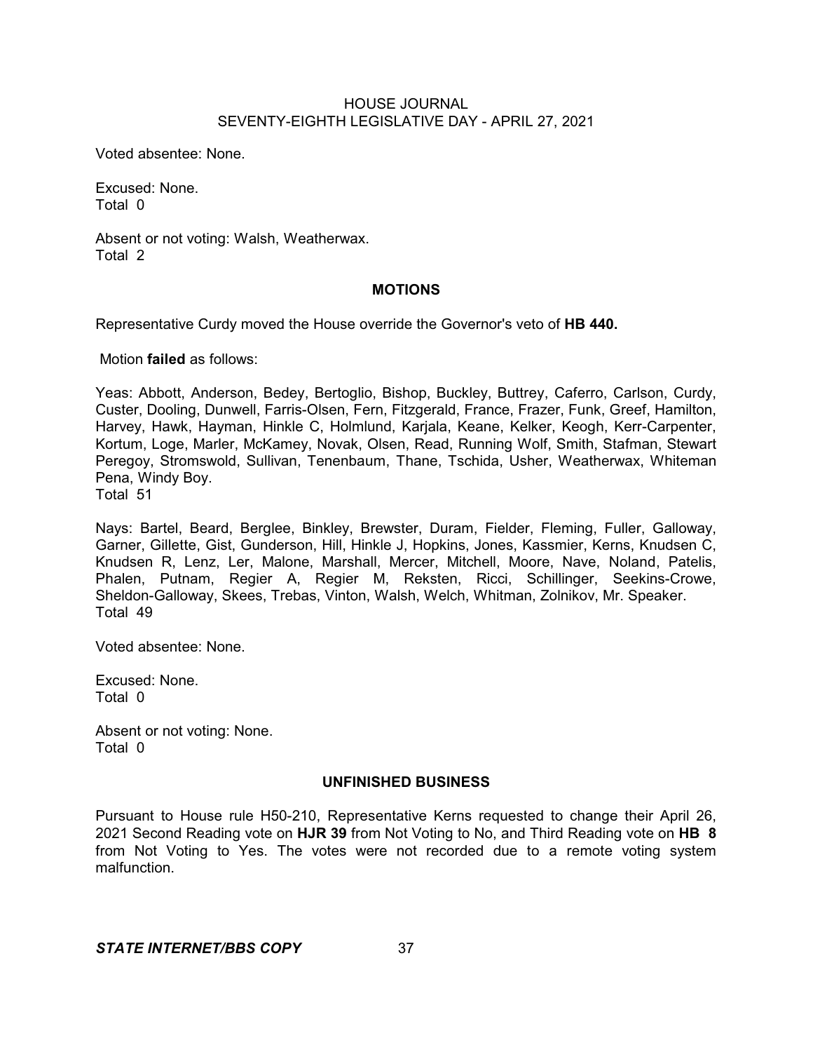Voted absentee: None.

Excused: None.
Total 0

Absent or not voting: Walsh, Weatherwax.
Total 2

### MOTIONS

Representative Curdy moved the House override the Governor's veto of **HB 440.**

Motion **failed** as follows:

Yeas: Abbott, Anderson, Bedey, Bertoglio, Bishop, Buckley, Buttrey, Caferro, Carlson, Curdy, Custer, Dooling, Dunwell, Farris-Olsen, Fern, Fitzgerald, France, Frazer, Funk, Greef, Hamilton, Harvey, Hawk, Hayman, Hinkle C, Holmlund, Karjala, Keane, Kelker, Keogh, Kerr-Carpenter, Kortum, Loge, Marler, McKamey, Novak, Olsen, Read, Running Wolf, Smith, Stafman, Stewart Peregoy, Stromswold, Sullivan, Tenenbaum, Thane, Tschida, Usher, Weatherwax, Whiteman Pena, Windy Boy.
Total 51

Nays: Bartel, Beard, Berglee, Binkley, Brewster, Duram, Fielder, Fleming, Fuller, Galloway, Garner, Gillette, Gist, Gunderson, Hill, Hinkle J, Hopkins, Jones, Kassmier, Kerns, Knudsen C, Knudsen R, Lenz, Ler, Malone, Marshall, Mercer, Mitchell, Moore, Nave, Noland, Patelis, Phalen, Putnam, Regier A, Regier M, Reksten, Ricci, Schillinger, Seekins-Crowe, Sheldon-Galloway, Skees, Trebas, Vinton, Walsh, Welch, Whitman, Zolnikov, Mr. Speaker.
Total 49

Voted absentee: None.

Excused: None.
Total 0

Absent or not voting: None.
Total 0

### UNFINISHED BUSINESS

Pursuant to House rule H50-210, Representative Kerns requested to change their April 26, 2021 Second Reading vote on **HJR 39** from Not Voting to No, and Third Reading vote on **HB 8** from Not Voting to Yes. The votes were not recorded due to a remote voting system malfunction.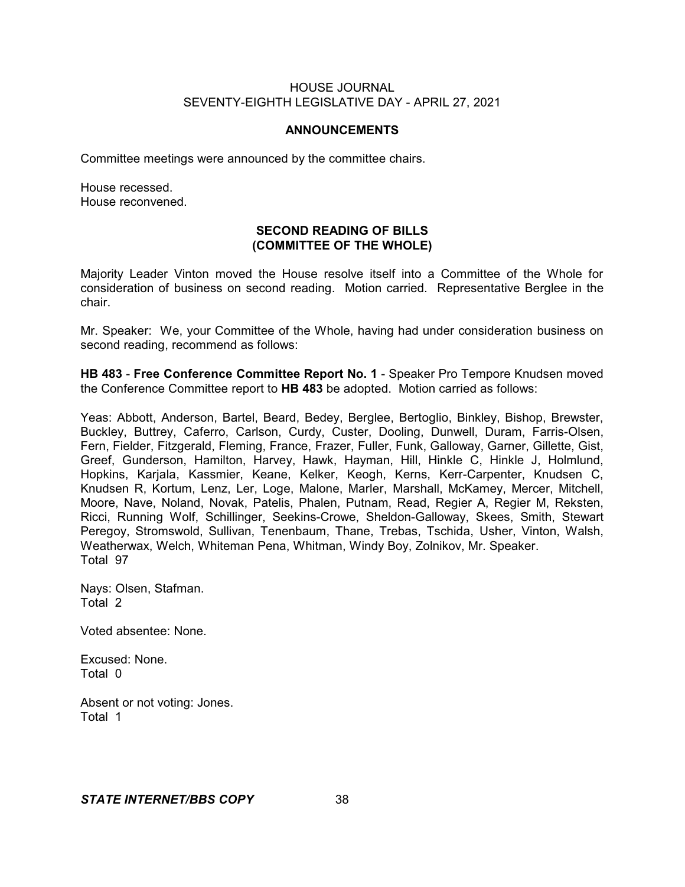## ANNOUNCEMENTS

Committee meetings were announced by the committee chairs.

House recessed.
House reconvened.

## SECOND READING OF BILLS
## (COMMITTEE OF THE WHOLE)

Majority Leader Vinton moved the House resolve itself into a Committee of the Whole for consideration of business on second reading. Motion carried. Representative Berglee in the chair.

Mr. Speaker: We, your Committee of the Whole, having had under consideration business on second reading, recommend as follows:

**HB 483** - **Free Conference Committee Report No. 1** - Speaker Pro Tempore Knudsen moved the Conference Committee report to **HB 483** be adopted. Motion carried as follows:

Yeas: Abbott, Anderson, Bartel, Beard, Bedey, Berglee, Bertoglio, Binkley, Bishop, Brewster, Buckley, Buttrey, Caferro, Carlson, Curdy, Custer, Dooling, Dunwell, Duram, Farris-Olsen, Fern, Fielder, Fitzgerald, Fleming, France, Frazer, Fuller, Funk, Galloway, Garner, Gillette, Gist, Greef, Gunderson, Hamilton, Harvey, Hawk, Hayman, Hill, Hinkle C, Hinkle J, Holmlund, Hopkins, Karjala, Kassmier, Keane, Kelker, Keogh, Kerns, Kerr-Carpenter, Knudsen C, Knudsen R, Kortum, Lenz, Ler, Loge, Malone, Marler, Marshall, McKamey, Mercer, Mitchell, Moore, Nave, Noland, Novak, Patelis, Phalen, Putnam, Read, Regier A, Regier M, Reksten, Ricci, Running Wolf, Schillinger, Seekins-Crowe, Sheldon-Galloway, Skees, Smith, Stewart Peregoy, Stromswold, Sullivan, Tenenbaum, Thane, Trebas, Tschida, Usher, Vinton, Walsh, Weatherwax, Welch, Whiteman Pena, Whitman, Windy Boy, Zolnikov, Mr. Speaker.
Total 97

Nays: Olsen, Stafman.
Total 2

Voted absentee: None.

Excused: None.
Total 0

Absent or not voting: Jones.
Total 1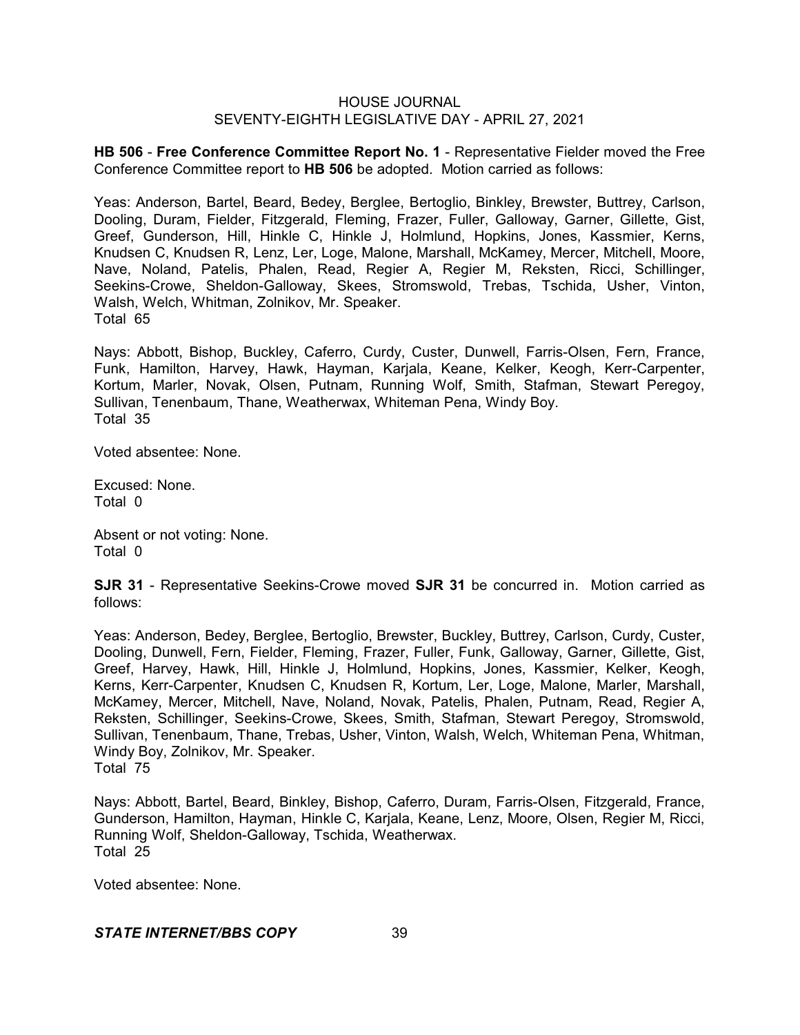**HB 506** - **Free Conference Committee Report No. 1** - Representative Fielder moved the Free Conference Committee report to **HB 506** be adopted. Motion carried as follows:

Yeas: Anderson, Bartel, Beard, Bedey, Berglee, Bertoglio, Binkley, Brewster, Buttrey, Carlson, Dooling, Duram, Fielder, Fitzgerald, Fleming, Frazer, Fuller, Galloway, Garner, Gillette, Gist, Greef, Gunderson, Hill, Hinkle C, Hinkle J, Holmlund, Hopkins, Jones, Kassmier, Kerns, Knudsen C, Knudsen R, Lenz, Ler, Loge, Malone, Marshall, McKamey, Mercer, Mitchell, Moore, Nave, Noland, Patelis, Phalen, Read, Regier A, Regier M, Reksten, Ricci, Schillinger, Seekins-Crowe, Sheldon-Galloway, Skees, Stromswold, Trebas, Tschida, Usher, Vinton, Walsh, Welch, Whitman, Zolnikov, Mr. Speaker.
Total 65

Nays: Abbott, Bishop, Buckley, Caferro, Curdy, Custer, Dunwell, Farris-Olsen, Fern, France, Funk, Hamilton, Harvey, Hawk, Hayman, Karjala, Keane, Kelker, Keogh, Kerr-Carpenter, Kortum, Marler, Novak, Olsen, Putnam, Running Wolf, Smith, Stafman, Stewart Peregoy, Sullivan, Tenenbaum, Thane, Weatherwax, Whiteman Pena, Windy Boy.
Total 35

Voted absentee: None.

Excused: None.
Total 0

Absent or not voting: None.
Total 0

**SJR 31** - Representative Seekins-Crowe moved **SJR 31** be concurred in. Motion carried as follows:

Yeas: Anderson, Bedey, Berglee, Bertoglio, Brewster, Buckley, Buttrey, Carlson, Curdy, Custer, Dooling, Dunwell, Fern, Fielder, Fleming, Frazer, Fuller, Funk, Galloway, Garner, Gillette, Gist, Greef, Harvey, Hawk, Hill, Hinkle J, Holmlund, Hopkins, Jones, Kassmier, Kelker, Keogh, Kerns, Kerr-Carpenter, Knudsen C, Knudsen R, Kortum, Ler, Loge, Malone, Marler, Marshall, McKamey, Mercer, Mitchell, Nave, Noland, Novak, Patelis, Phalen, Putnam, Read, Regier A, Reksten, Schillinger, Seekins-Crowe, Skees, Smith, Stafman, Stewart Peregoy, Stromswold, Sullivan, Tenenbaum, Thane, Trebas, Usher, Vinton, Walsh, Welch, Whiteman Pena, Whitman, Windy Boy, Zolnikov, Mr. Speaker.
Total 75

Nays: Abbott, Bartel, Beard, Binkley, Bishop, Caferro, Duram, Farris-Olsen, Fitzgerald, France, Gunderson, Hamilton, Hayman, Hinkle C, Karjala, Keane, Lenz, Moore, Olsen, Regier M, Ricci, Running Wolf, Sheldon-Galloway, Tschida, Weatherwax.
Total 25

Voted absentee: None.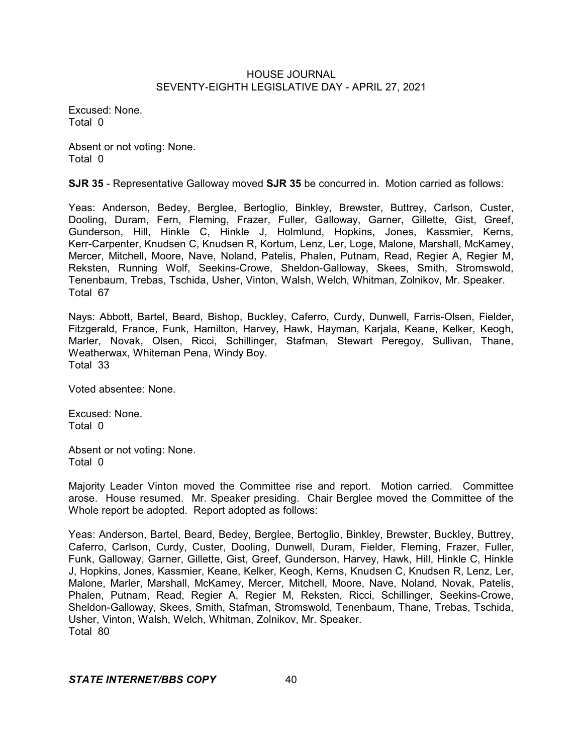Excused: None.
Total 0

Absent or not voting: None.
Total 0

**SJR 35** - Representative Galloway moved **SJR 35** be concurred in. Motion carried as follows:

Yeas: Anderson, Bedey, Berglee, Bertoglio, Binkley, Brewster, Buttrey, Carlson, Custer, Dooling, Duram, Fern, Fleming, Frazer, Fuller, Galloway, Garner, Gillette, Gist, Greef, Gunderson, Hill, Hinkle C, Hinkle J, Holmlund, Hopkins, Jones, Kassmier, Kerns, Kerr-Carpenter, Knudsen C, Knudsen R, Kortum, Lenz, Ler, Loge, Malone, Marshall, McKamey, Mercer, Mitchell, Moore, Nave, Noland, Patelis, Phalen, Putnam, Read, Regier A, Regier M, Reksten, Running Wolf, Seekins-Crowe, Sheldon-Galloway, Skees, Smith, Stromswold, Tenenbaum, Trebas, Tschida, Usher, Vinton, Walsh, Welch, Whitman, Zolnikov, Mr. Speaker.
Total 67

Nays: Abbott, Bartel, Beard, Bishop, Buckley, Caferro, Curdy, Dunwell, Farris-Olsen, Fielder, Fitzgerald, France, Funk, Hamilton, Harvey, Hawk, Hayman, Karjala, Keane, Kelker, Keogh, Marler, Novak, Olsen, Ricci, Schillinger, Stafman, Stewart Peregoy, Sullivan, Thane, Weatherwax, Whiteman Pena, Windy Boy.
Total 33

Voted absentee: None.

Excused: None.
Total 0

Absent or not voting: None.
Total 0

Majority Leader Vinton moved the Committee rise and report. Motion carried. Committee arose. House resumed. Mr. Speaker presiding. Chair Berglee moved the Committee of the Whole report be adopted. Report adopted as follows:

Yeas: Anderson, Bartel, Beard, Bedey, Berglee, Bertoglio, Binkley, Brewster, Buckley, Buttrey, Caferro, Carlson, Curdy, Custer, Dooling, Dunwell, Duram, Fielder, Fleming, Frazer, Fuller, Funk, Galloway, Garner, Gillette, Gist, Greef, Gunderson, Harvey, Hawk, Hill, Hinkle C, Hinkle J, Hopkins, Jones, Kassmier, Keane, Kelker, Keogh, Kerns, Knudsen C, Knudsen R, Lenz, Ler, Malone, Marler, Marshall, McKamey, Mercer, Mitchell, Moore, Nave, Noland, Novak, Patelis, Phalen, Putnam, Read, Regier A, Regier M, Reksten, Ricci, Schillinger, Seekins-Crowe, Sheldon-Galloway, Skees, Smith, Stafman, Stromswold, Tenenbaum, Thane, Trebas, Tschida, Usher, Vinton, Walsh, Welch, Whitman, Zolnikov, Mr. Speaker.
Total 80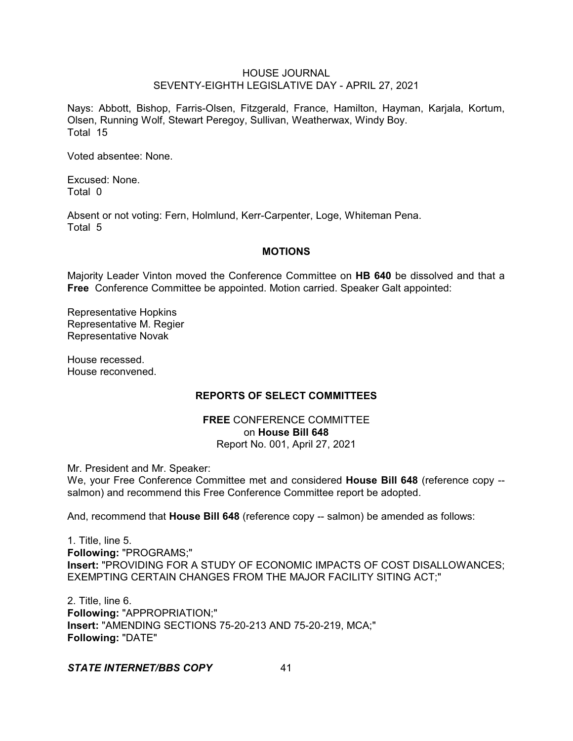Nays: Abbott, Bishop, Farris-Olsen, Fitzgerald, France, Hamilton, Hayman, Karjala, Kortum, Olsen, Running Wolf, Stewart Peregoy, Sullivan, Weatherwax, Windy Boy.
Total 15

Voted absentee: None.

Excused: None.
Total 0

Absent or not voting: Fern, Holmlund, Kerr-Carpenter, Loge, Whiteman Pena.
Total 5

## MOTIONS

Majority Leader Vinton moved the Conference Committee on **HB 640** be dissolved and that a **Free** Conference Committee be appointed. Motion carried. Speaker Galt appointed:

Representative Hopkins
Representative M. Regier
Representative Novak

House recessed.
House reconvened.

## REPORTS OF SELECT COMMITTEES

**FREE** CONFERENCE COMMITTEE
on **House Bill 648**
Report No. 001, April 27, 2021

Mr. President and Mr. Speaker:
We, your Free Conference Committee met and considered **House Bill 648** (reference copy -- salmon) and recommend this Free Conference Committee report be adopted.

And, recommend that **House Bill 648** (reference copy -- salmon) be amended as follows:

1. Title, line 5.
**Following:** "PROGRAMS;"
**Insert:** "PROVIDING FOR A STUDY OF ECONOMIC IMPACTS OF COST DISALLOWANCES; EXEMPTING CERTAIN CHANGES FROM THE MAJOR FACILITY SITING ACT;"

2. Title, line 6.
**Following:** "APPROPRIATION;"
**Insert:** "AMENDING SECTIONS 75-20-213 AND 75-20-219, MCA;"
**Following:** "DATE"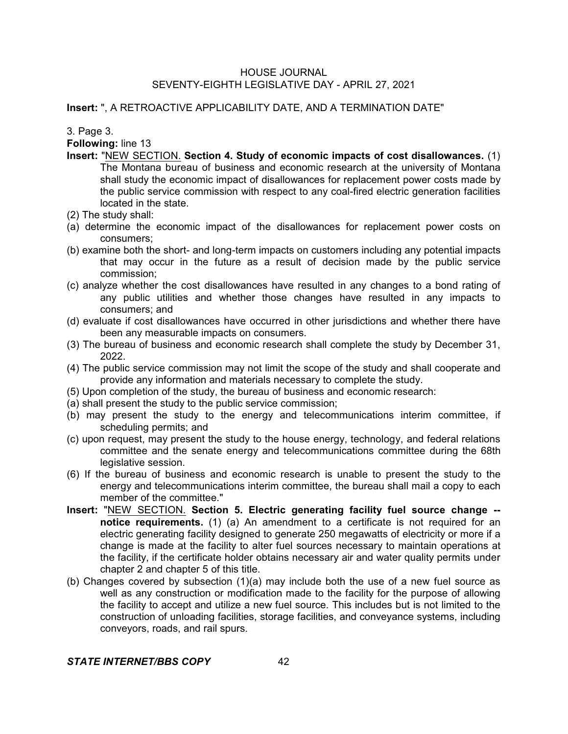**Insert:** ", A RETROACTIVE APPLICABILITY DATE, AND A TERMINATION DATE"

3. Page 3.

**Following:** line 13

**Insert:** "NEW SECTION. **Section 4. Study of economic impacts of cost disallowances.** (1) The Montana bureau of business and economic research at the university of Montana shall study the economic impact of disallowances for replacement power costs made by the public service commission with respect to any coal-fired electric generation facilities located in the state.

(2) The study shall:

(a) determine the economic impact of the disallowances for replacement power costs on consumers;

(b) examine both the short- and long-term impacts on customers including any potential impacts that may occur in the future as a result of decision made by the public service commission;

(c) analyze whether the cost disallowances have resulted in any changes to a bond rating of any public utilities and whether those changes have resulted in any impacts to consumers; and

(d) evaluate if cost disallowances have occurred in other jurisdictions and whether there have been any measurable impacts on consumers.

(3) The bureau of business and economic research shall complete the study by December 31, 2022.

(4) The public service commission may not limit the scope of the study and shall cooperate and provide any information and materials necessary to complete the study.

(5) Upon completion of the study, the bureau of business and economic research:

(a) shall present the study to the public service commission;

(b) may present the study to the energy and telecommunications interim committee, if scheduling permits; and

(c) upon request, may present the study to the house energy, technology, and federal relations committee and the senate energy and telecommunications committee during the 68th legislative session.

(6) If the bureau of business and economic research is unable to present the study to the energy and telecommunications interim committee, the bureau shall mail a copy to each member of the committee."

**Insert:** "NEW SECTION. **Section 5. Electric generating facility fuel source change -- notice requirements.** (1) (a) An amendment to a certificate is not required for an electric generating facility designed to generate 250 megawatts of electricity or more if a change is made at the facility to alter fuel sources necessary to maintain operations at the facility, if the certificate holder obtains necessary air and water quality permits under chapter 2 and chapter 5 of this title.

(b) Changes covered by subsection (1)(a) may include both the use of a new fuel source as well as any construction or modification made to the facility for the purpose of allowing the facility to accept and utilize a new fuel source. This includes but is not limited to the construction of unloading facilities, storage facilities, and conveyance systems, including conveyors, roads, and rail spurs.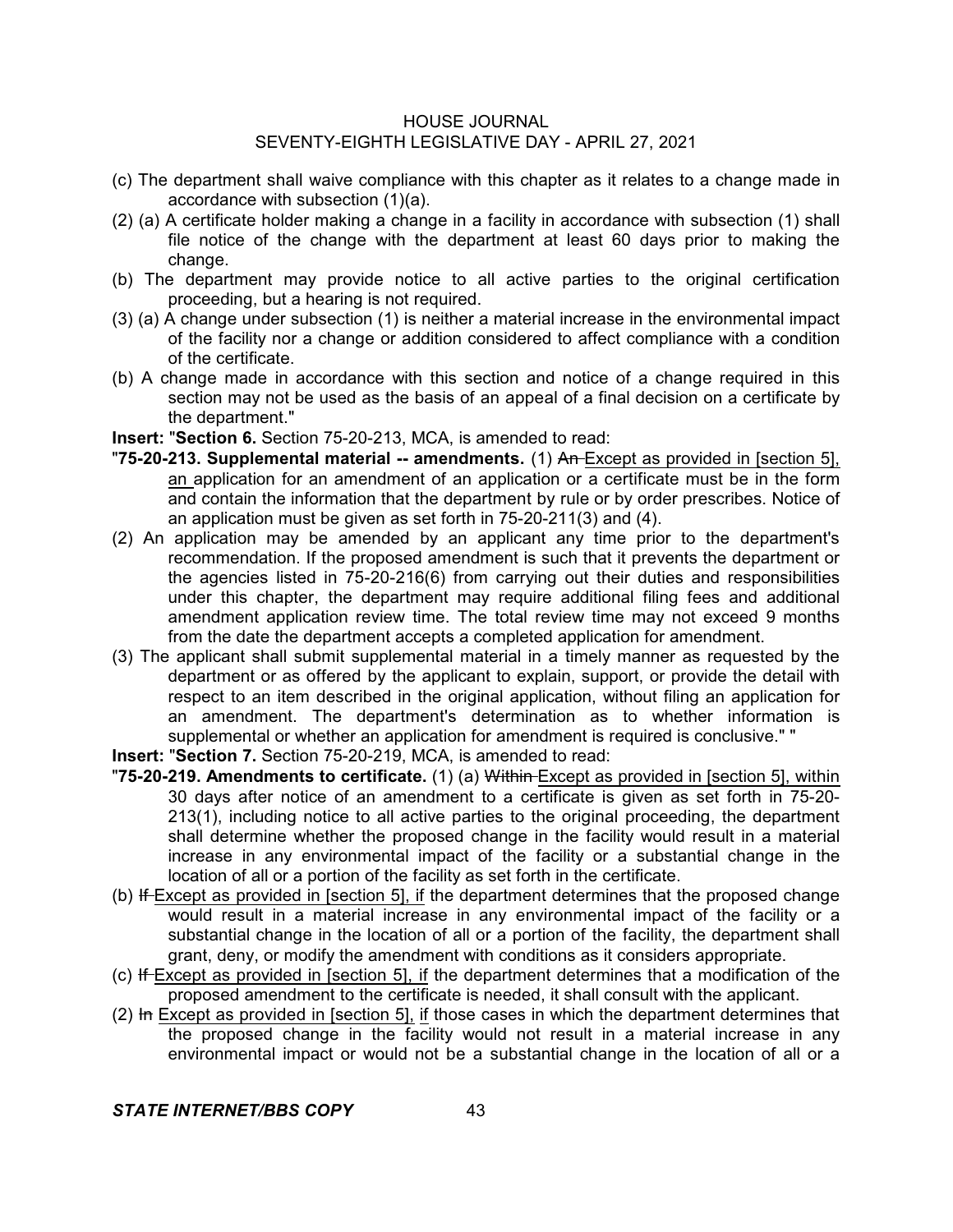(c) The department shall waive compliance with this chapter as it relates to a change made in accordance with subsection (1)(a).

(2) (a) A certificate holder making a change in a facility in accordance with subsection (1) shall file notice of the change with the department at least 60 days prior to making the change.

(b) The department may provide notice to all active parties to the original certification proceeding, but a hearing is not required.

(3) (a) A change under subsection (1) is neither a material increase in the environmental impact of the facility nor a change or addition considered to affect compliance with a condition of the certificate.

(b) A change made in accordance with this section and notice of a change required in this section may not be used as the basis of an appeal of a final decision on a certificate by the department."

**Insert:** "**Section 6.** Section 75-20-213, MCA, is amended to read:

"**75-20-213. Supplemental material -- amendments.** (1) ~~An~~ Except as provided in [section 5], an application for an amendment of an application or a certificate must be in the form and contain the information that the department by rule or by order prescribes. Notice of an application must be given as set forth in 75-20-211(3) and (4).

(2) An application may be amended by an applicant any time prior to the department's recommendation. If the proposed amendment is such that it prevents the department or the agencies listed in 75-20-216(6) from carrying out their duties and responsibilities under this chapter, the department may require additional filing fees and additional amendment application review time. The total review time may not exceed 9 months from the date the department accepts a completed application for amendment.

(3) The applicant shall submit supplemental material in a timely manner as requested by the department or as offered by the applicant to explain, support, or provide the detail with respect to an item described in the original application, without filing an application for an amendment. The department's determination as to whether information is supplemental or whether an application for amendment is required is conclusive." "

**Insert:** "**Section 7.** Section 75-20-219, MCA, is amended to read:

"**75-20-219. Amendments to certificate.** (1) (a) ~~Within~~ Except as provided in [section 5], within 30 days after notice of an amendment to a certificate is given as set forth in 75-20-213(1), including notice to all active parties to the original proceeding, the department shall determine whether the proposed change in the facility would result in a material increase in any environmental impact of the facility or a substantial change in the location of all or a portion of the facility as set forth in the certificate.

(b) ~~If~~ Except as provided in [section 5], if the department determines that the proposed change would result in a material increase in any environmental impact of the facility or a substantial change in the location of all or a portion of the facility, the department shall grant, deny, or modify the amendment with conditions as it considers appropriate.

(c) ~~If~~ Except as provided in [section 5], if the department determines that a modification of the proposed amendment to the certificate is needed, it shall consult with the applicant.

(2) ~~In~~ Except as provided in [section 5], if those cases in which the department determines that the proposed change in the facility would not result in a material increase in any environmental impact or would not be a substantial change in the location of all or a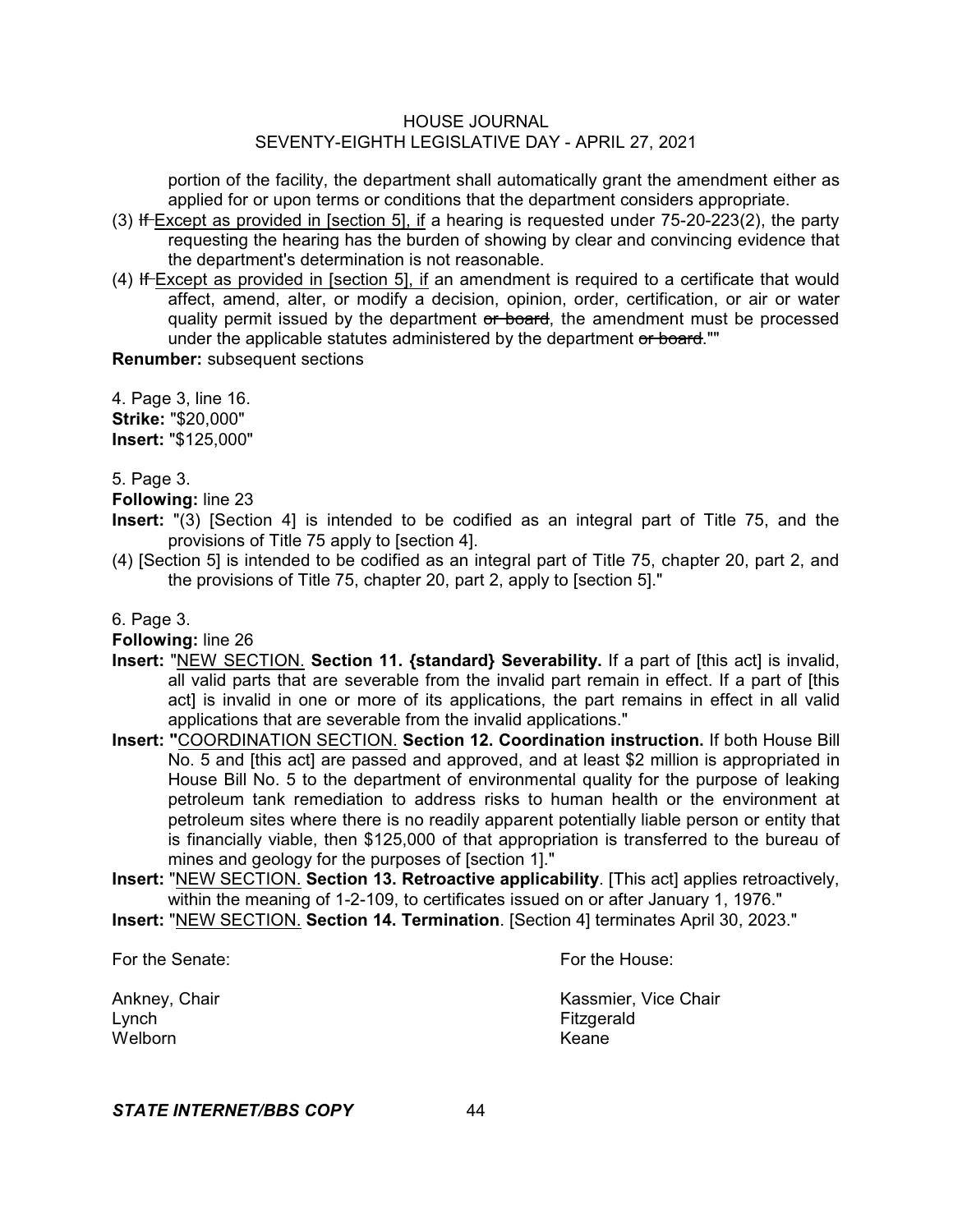portion of the facility, the department shall automatically grant the amendment either as applied for or upon terms or conditions that the department considers appropriate.

(3) ~~If~~ Except as provided in [section 5], if a hearing is requested under 75-20-223(2), the party requesting the hearing has the burden of showing by clear and convincing evidence that the department's determination is not reasonable.

(4) ~~If~~ Except as provided in [section 5], if an amendment is required to a certificate that would affect, amend, alter, or modify a decision, opinion, order, certification, or air or water quality permit issued by the department ~~or board~~, the amendment must be processed under the applicable statutes administered by the department ~~or board~~.""

**Renumber:** subsequent sections

4. Page 3, line 16.
**Strike:** "$20,000"
**Insert:** "$125,000"

5. Page 3.
**Following:** line 23
**Insert:** "(3) [Section 4] is intended to be codified as an integral part of Title 75, and the provisions of Title 75 apply to [section 4].

(4) [Section 5] is intended to be codified as an integral part of Title 75, chapter 20, part 2, and the provisions of Title 75, chapter 20, part 2, apply to [section 5]."

6. Page 3.
**Following:** line 26
**Insert:** "NEW SECTION. **Section 11. {standard} Severability.** If a part of [this act] is invalid, all valid parts that are severable from the invalid part remain in effect. If a part of [this act] is invalid in one or more of its applications, the part remains in effect in all valid applications that are severable from the invalid applications."
**Insert:** "COORDINATION SECTION. **Section 12. Coordination instruction.** If both House Bill No. 5 and [this act] are passed and approved, and at least $2 million is appropriated in House Bill No. 5 to the department of environmental quality for the purpose of leaking petroleum tank remediation to address risks to human health or the environment at petroleum sites where there is no readily apparent potentially liable person or entity that is financially viable, then $125,000 of that appropriation is transferred to the bureau of mines and geology for the purposes of [section 1]."
**Insert:** "NEW SECTION. **Section 13. Retroactive applicability**. [This act] applies retroactively, within the meaning of 1-2-109, to certificates issued on or after January 1, 1976."
**Insert:** "NEW SECTION. **Section 14. Termination**. [Section 4] terminates April 30, 2023."

| For the Senate: | For the House: |
|---|---|
| Ankney, Chair | Kassmier, Vice Chair |
| Lynch | Fitzgerald |
| Welborn | Keane |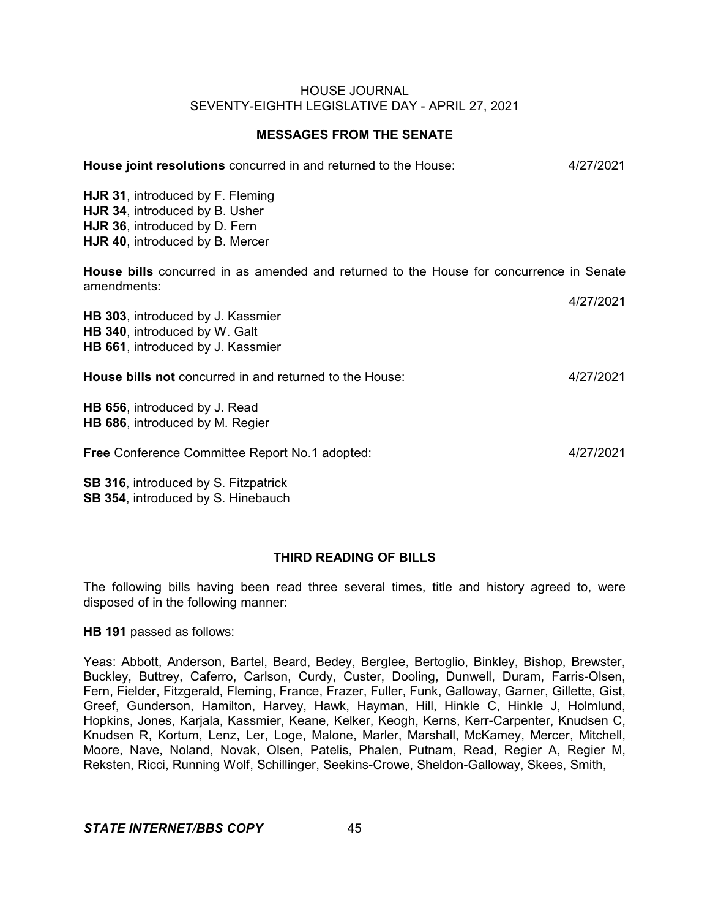## MESSAGES FROM THE SENATE

**House joint resolutions** concurred in and returned to the House: 4/27/2021

**HJR 31**, introduced by F. Fleming
**HJR 34**, introduced by B. Usher
**HJR 36**, introduced by D. Fern
**HJR 40**, introduced by B. Mercer

**House bills** concurred in as amended and returned to the House for concurrence in Senate amendments: 4/27/2021

**HB 303**, introduced by J. Kassmier
**HB 340**, introduced by W. Galt
**HB 661**, introduced by J. Kassmier

**House bills not** concurred in and returned to the House: 4/27/2021

**HB 656**, introduced by J. Read
**HB 686**, introduced by M. Regier

**Free** Conference Committee Report No.1 adopted: 4/27/2021

**SB 316**, introduced by S. Fitzpatrick
**SB 354**, introduced by S. Hinebauch

## THIRD READING OF BILLS

The following bills having been read three several times, title and history agreed to, were disposed of in the following manner:

**HB 191** passed as follows:

Yeas: Abbott, Anderson, Bartel, Beard, Bedey, Berglee, Bertoglio, Binkley, Bishop, Brewster, Buckley, Buttrey, Caferro, Carlson, Curdy, Custer, Dooling, Dunwell, Duram, Farris-Olsen, Fern, Fielder, Fitzgerald, Fleming, France, Frazer, Fuller, Funk, Galloway, Garner, Gillette, Gist, Greef, Gunderson, Hamilton, Harvey, Hawk, Hayman, Hill, Hinkle C, Hinkle J, Holmlund, Hopkins, Jones, Karjala, Kassmier, Keane, Kelker, Keogh, Kerns, Kerr-Carpenter, Knudsen C, Knudsen R, Kortum, Lenz, Ler, Loge, Malone, Marler, Marshall, McKamey, Mercer, Mitchell, Moore, Nave, Noland, Novak, Olsen, Patelis, Phalen, Putnam, Read, Regier A, Regier M, Reksten, Ricci, Running Wolf, Schillinger, Seekins-Crowe, Sheldon-Galloway, Skees, Smith,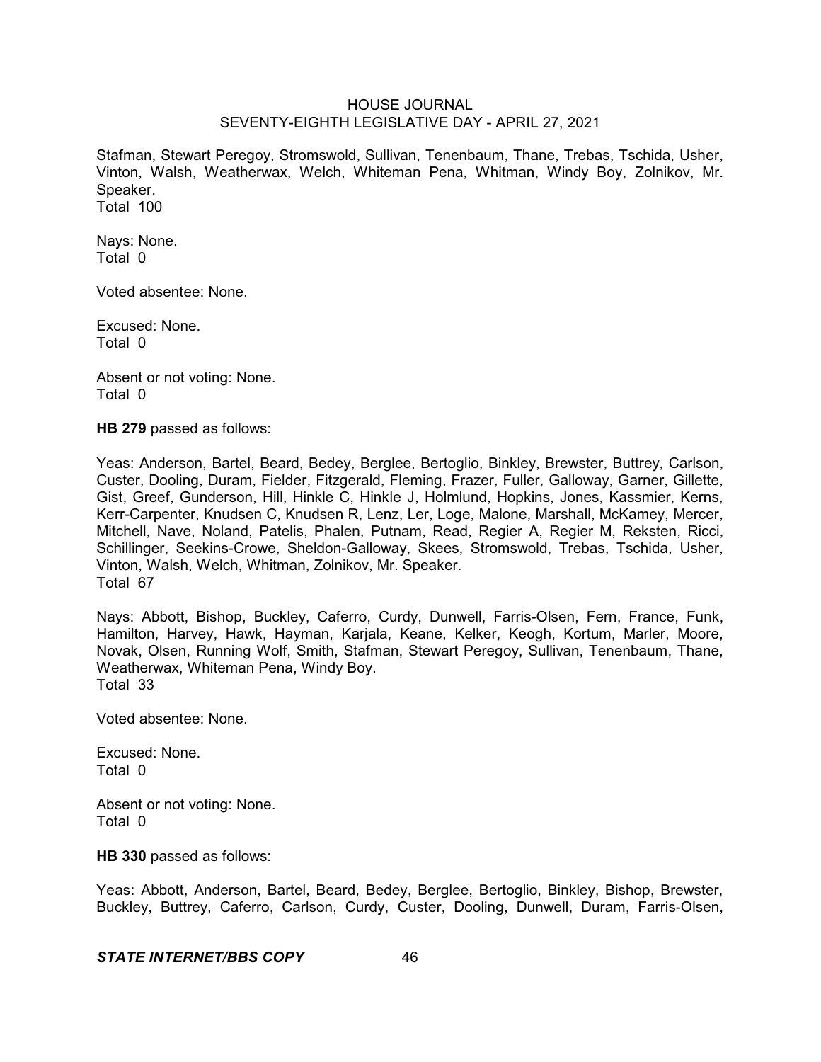Stafman, Stewart Peregoy, Stromswold, Sullivan, Tenenbaum, Thane, Trebas, Tschida, Usher, Vinton, Walsh, Weatherwax, Welch, Whiteman Pena, Whitman, Windy Boy, Zolnikov, Mr. Speaker.
Total 100

Nays: None.
Total 0

Voted absentee: None.

Excused: None.
Total 0

Absent or not voting: None.
Total 0

**HB 279** passed as follows:

Yeas: Anderson, Bartel, Beard, Bedey, Berglee, Bertoglio, Binkley, Brewster, Buttrey, Carlson, Custer, Dooling, Duram, Fielder, Fitzgerald, Fleming, Frazer, Fuller, Galloway, Garner, Gillette, Gist, Greef, Gunderson, Hill, Hinkle C, Hinkle J, Holmlund, Hopkins, Jones, Kassmier, Kerns, Kerr-Carpenter, Knudsen C, Knudsen R, Lenz, Ler, Loge, Malone, Marshall, McKamey, Mercer, Mitchell, Nave, Noland, Patelis, Phalen, Putnam, Read, Regier A, Regier M, Reksten, Ricci, Schillinger, Seekins-Crowe, Sheldon-Galloway, Skees, Stromswold, Trebas, Tschida, Usher, Vinton, Walsh, Welch, Whitman, Zolnikov, Mr. Speaker.
Total 67

Nays: Abbott, Bishop, Buckley, Caferro, Curdy, Dunwell, Farris-Olsen, Fern, France, Funk, Hamilton, Harvey, Hawk, Hayman, Karjala, Keane, Kelker, Keogh, Kortum, Marler, Moore, Novak, Olsen, Running Wolf, Smith, Stafman, Stewart Peregoy, Sullivan, Tenenbaum, Thane, Weatherwax, Whiteman Pena, Windy Boy.
Total 33

Voted absentee: None.

Excused: None.
Total 0

Absent or not voting: None.
Total 0

**HB 330** passed as follows:

Yeas: Abbott, Anderson, Bartel, Beard, Bedey, Berglee, Bertoglio, Binkley, Bishop, Brewster, Buckley, Buttrey, Caferro, Carlson, Curdy, Custer, Dooling, Dunwell, Duram, Farris-Olsen,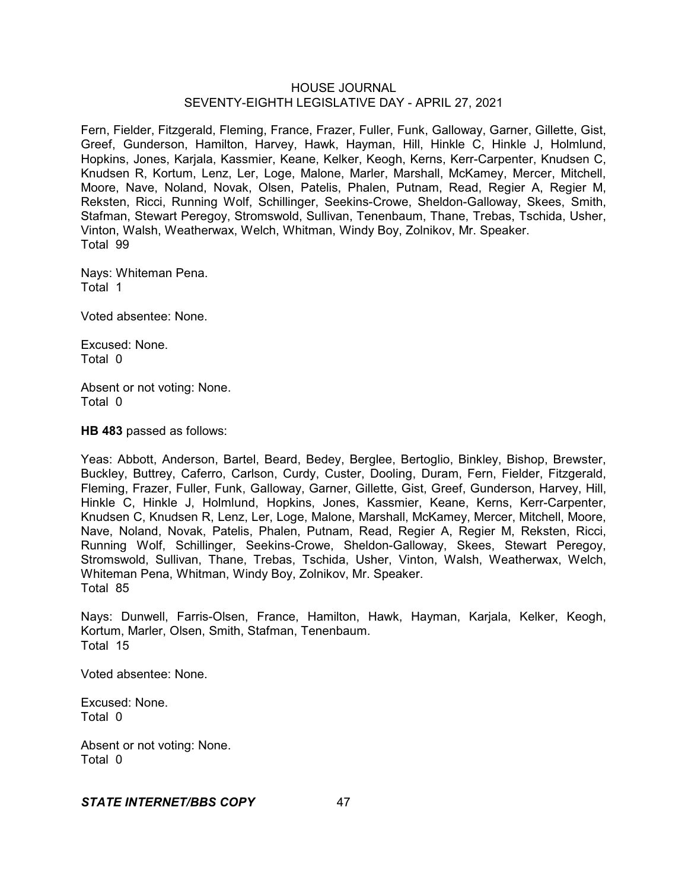Fern, Fielder, Fitzgerald, Fleming, France, Frazer, Fuller, Funk, Galloway, Garner, Gillette, Gist, Greef, Gunderson, Hamilton, Harvey, Hawk, Hayman, Hill, Hinkle C, Hinkle J, Holmlund, Hopkins, Jones, Karjala, Kassmier, Keane, Kelker, Keogh, Kerns, Kerr-Carpenter, Knudsen C, Knudsen R, Kortum, Lenz, Ler, Loge, Malone, Marler, Marshall, McKamey, Mercer, Mitchell, Moore, Nave, Noland, Novak, Olsen, Patelis, Phalen, Putnam, Read, Regier A, Regier M, Reksten, Ricci, Running Wolf, Schillinger, Seekins-Crowe, Sheldon-Galloway, Skees, Smith, Stafman, Stewart Peregoy, Stromswold, Sullivan, Tenenbaum, Thane, Trebas, Tschida, Usher, Vinton, Walsh, Weatherwax, Welch, Whitman, Windy Boy, Zolnikov, Mr. Speaker.
Total 99

Nays: Whiteman Pena.
Total 1

Voted absentee: None.

Excused: None.
Total 0

Absent or not voting: None.
Total 0

**HB 483** passed as follows:

Yeas: Abbott, Anderson, Bartel, Beard, Bedey, Berglee, Bertoglio, Binkley, Bishop, Brewster, Buckley, Buttrey, Caferro, Carlson, Curdy, Custer, Dooling, Duram, Fern, Fielder, Fitzgerald, Fleming, Frazer, Fuller, Funk, Galloway, Garner, Gillette, Gist, Greef, Gunderson, Harvey, Hill, Hinkle C, Hinkle J, Holmlund, Hopkins, Jones, Kassmier, Keane, Kerns, Kerr-Carpenter, Knudsen C, Knudsen R, Lenz, Ler, Loge, Malone, Marshall, McKamey, Mercer, Mitchell, Moore, Nave, Noland, Novak, Patelis, Phalen, Putnam, Read, Regier A, Regier M, Reksten, Ricci, Running Wolf, Schillinger, Seekins-Crowe, Sheldon-Galloway, Skees, Stewart Peregoy, Stromswold, Sullivan, Thane, Trebas, Tschida, Usher, Vinton, Walsh, Weatherwax, Welch, Whiteman Pena, Whitman, Windy Boy, Zolnikov, Mr. Speaker.
Total 85

Nays: Dunwell, Farris-Olsen, France, Hamilton, Hawk, Hayman, Karjala, Kelker, Keogh, Kortum, Marler, Olsen, Smith, Stafman, Tenenbaum.
Total 15

Voted absentee: None.

Excused: None.
Total 0

Absent or not voting: None.
Total 0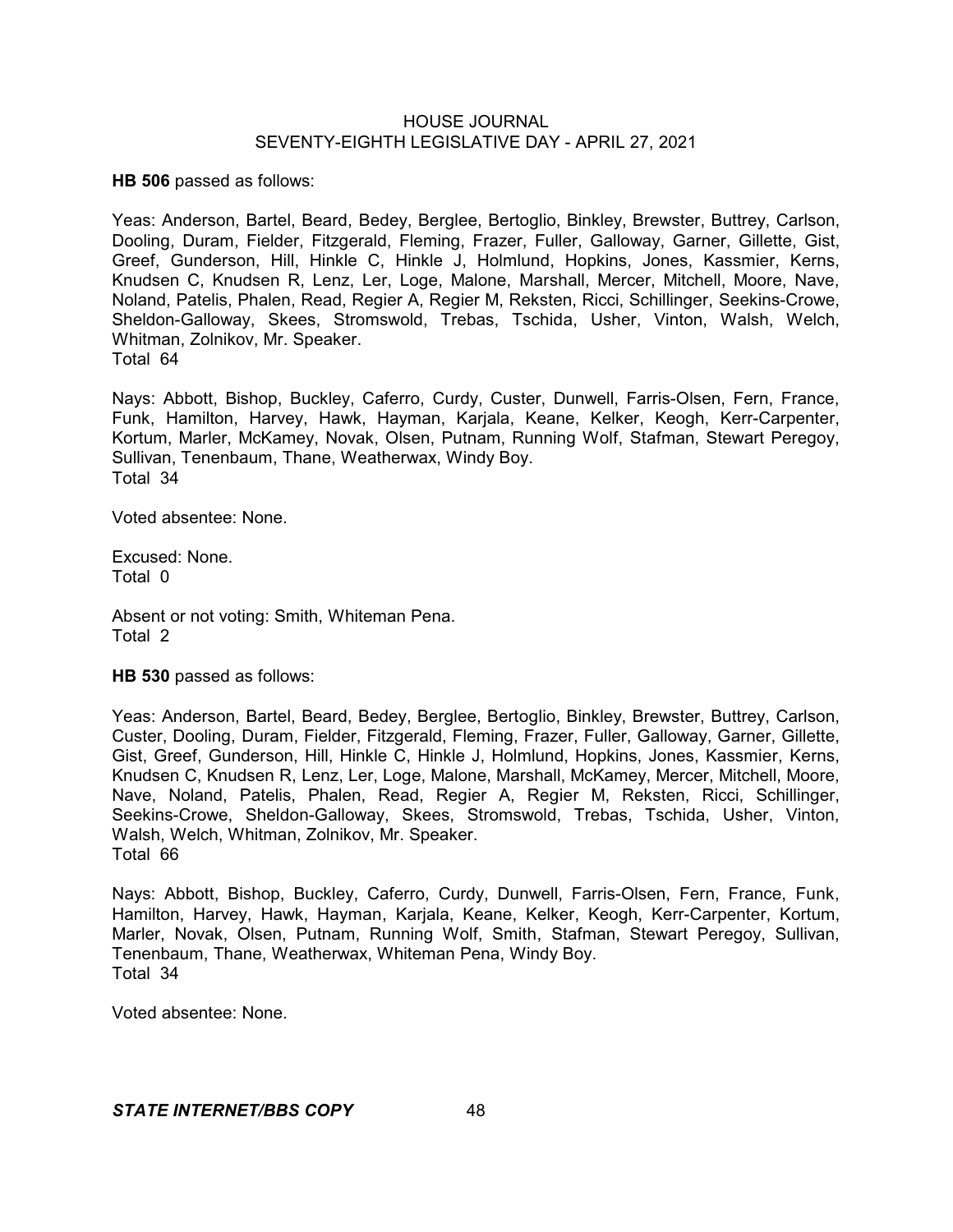**HB 506** passed as follows:

Yeas: Anderson, Bartel, Beard, Bedey, Berglee, Bertoglio, Binkley, Brewster, Buttrey, Carlson, Dooling, Duram, Fielder, Fitzgerald, Fleming, Frazer, Fuller, Galloway, Garner, Gillette, Gist, Greef, Gunderson, Hill, Hinkle C, Hinkle J, Holmlund, Hopkins, Jones, Kassmier, Kerns, Knudsen C, Knudsen R, Lenz, Ler, Loge, Malone, Marshall, Mercer, Mitchell, Moore, Nave, Noland, Patelis, Phalen, Read, Regier A, Regier M, Reksten, Ricci, Schillinger, Seekins-Crowe, Sheldon-Galloway, Skees, Stromswold, Trebas, Tschida, Usher, Vinton, Walsh, Welch, Whitman, Zolnikov, Mr. Speaker.
Total 64

Nays: Abbott, Bishop, Buckley, Caferro, Curdy, Custer, Dunwell, Farris-Olsen, Fern, France, Funk, Hamilton, Harvey, Hawk, Hayman, Karjala, Keane, Kelker, Keogh, Kerr-Carpenter, Kortum, Marler, McKamey, Novak, Olsen, Putnam, Running Wolf, Stafman, Stewart Peregoy, Sullivan, Tenenbaum, Thane, Weatherwax, Windy Boy.
Total 34

Voted absentee: None.

Excused: None.
Total 0

Absent or not voting: Smith, Whiteman Pena.
Total 2

**HB 530** passed as follows:

Yeas: Anderson, Bartel, Beard, Bedey, Berglee, Bertoglio, Binkley, Brewster, Buttrey, Carlson, Custer, Dooling, Duram, Fielder, Fitzgerald, Fleming, Frazer, Fuller, Galloway, Garner, Gillette, Gist, Greef, Gunderson, Hill, Hinkle C, Hinkle J, Holmlund, Hopkins, Jones, Kassmier, Kerns, Knudsen C, Knudsen R, Lenz, Ler, Loge, Malone, Marshall, McKamey, Mercer, Mitchell, Moore, Nave, Noland, Patelis, Phalen, Read, Regier A, Regier M, Reksten, Ricci, Schillinger, Seekins-Crowe, Sheldon-Galloway, Skees, Stromswold, Trebas, Tschida, Usher, Vinton, Walsh, Welch, Whitman, Zolnikov, Mr. Speaker.
Total 66

Nays: Abbott, Bishop, Buckley, Caferro, Curdy, Dunwell, Farris-Olsen, Fern, France, Funk, Hamilton, Harvey, Hawk, Hayman, Karjala, Keane, Kelker, Keogh, Kerr-Carpenter, Kortum, Marler, Novak, Olsen, Putnam, Running Wolf, Smith, Stafman, Stewart Peregoy, Sullivan, Tenenbaum, Thane, Weatherwax, Whiteman Pena, Windy Boy.
Total 34

Voted absentee: None.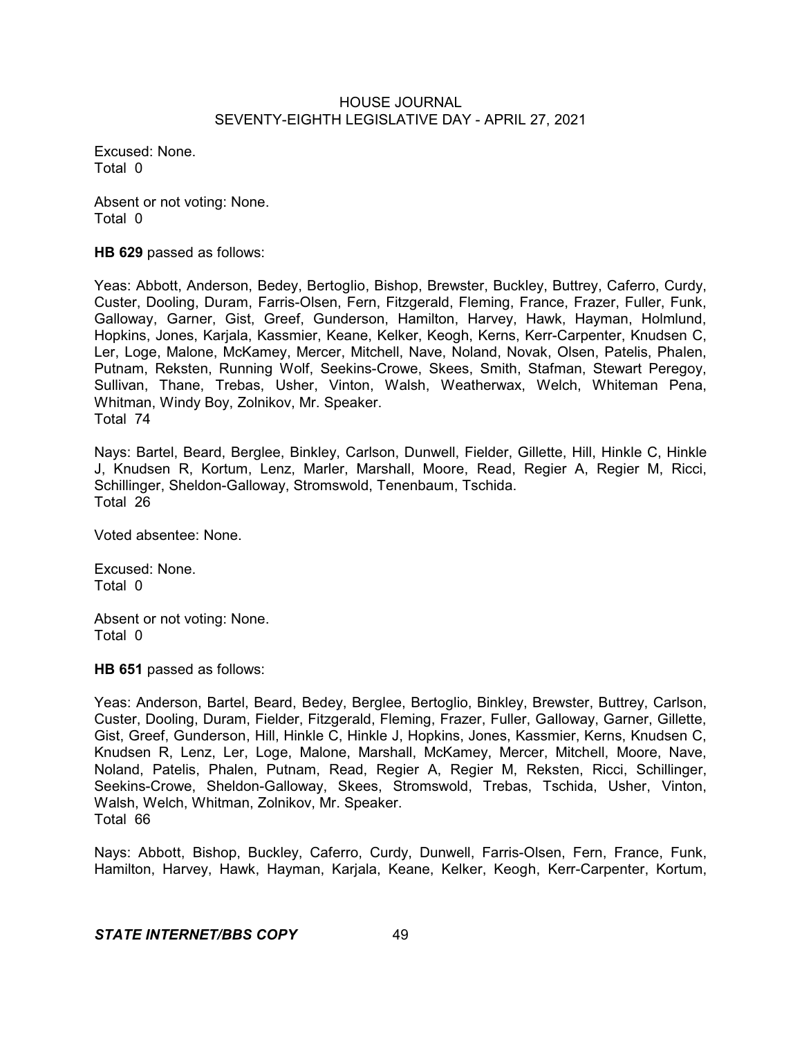Excused: None.
Total 0

Absent or not voting: None.
Total 0

**HB 629** passed as follows:

Yeas: Abbott, Anderson, Bedey, Bertoglio, Bishop, Brewster, Buckley, Buttrey, Caferro, Curdy, Custer, Dooling, Duram, Farris-Olsen, Fern, Fitzgerald, Fleming, France, Frazer, Fuller, Funk, Galloway, Garner, Gist, Greef, Gunderson, Hamilton, Harvey, Hawk, Hayman, Holmlund, Hopkins, Jones, Karjala, Kassmier, Keane, Kelker, Keogh, Kerns, Kerr-Carpenter, Knudsen C, Ler, Loge, Malone, McKamey, Mercer, Mitchell, Nave, Noland, Novak, Olsen, Patelis, Phalen, Putnam, Reksten, Running Wolf, Seekins-Crowe, Skees, Smith, Stafman, Stewart Peregoy, Sullivan, Thane, Trebas, Usher, Vinton, Walsh, Weatherwax, Welch, Whiteman Pena, Whitman, Windy Boy, Zolnikov, Mr. Speaker.
Total 74

Nays: Bartel, Beard, Berglee, Binkley, Carlson, Dunwell, Fielder, Gillette, Hill, Hinkle C, Hinkle J, Knudsen R, Kortum, Lenz, Marler, Marshall, Moore, Read, Regier A, Regier M, Ricci, Schillinger, Sheldon-Galloway, Stromswold, Tenenbaum, Tschida.
Total 26

Voted absentee: None.

Excused: None.
Total 0

Absent or not voting: None.
Total 0

**HB 651** passed as follows:

Yeas: Anderson, Bartel, Beard, Bedey, Berglee, Bertoglio, Binkley, Brewster, Buttrey, Carlson, Custer, Dooling, Duram, Fielder, Fitzgerald, Fleming, Frazer, Fuller, Galloway, Garner, Gillette, Gist, Greef, Gunderson, Hill, Hinkle C, Hinkle J, Hopkins, Jones, Kassmier, Kerns, Knudsen C, Knudsen R, Lenz, Ler, Loge, Malone, Marshall, McKamey, Mercer, Mitchell, Moore, Nave, Noland, Patelis, Phalen, Putnam, Read, Regier A, Regier M, Reksten, Ricci, Schillinger, Seekins-Crowe, Sheldon-Galloway, Skees, Stromswold, Trebas, Tschida, Usher, Vinton, Walsh, Welch, Whitman, Zolnikov, Mr. Speaker.
Total 66

Nays: Abbott, Bishop, Buckley, Caferro, Curdy, Dunwell, Farris-Olsen, Fern, France, Funk, Hamilton, Harvey, Hawk, Hayman, Karjala, Keane, Kelker, Keogh, Kerr-Carpenter, Kortum,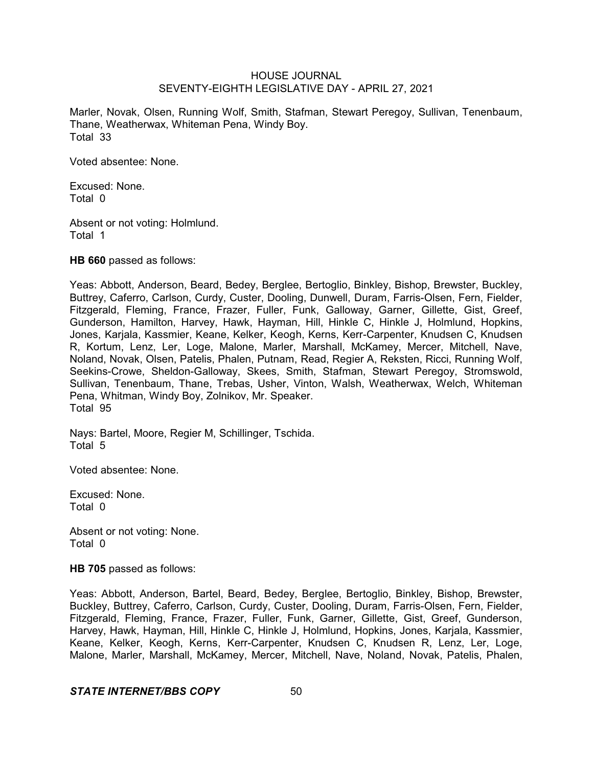Marler, Novak, Olsen, Running Wolf, Smith, Stafman, Stewart Peregoy, Sullivan, Tenenbaum, Thane, Weatherwax, Whiteman Pena, Windy Boy.
Total 33

Voted absentee: None.

Excused: None.
Total 0

Absent or not voting: Holmlund.
Total 1

**HB 660** passed as follows:

Yeas: Abbott, Anderson, Beard, Bedey, Berglee, Bertoglio, Binkley, Bishop, Brewster, Buckley, Buttrey, Caferro, Carlson, Curdy, Custer, Dooling, Dunwell, Duram, Farris-Olsen, Fern, Fielder, Fitzgerald, Fleming, France, Frazer, Fuller, Funk, Galloway, Garner, Gillette, Gist, Greef, Gunderson, Hamilton, Harvey, Hawk, Hayman, Hill, Hinkle C, Hinkle J, Holmlund, Hopkins, Jones, Karjala, Kassmier, Keane, Kelker, Keogh, Kerns, Kerr-Carpenter, Knudsen C, Knudsen R, Kortum, Lenz, Ler, Loge, Malone, Marler, Marshall, McKamey, Mercer, Mitchell, Nave, Noland, Novak, Olsen, Patelis, Phalen, Putnam, Read, Regier A, Reksten, Ricci, Running Wolf, Seekins-Crowe, Sheldon-Galloway, Skees, Smith, Stafman, Stewart Peregoy, Stromswold, Sullivan, Tenenbaum, Thane, Trebas, Usher, Vinton, Walsh, Weatherwax, Welch, Whiteman Pena, Whitman, Windy Boy, Zolnikov, Mr. Speaker.
Total 95

Nays: Bartel, Moore, Regier M, Schillinger, Tschida.
Total 5

Voted absentee: None.

Excused: None.
Total 0

Absent or not voting: None.
Total 0

**HB 705** passed as follows:

Yeas: Abbott, Anderson, Bartel, Beard, Bedey, Berglee, Bertoglio, Binkley, Bishop, Brewster, Buckley, Buttrey, Caferro, Carlson, Curdy, Custer, Dooling, Duram, Farris-Olsen, Fern, Fielder, Fitzgerald, Fleming, France, Frazer, Fuller, Funk, Garner, Gillette, Gist, Greef, Gunderson, Harvey, Hawk, Hayman, Hill, Hinkle C, Hinkle J, Holmlund, Hopkins, Jones, Karjala, Kassmier, Keane, Kelker, Keogh, Kerns, Kerr-Carpenter, Knudsen C, Knudsen R, Lenz, Ler, Loge, Malone, Marler, Marshall, McKamey, Mercer, Mitchell, Nave, Noland, Novak, Patelis, Phalen,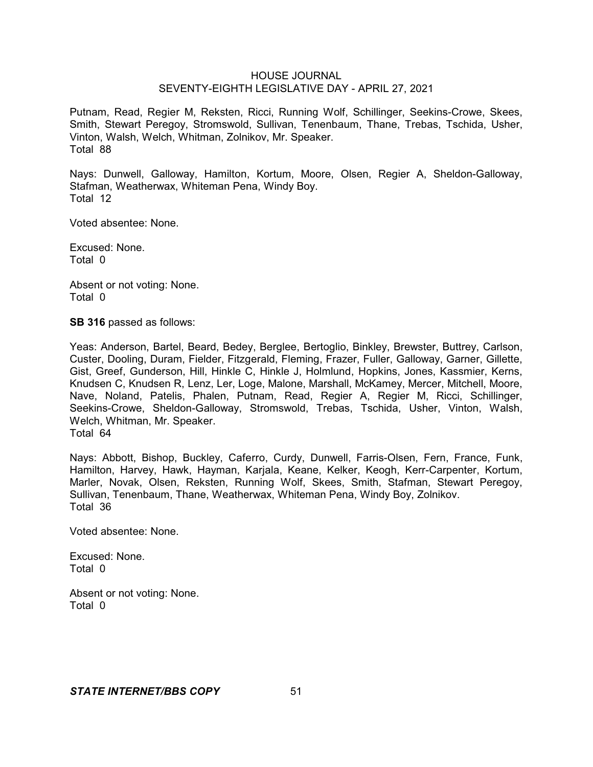Putnam, Read, Regier M, Reksten, Ricci, Running Wolf, Schillinger, Seekins-Crowe, Skees, Smith, Stewart Peregoy, Stromswold, Sullivan, Tenenbaum, Thane, Trebas, Tschida, Usher, Vinton, Walsh, Welch, Whitman, Zolnikov, Mr. Speaker.
Total 88

Nays: Dunwell, Galloway, Hamilton, Kortum, Moore, Olsen, Regier A, Sheldon-Galloway, Stafman, Weatherwax, Whiteman Pena, Windy Boy.
Total 12

Voted absentee: None.

Excused: None.
Total 0

Absent or not voting: None.
Total 0

**SB 316** passed as follows:

Yeas: Anderson, Bartel, Beard, Bedey, Berglee, Bertoglio, Binkley, Brewster, Buttrey, Carlson, Custer, Dooling, Duram, Fielder, Fitzgerald, Fleming, Frazer, Fuller, Galloway, Garner, Gillette, Gist, Greef, Gunderson, Hill, Hinkle C, Hinkle J, Holmlund, Hopkins, Jones, Kassmier, Kerns, Knudsen C, Knudsen R, Lenz, Ler, Loge, Malone, Marshall, McKamey, Mercer, Mitchell, Moore, Nave, Noland, Patelis, Phalen, Putnam, Read, Regier A, Regier M, Ricci, Schillinger, Seekins-Crowe, Sheldon-Galloway, Stromswold, Trebas, Tschida, Usher, Vinton, Walsh, Welch, Whitman, Mr. Speaker.
Total 64

Nays: Abbott, Bishop, Buckley, Caferro, Curdy, Dunwell, Farris-Olsen, Fern, France, Funk, Hamilton, Harvey, Hawk, Hayman, Karjala, Keane, Kelker, Keogh, Kerr-Carpenter, Kortum, Marler, Novak, Olsen, Reksten, Running Wolf, Skees, Smith, Stafman, Stewart Peregoy, Sullivan, Tenenbaum, Thane, Weatherwax, Whiteman Pena, Windy Boy, Zolnikov.
Total 36

Voted absentee: None.

Excused: None.
Total 0

Absent or not voting: None.
Total 0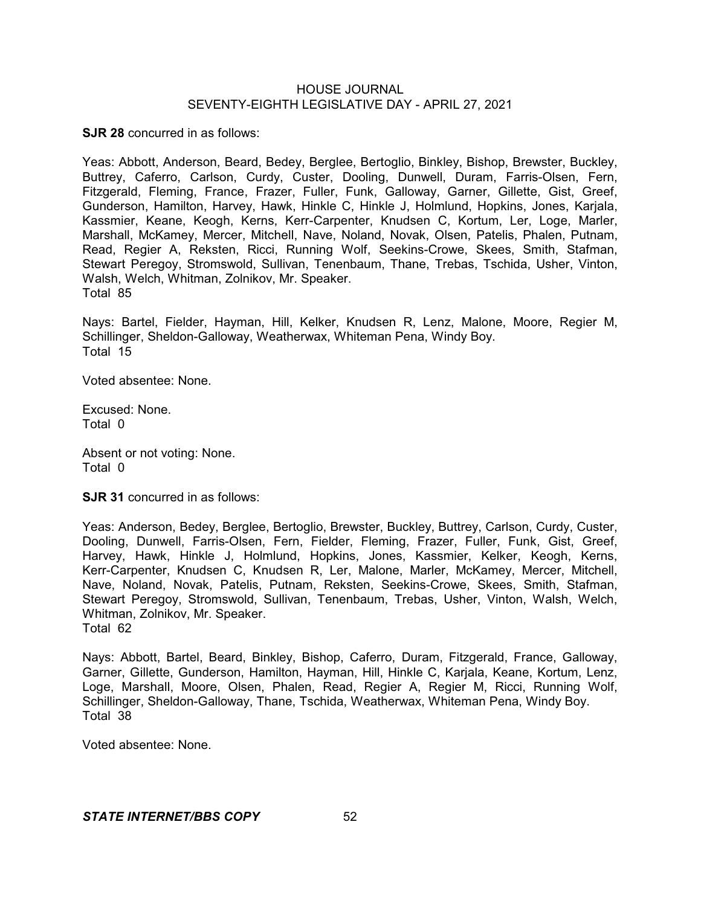**SJR 28** concurred in as follows:

Yeas: Abbott, Anderson, Beard, Bedey, Berglee, Bertoglio, Binkley, Bishop, Brewster, Buckley, Buttrey, Caferro, Carlson, Curdy, Custer, Dooling, Dunwell, Duram, Farris-Olsen, Fern, Fitzgerald, Fleming, France, Frazer, Fuller, Funk, Galloway, Garner, Gillette, Gist, Greef, Gunderson, Hamilton, Harvey, Hawk, Hinkle C, Hinkle J, Holmlund, Hopkins, Jones, Karjala, Kassmier, Keane, Keogh, Kerns, Kerr-Carpenter, Knudsen C, Kortum, Ler, Loge, Marler, Marshall, McKamey, Mercer, Mitchell, Nave, Noland, Novak, Olsen, Patelis, Phalen, Putnam, Read, Regier A, Reksten, Ricci, Running Wolf, Seekins-Crowe, Skees, Smith, Stafman, Stewart Peregoy, Stromswold, Sullivan, Tenenbaum, Thane, Trebas, Tschida, Usher, Vinton, Walsh, Welch, Whitman, Zolnikov, Mr. Speaker.
Total 85

Nays: Bartel, Fielder, Hayman, Hill, Kelker, Knudsen R, Lenz, Malone, Moore, Regier M, Schillinger, Sheldon-Galloway, Weatherwax, Whiteman Pena, Windy Boy.
Total 15

Voted absentee: None.

Excused: None.
Total 0

Absent or not voting: None.
Total 0

**SJR 31** concurred in as follows:

Yeas: Anderson, Bedey, Berglee, Bertoglio, Brewster, Buckley, Buttrey, Carlson, Curdy, Custer, Dooling, Dunwell, Farris-Olsen, Fern, Fielder, Fleming, Frazer, Fuller, Funk, Gist, Greef, Harvey, Hawk, Hinkle J, Holmlund, Hopkins, Jones, Kassmier, Kelker, Keogh, Kerns, Kerr-Carpenter, Knudsen C, Knudsen R, Ler, Malone, Marler, McKamey, Mercer, Mitchell, Nave, Noland, Novak, Patelis, Putnam, Reksten, Seekins-Crowe, Skees, Smith, Stafman, Stewart Peregoy, Stromswold, Sullivan, Tenenbaum, Trebas, Usher, Vinton, Walsh, Welch, Whitman, Zolnikov, Mr. Speaker.
Total 62

Nays: Abbott, Bartel, Beard, Binkley, Bishop, Caferro, Duram, Fitzgerald, France, Galloway, Garner, Gillette, Gunderson, Hamilton, Hayman, Hill, Hinkle C, Karjala, Keane, Kortum, Lenz, Loge, Marshall, Moore, Olsen, Phalen, Read, Regier A, Regier M, Ricci, Running Wolf, Schillinger, Sheldon-Galloway, Thane, Tschida, Weatherwax, Whiteman Pena, Windy Boy.
Total 38

Voted absentee: None.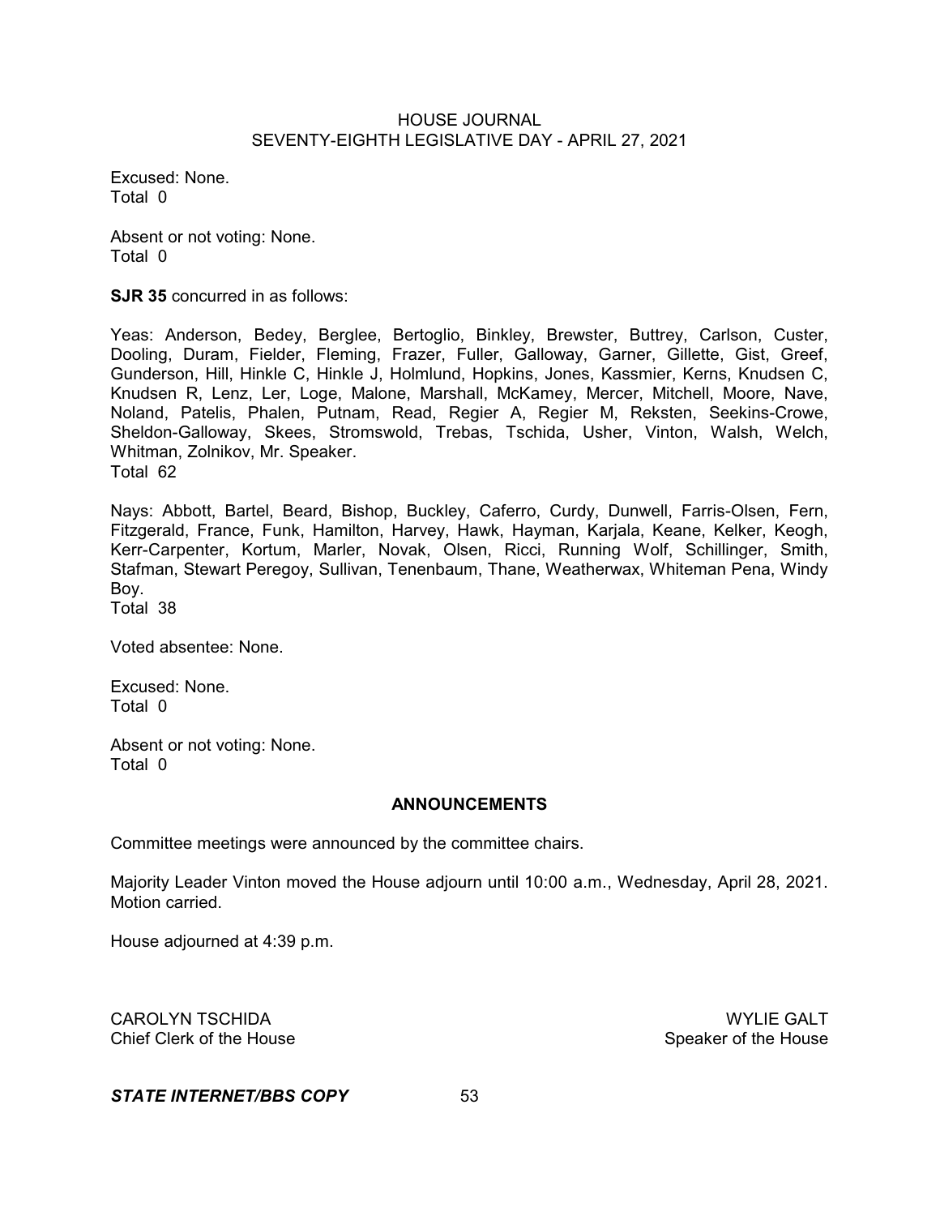Excused: None.
Total 0

Absent or not voting: None.
Total 0

**SJR 35** concurred in as follows:

Yeas: Anderson, Bedey, Berglee, Bertoglio, Binkley, Brewster, Buttrey, Carlson, Custer, Dooling, Duram, Fielder, Fleming, Frazer, Fuller, Galloway, Garner, Gillette, Gist, Greef, Gunderson, Hill, Hinkle C, Hinkle J, Holmlund, Hopkins, Jones, Kassmier, Kerns, Knudsen C, Knudsen R, Lenz, Ler, Loge, Malone, Marshall, McKamey, Mercer, Mitchell, Moore, Nave, Noland, Patelis, Phalen, Putnam, Read, Regier A, Regier M, Reksten, Seekins-Crowe, Sheldon-Galloway, Skees, Stromswold, Trebas, Tschida, Usher, Vinton, Walsh, Welch, Whitman, Zolnikov, Mr. Speaker.
Total 62

Nays: Abbott, Bartel, Beard, Bishop, Buckley, Caferro, Curdy, Dunwell, Farris-Olsen, Fern, Fitzgerald, France, Funk, Hamilton, Harvey, Hawk, Hayman, Karjala, Keane, Kelker, Keogh, Kerr-Carpenter, Kortum, Marler, Novak, Olsen, Ricci, Running Wolf, Schillinger, Smith, Stafman, Stewart Peregoy, Sullivan, Tenenbaum, Thane, Weatherwax, Whiteman Pena, Windy Boy.
Total 38

Voted absentee: None.

Excused: None.
Total 0

Absent or not voting: None.
Total 0

## ANNOUNCEMENTS

Committee meetings were announced by the committee chairs.

Majority Leader Vinton moved the House adjourn until 10:00 a.m., Wednesday, April 28, 2021. Motion carried.

House adjourned at 4:39 p.m.

CAROLYN TSCHIDA
Chief Clerk of the House

WYLIE GALT
Speaker of the House